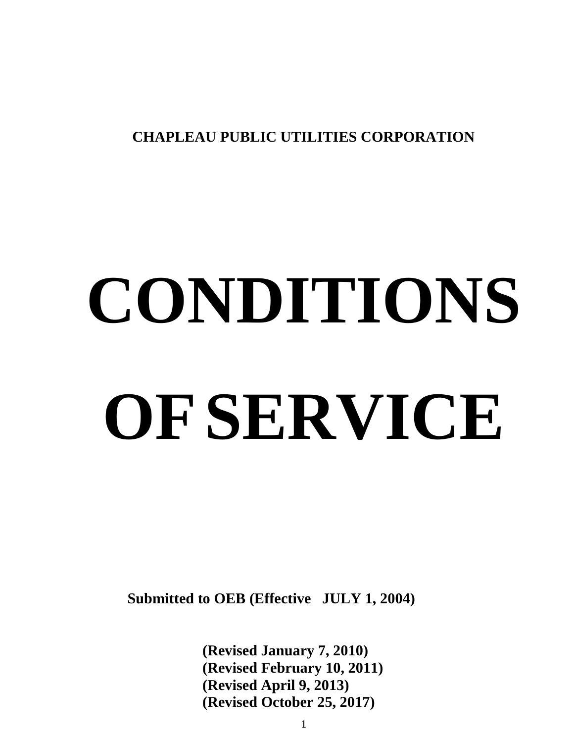**CHAPLEAU PUBLIC UTILITIES CORPORATION**

# CONDITIONS OF SERVICE

**Submitted to OEB (Effective JULY 1, 2004)**

**(Revised January 7, 2010)**
**(Revised February 10, 2011)**
**(Revised April 9, 2013)**
**(Revised October 25, 2017)**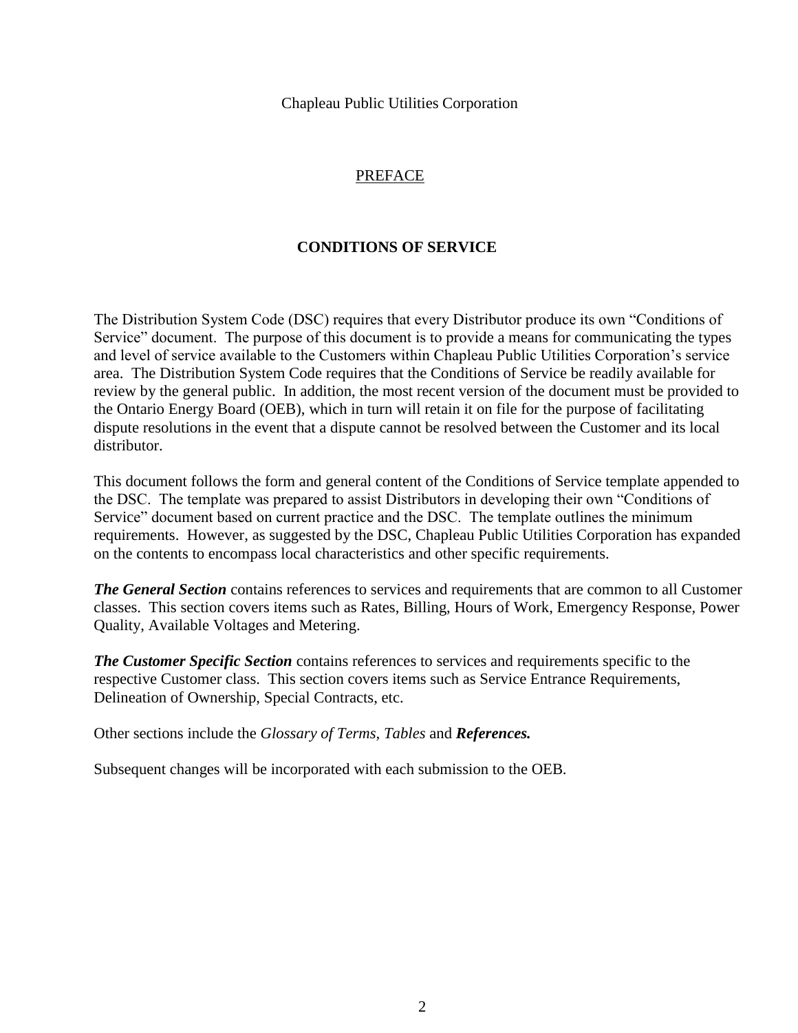Chapleau Public Utilities Corporation

## PREFACE

# CONDITIONS OF SERVICE

The Distribution System Code (DSC) requires that every Distributor produce its own "Conditions of Service" document. The purpose of this document is to provide a means for communicating the types and level of service available to the Customers within Chapleau Public Utilities Corporation's service area. The Distribution System Code requires that the Conditions of Service be readily available for review by the general public. In addition, the most recent version of the document must be provided to the Ontario Energy Board (OEB), which in turn will retain it on file for the purpose of facilitating dispute resolutions in the event that a dispute cannot be resolved between the Customer and its local distributor.

This document follows the form and general content of the Conditions of Service template appended to the DSC. The template was prepared to assist Distributors in developing their own "Conditions of Service" document based on current practice and the DSC. The template outlines the minimum requirements. However, as suggested by the DSC, Chapleau Public Utilities Corporation has expanded on the contents to encompass local characteristics and other specific requirements.

***The General Section*** contains references to services and requirements that are common to all Customer classes. This section covers items such as Rates, Billing, Hours of Work, Emergency Response, Power Quality, Available Voltages and Metering.

***The Customer Specific Section*** contains references to services and requirements specific to the respective Customer class. This section covers items such as Service Entrance Requirements, Delineation of Ownership, Special Contracts, etc.

Other sections include the *Glossary of Terms, Tables* and ***References.***

Subsequent changes will be incorporated with each submission to the OEB.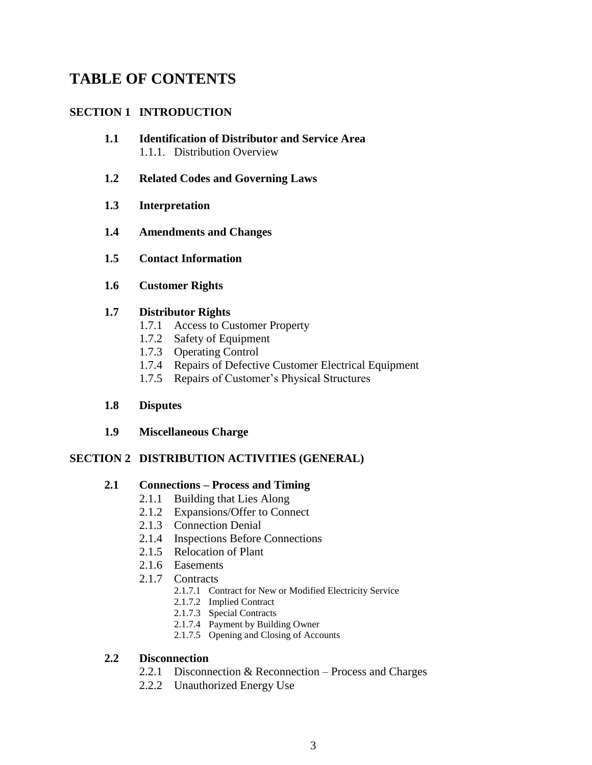# TABLE OF CONTENTS

## SECTION 1 INTRODUCTION

**1.1 Identification of Distributor and Service Area**
- 1.1.1. Distribution Overview

**1.2 Related Codes and Governing Laws**

**1.3 Interpretation**

**1.4 Amendments and Changes**

**1.5 Contact Information**

**1.6 Customer Rights**

**1.7 Distributor Rights**
- 1.7.1 Access to Customer Property
- 1.7.2 Safety of Equipment
- 1.7.3 Operating Control
- 1.7.4 Repairs of Defective Customer Electrical Equipment
- 1.7.5 Repairs of Customer's Physical Structures

**1.8 Disputes**

**1.9 Miscellaneous Charge**

## SECTION 2 DISTRIBUTION ACTIVITIES (GENERAL)

**2.1 Connections – Process and Timing**
- 2.1.1 Building that Lies Along
- 2.1.2 Expansions/Offer to Connect
- 2.1.3 Connection Denial
- 2.1.4 Inspections Before Connections
- 2.1.5 Relocation of Plant
- 2.1.6 Easements
- 2.1.7 Contracts
  - 2.1.7.1 Contract for New or Modified Electricity Service
  - 2.1.7.2 Implied Contract
  - 2.1.7.3 Special Contracts
  - 2.1.7.4 Payment by Building Owner
  - 2.1.7.5 Opening and Closing of Accounts

**2.2 Disconnection**
- 2.2.1 Disconnection & Reconnection – Process and Charges
- 2.2.2 Unauthorized Energy Use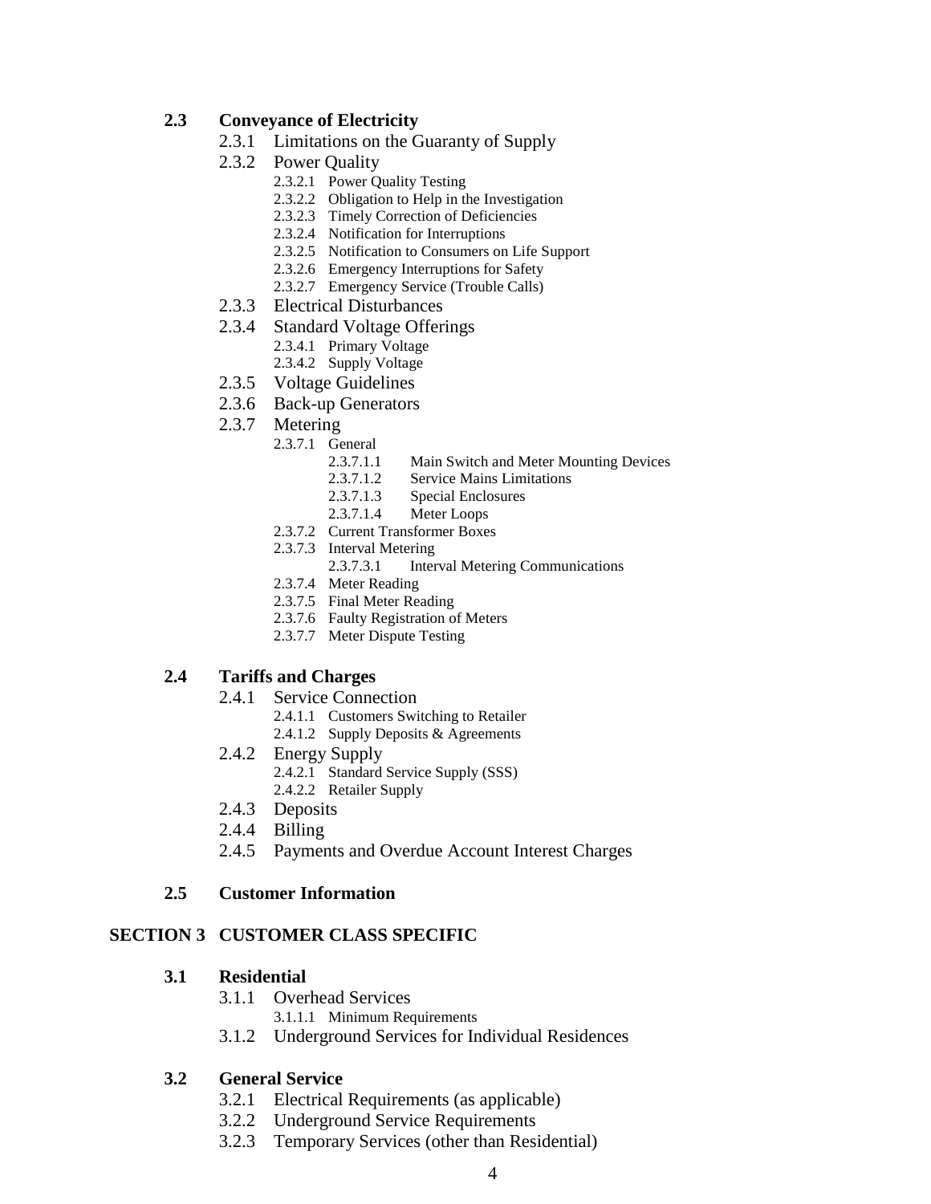**2.3 Conveyance of Electricity**

- 2.3.1 Limitations on the Guaranty of Supply
- 2.3.2 Power Quality
  - 2.3.2.1 Power Quality Testing
  - 2.3.2.2 Obligation to Help in the Investigation
  - 2.3.2.3 Timely Correction of Deficiencies
  - 2.3.2.4 Notification for Interruptions
  - 2.3.2.5 Notification to Consumers on Life Support
  - 2.3.2.6 Emergency Interruptions for Safety
  - 2.3.2.7 Emergency Service (Trouble Calls)
- 2.3.3 Electrical Disturbances
- 2.3.4 Standard Voltage Offerings
  - 2.3.4.1 Primary Voltage
  - 2.3.4.2 Supply Voltage
- 2.3.5 Voltage Guidelines
- 2.3.6 Back-up Generators
- 2.3.7 Metering
  - 2.3.7.1 General
    - 2.3.7.1.1 Main Switch and Meter Mounting Devices
    - 2.3.7.1.2 Service Mains Limitations
    - 2.3.7.1.3 Special Enclosures
    - 2.3.7.1.4 Meter Loops
  - 2.3.7.2 Current Transformer Boxes
  - 2.3.7.3 Interval Metering
    - 2.3.7.3.1 Interval Metering Communications
  - 2.3.7.4 Meter Reading
  - 2.3.7.5 Final Meter Reading
  - 2.3.7.6 Faulty Registration of Meters
  - 2.3.7.7 Meter Dispute Testing

**2.4 Tariffs and Charges**

- 2.4.1 Service Connection
  - 2.4.1.1 Customers Switching to Retailer
  - 2.4.1.2 Supply Deposits & Agreements
- 2.4.2 Energy Supply
  - 2.4.2.1 Standard Service Supply (SSS)
  - 2.4.2.2 Retailer Supply
- 2.4.3 Deposits
- 2.4.4 Billing
- 2.4.5 Payments and Overdue Account Interest Charges

**2.5 Customer Information**

**SECTION 3 CUSTOMER CLASS SPECIFIC**

**3.1 Residential**

- 3.1.1 Overhead Services
  - 3.1.1.1 Minimum Requirements
- 3.1.2 Underground Services for Individual Residences

**3.2 General Service**

- 3.2.1 Electrical Requirements (as applicable)
- 3.2.2 Underground Service Requirements
- 3.2.3 Temporary Services (other than Residential)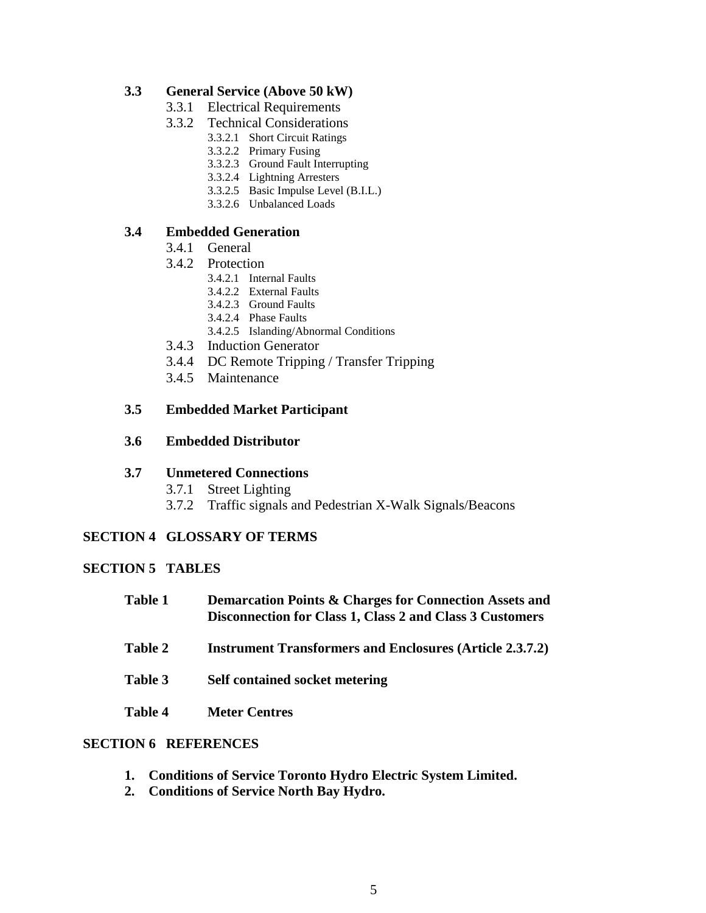**3.3 General Service (Above 50 kW)**

- 3.3.1 Electrical Requirements
- 3.3.2 Technical Considerations
  - 3.3.2.1 Short Circuit Ratings
  - 3.3.2.2 Primary Fusing
  - 3.3.2.3 Ground Fault Interrupting
  - 3.3.2.4 Lightning Arresters
  - 3.3.2.5 Basic Impulse Level (B.I.L.)
  - 3.3.2.6 Unbalanced Loads

**3.4 Embedded Generation**

- 3.4.1 General
- 3.4.2 Protection
  - 3.4.2.1 Internal Faults
  - 3.4.2.2 External Faults
  - 3.4.2.3 Ground Faults
  - 3.4.2.4 Phase Faults
  - 3.4.2.5 Islanding/Abnormal Conditions
- 3.4.3 Induction Generator
- 3.4.4 DC Remote Tripping / Transfer Tripping
- 3.4.5 Maintenance

**3.5 Embedded Market Participant**

**3.6 Embedded Distributor**

**3.7 Unmetered Connections**

- 3.7.1 Street Lighting
- 3.7.2 Traffic signals and Pedestrian X-Walk Signals/Beacons

**SECTION 4 GLOSSARY OF TERMS**

**SECTION 5 TABLES**

- **Table 1** **Demarcation Points & Charges for Connection Assets and Disconnection for Class 1, Class 2 and Class 3 Customers**
- **Table 2** **Instrument Transformers and Enclosures (Article 2.3.7.2)**
- **Table 3** **Self contained socket metering**
- **Table 4** **Meter Centres**

**SECTION 6 REFERENCES**

1. **Conditions of Service Toronto Hydro Electric System Limited.**
2. **Conditions of Service North Bay Hydro.**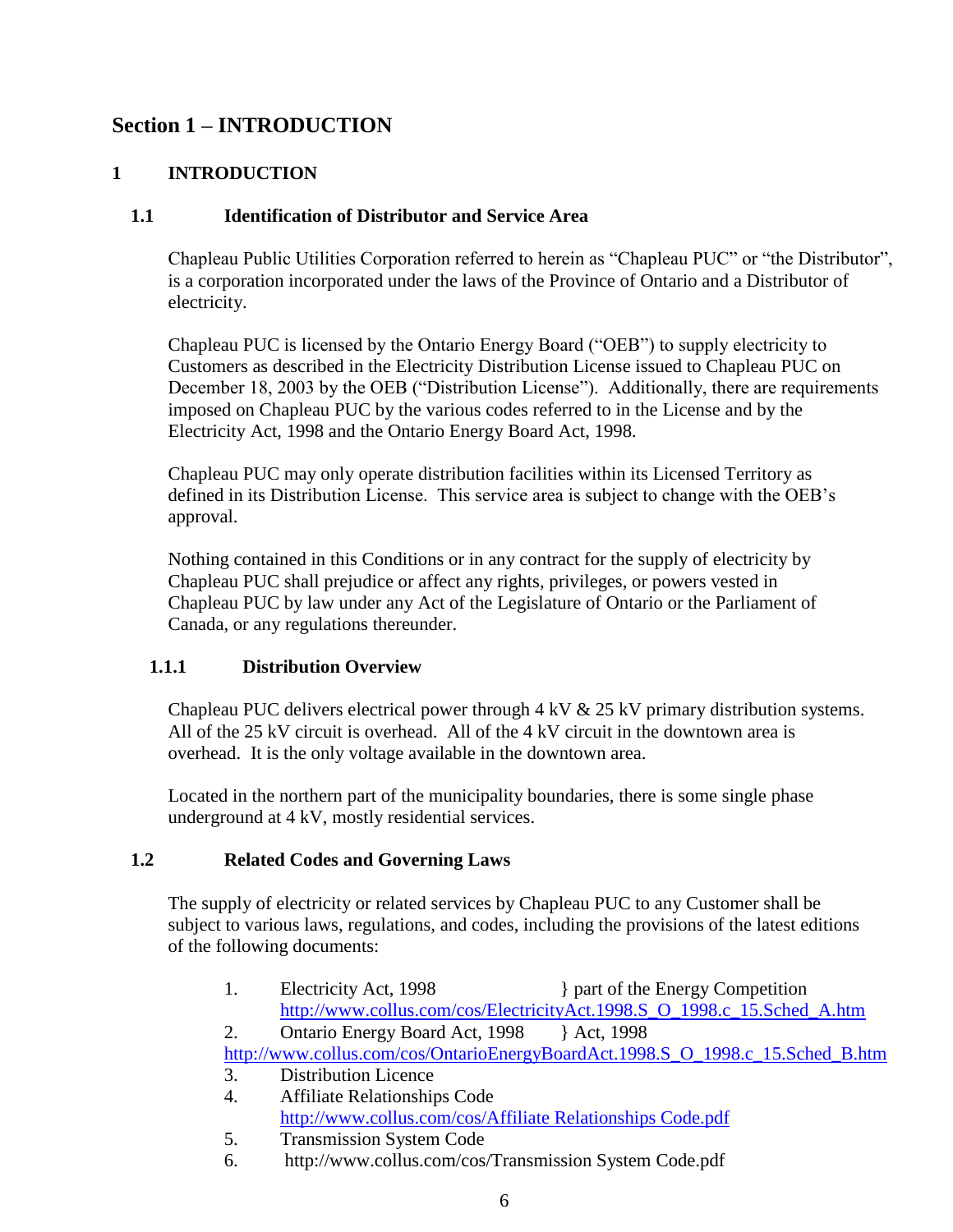# Section 1 – INTRODUCTION

## 1 INTRODUCTION

### 1.1 Identification of Distributor and Service Area

Chapleau Public Utilities Corporation referred to herein as "Chapleau PUC" or "the Distributor", is a corporation incorporated under the laws of the Province of Ontario and a Distributor of electricity.

Chapleau PUC is licensed by the Ontario Energy Board ("OEB") to supply electricity to Customers as described in the Electricity Distribution License issued to Chapleau PUC on December 18, 2003 by the OEB ("Distribution License"). Additionally, there are requirements imposed on Chapleau PUC by the various codes referred to in the License and by the Electricity Act, 1998 and the Ontario Energy Board Act, 1998.

Chapleau PUC may only operate distribution facilities within its Licensed Territory as defined in its Distribution License. This service area is subject to change with the OEB's approval.

Nothing contained in this Conditions or in any contract for the supply of electricity by Chapleau PUC shall prejudice or affect any rights, privileges, or powers vested in Chapleau PUC by law under any Act of the Legislature of Ontario or the Parliament of Canada, or any regulations thereunder.

#### 1.1.1 Distribution Overview

Chapleau PUC delivers electrical power through 4 kV & 25 kV primary distribution systems. All of the 25 kV circuit is overhead. All of the 4 kV circuit in the downtown area is overhead. It is the only voltage available in the downtown area.

Located in the northern part of the municipality boundaries, there is some single phase underground at 4 kV, mostly residential services.

### 1.2 Related Codes and Governing Laws

The supply of electricity or related services by Chapleau PUC to any Customer shall be subject to various laws, regulations, and codes, including the provisions of the latest editions of the following documents:

1. Electricity Act, 1998 } part of the Energy Competition
   http://www.collus.com/cos/ElectricityAct.1998.S_O_1998.c_15.Sched_A.htm
2. Ontario Energy Board Act, 1998 } Act, 1998
   http://www.collus.com/cos/OntarioEnergyBoardAct.1998.S_O_1998.c_15.Sched_B.htm
3. Distribution Licence
4. Affiliate Relationships Code
   http://www.collus.com/cos/Affiliate Relationships Code.pdf
5. Transmission System Code
6. http://www.collus.com/cos/Transmission System Code.pdf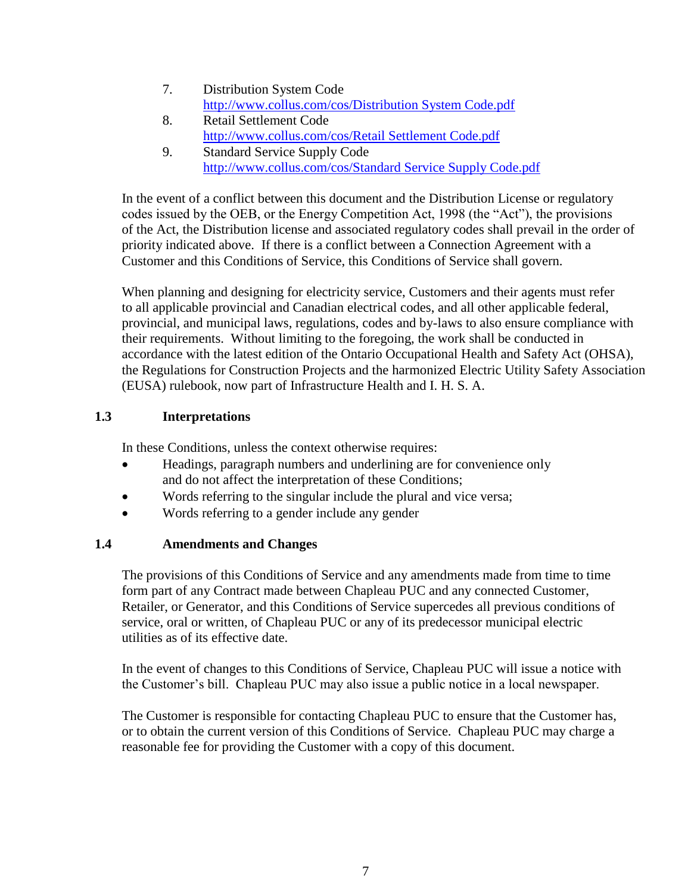7. Distribution System Code
   http://www.collus.com/cos/Distribution System Code.pdf
8. Retail Settlement Code
   http://www.collus.com/cos/Retail Settlement Code.pdf
9. Standard Service Supply Code
   http://www.collus.com/cos/Standard Service Supply Code.pdf

In the event of a conflict between this document and the Distribution License or regulatory codes issued by the OEB, or the Energy Competition Act, 1998 (the "Act"), the provisions of the Act, the Distribution license and associated regulatory codes shall prevail in the order of priority indicated above. If there is a conflict between a Connection Agreement with a Customer and this Conditions of Service, this Conditions of Service shall govern.

When planning and designing for electricity service, Customers and their agents must refer to all applicable provincial and Canadian electrical codes, and all other applicable federal, provincial, and municipal laws, regulations, codes and by-laws to also ensure compliance with their requirements. Without limiting to the foregoing, the work shall be conducted in accordance with the latest edition of the Ontario Occupational Health and Safety Act (OHSA), the Regulations for Construction Projects and the harmonized Electric Utility Safety Association (EUSA) rulebook, now part of Infrastructure Health and I. H. S. A.

## 1.3 Interpretations

In these Conditions, unless the context otherwise requires:

- Headings, paragraph numbers and underlining are for convenience only and do not affect the interpretation of these Conditions;
- Words referring to the singular include the plural and vice versa;
- Words referring to a gender include any gender

## 1.4 Amendments and Changes

The provisions of this Conditions of Service and any amendments made from time to time form part of any Contract made between Chapleau PUC and any connected Customer, Retailer, or Generator, and this Conditions of Service supercedes all previous conditions of service, oral or written, of Chapleau PUC or any of its predecessor municipal electric utilities as of its effective date.

In the event of changes to this Conditions of Service, Chapleau PUC will issue a notice with the Customer's bill. Chapleau PUC may also issue a public notice in a local newspaper.

The Customer is responsible for contacting Chapleau PUC to ensure that the Customer has, or to obtain the current version of this Conditions of Service. Chapleau PUC may charge a reasonable fee for providing the Customer with a copy of this document.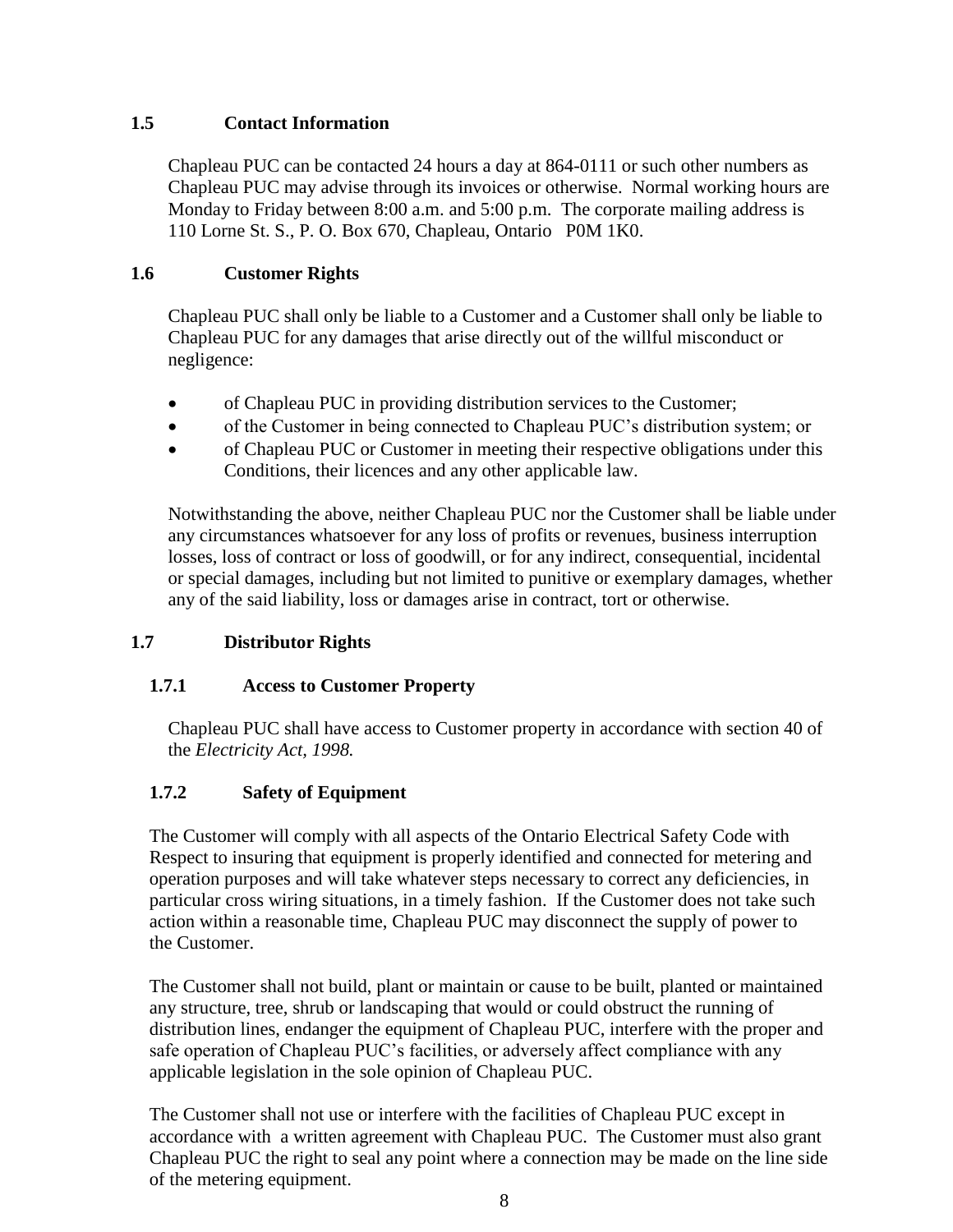## 1.5 Contact Information

Chapleau PUC can be contacted 24 hours a day at 864-0111 or such other numbers as Chapleau PUC may advise through its invoices or otherwise. Normal working hours are Monday to Friday between 8:00 a.m. and 5:00 p.m. The corporate mailing address is 110 Lorne St. S., P. O. Box 670, Chapleau, Ontario P0M 1K0.

## 1.6 Customer Rights

Chapleau PUC shall only be liable to a Customer and a Customer shall only be liable to Chapleau PUC for any damages that arise directly out of the willful misconduct or negligence:

- of Chapleau PUC in providing distribution services to the Customer;
- of the Customer in being connected to Chapleau PUC's distribution system; or
- of Chapleau PUC or Customer in meeting their respective obligations under this Conditions, their licences and any other applicable law.

Notwithstanding the above, neither Chapleau PUC nor the Customer shall be liable under any circumstances whatsoever for any loss of profits or revenues, business interruption losses, loss of contract or loss of goodwill, or for any indirect, consequential, incidental or special damages, including but not limited to punitive or exemplary damages, whether any of the said liability, loss or damages arise in contract, tort or otherwise.

## 1.7 Distributor Rights

### 1.7.1 Access to Customer Property

Chapleau PUC shall have access to Customer property in accordance with section 40 of the *Electricity Act, 1998.*

### 1.7.2 Safety of Equipment

The Customer will comply with all aspects of the Ontario Electrical Safety Code with Respect to insuring that equipment is properly identified and connected for metering and operation purposes and will take whatever steps necessary to correct any deficiencies, in particular cross wiring situations, in a timely fashion. If the Customer does not take such action within a reasonable time, Chapleau PUC may disconnect the supply of power to the Customer.

The Customer shall not build, plant or maintain or cause to be built, planted or maintained any structure, tree, shrub or landscaping that would or could obstruct the running of distribution lines, endanger the equipment of Chapleau PUC, interfere with the proper and safe operation of Chapleau PUC's facilities, or adversely affect compliance with any applicable legislation in the sole opinion of Chapleau PUC.

The Customer shall not use or interfere with the facilities of Chapleau PUC except in accordance with a written agreement with Chapleau PUC. The Customer must also grant Chapleau PUC the right to seal any point where a connection may be made on the line side of the metering equipment.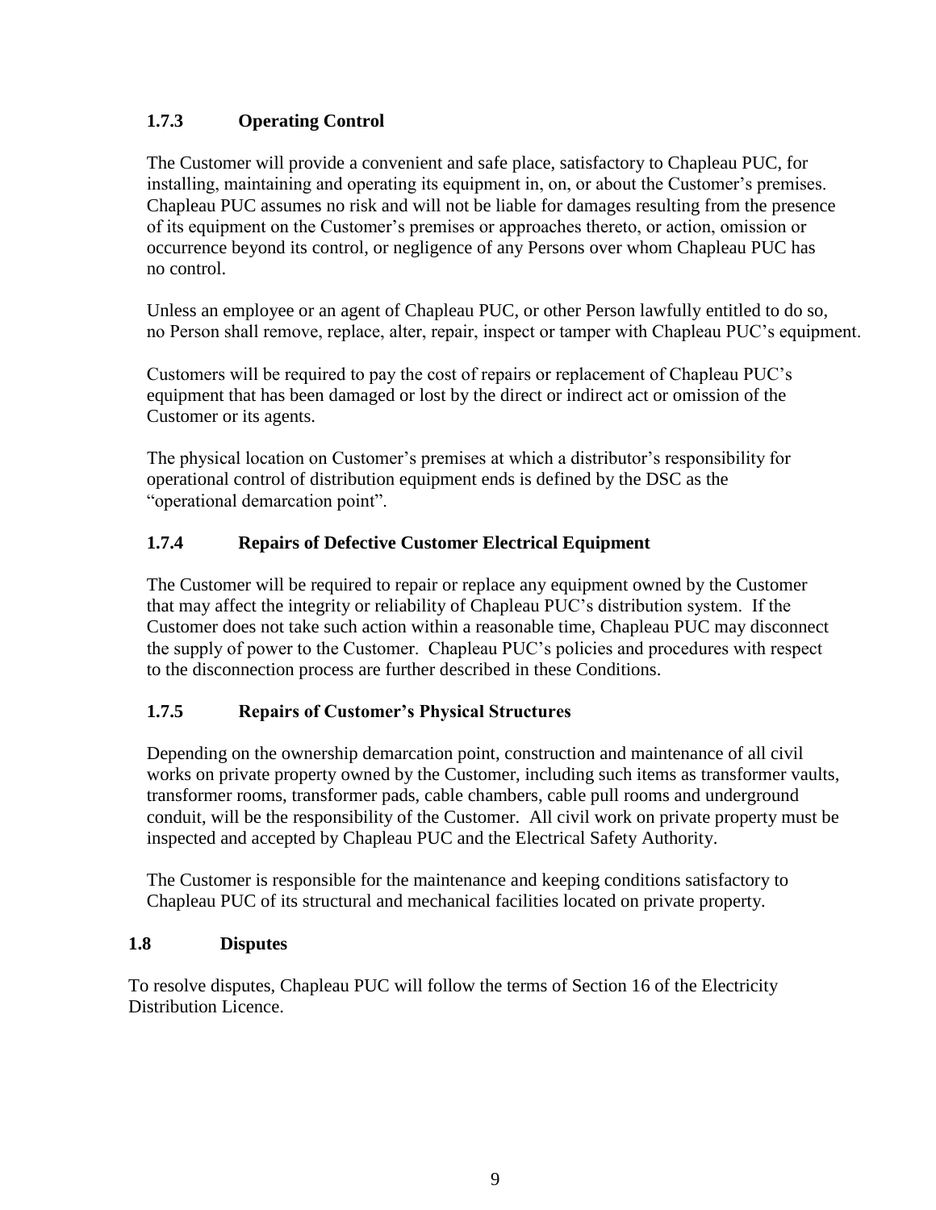### 1.7.3 Operating Control

The Customer will provide a convenient and safe place, satisfactory to Chapleau PUC, for installing, maintaining and operating its equipment in, on, or about the Customer's premises. Chapleau PUC assumes no risk and will not be liable for damages resulting from the presence of its equipment on the Customer's premises or approaches thereto, or action, omission or occurrence beyond its control, or negligence of any Persons over whom Chapleau PUC has no control.

Unless an employee or an agent of Chapleau PUC, or other Person lawfully entitled to do so, no Person shall remove, replace, alter, repair, inspect or tamper with Chapleau PUC's equipment.

Customers will be required to pay the cost of repairs or replacement of Chapleau PUC's equipment that has been damaged or lost by the direct or indirect act or omission of the Customer or its agents.

The physical location on Customer's premises at which a distributor's responsibility for operational control of distribution equipment ends is defined by the DSC as the "operational demarcation point".

### 1.7.4 Repairs of Defective Customer Electrical Equipment

The Customer will be required to repair or replace any equipment owned by the Customer that may affect the integrity or reliability of Chapleau PUC's distribution system. If the Customer does not take such action within a reasonable time, Chapleau PUC may disconnect the supply of power to the Customer. Chapleau PUC's policies and procedures with respect to the disconnection process are further described in these Conditions.

### 1.7.5 Repairs of Customer's Physical Structures

Depending on the ownership demarcation point, construction and maintenance of all civil works on private property owned by the Customer, including such items as transformer vaults, transformer rooms, transformer pads, cable chambers, cable pull rooms and underground conduit, will be the responsibility of the Customer. All civil work on private property must be inspected and accepted by Chapleau PUC and the Electrical Safety Authority.

The Customer is responsible for the maintenance and keeping conditions satisfactory to Chapleau PUC of its structural and mechanical facilities located on private property.

## 1.8 Disputes

To resolve disputes, Chapleau PUC will follow the terms of Section 16 of the Electricity Distribution Licence.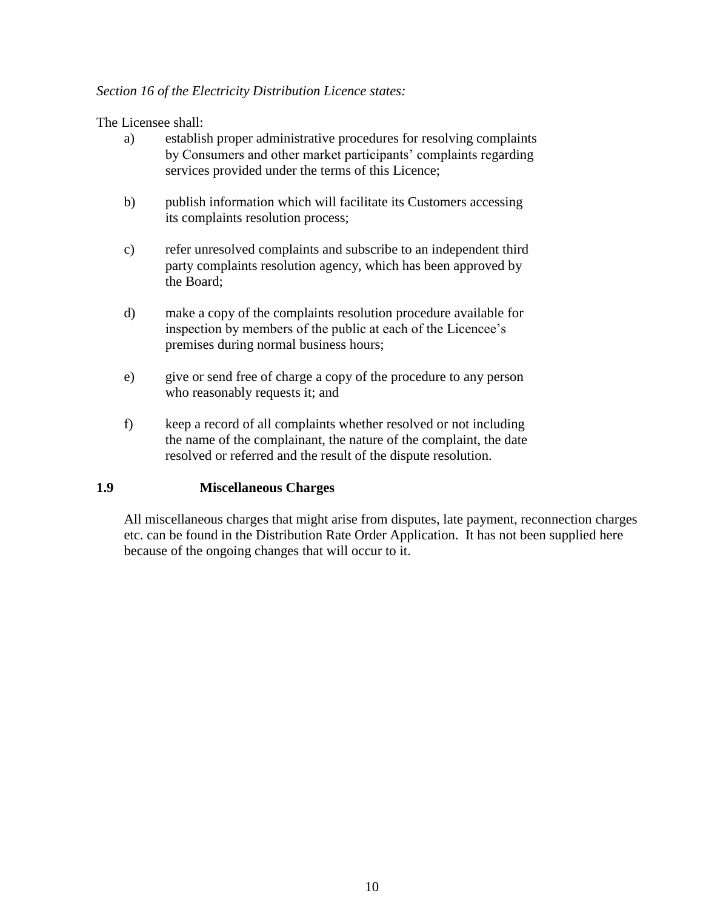*Section 16 of the Electricity Distribution Licence states:*

The Licensee shall:

a) establish proper administrative procedures for resolving complaints by Consumers and other market participants' complaints regarding services provided under the terms of this Licence;

b) publish information which will facilitate its Customers accessing its complaints resolution process;

c) refer unresolved complaints and subscribe to an independent third party complaints resolution agency, which has been approved by the Board;

d) make a copy of the complaints resolution procedure available for inspection by members of the public at each of the Licencee's premises during normal business hours;

e) give or send free of charge a copy of the procedure to any person who reasonably requests it; and

f) keep a record of all complaints whether resolved or not including the name of the complainant, the nature of the complaint, the date resolved or referred and the result of the dispute resolution.

### 1.9 Miscellaneous Charges

All miscellaneous charges that might arise from disputes, late payment, reconnection charges etc. can be found in the Distribution Rate Order Application. It has not been supplied here because of the ongoing changes that will occur to it.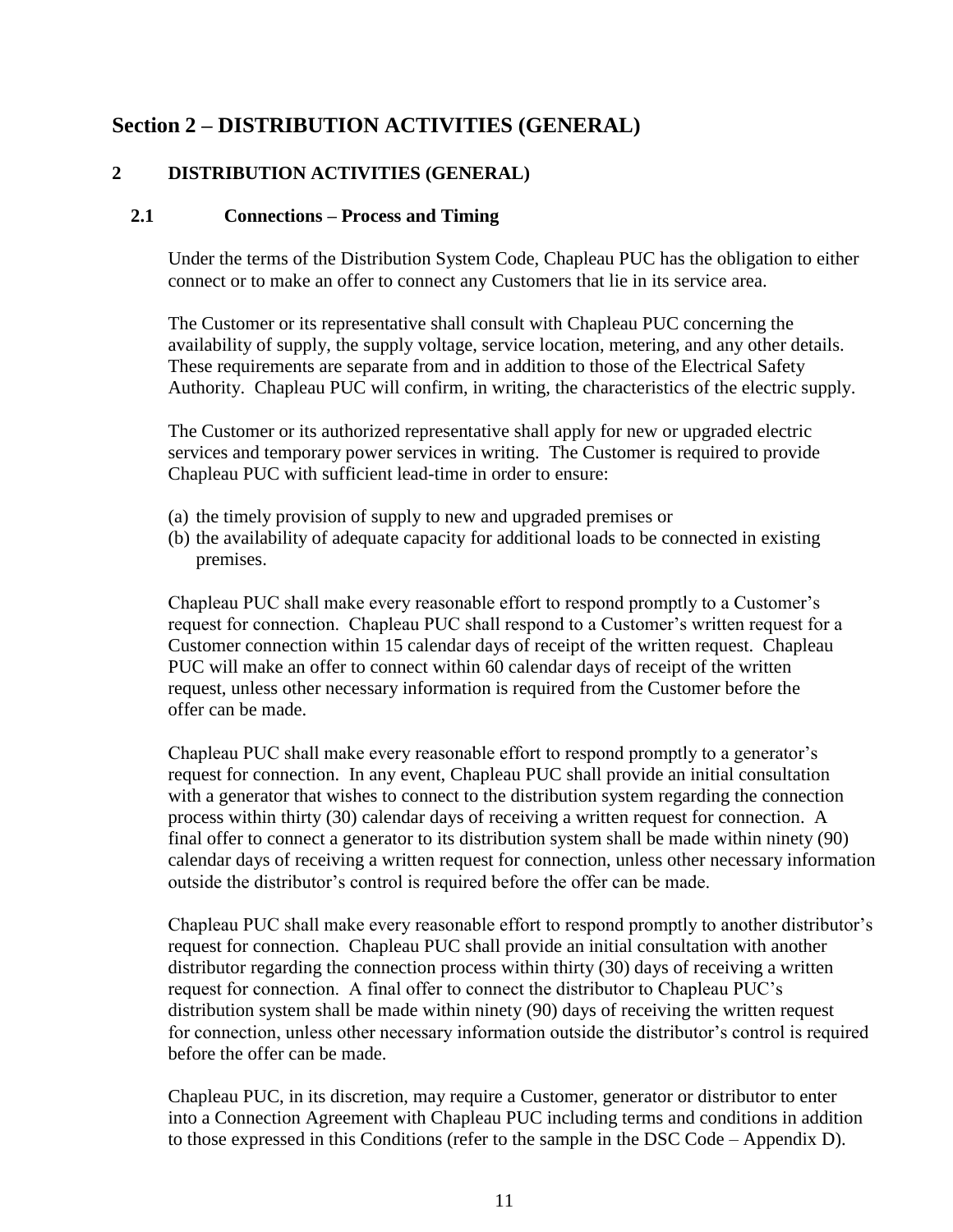# Section 2 – DISTRIBUTION ACTIVITIES (GENERAL)

## 2 DISTRIBUTION ACTIVITIES (GENERAL)

### 2.1 Connections – Process and Timing

Under the terms of the Distribution System Code, Chapleau PUC has the obligation to either connect or to make an offer to connect any Customers that lie in its service area.

The Customer or its representative shall consult with Chapleau PUC concerning the availability of supply, the supply voltage, service location, metering, and any other details. These requirements are separate from and in addition to those of the Electrical Safety Authority. Chapleau PUC will confirm, in writing, the characteristics of the electric supply.

The Customer or its authorized representative shall apply for new or upgraded electric services and temporary power services in writing. The Customer is required to provide Chapleau PUC with sufficient lead-time in order to ensure:

(a) the timely provision of supply to new and upgraded premises or
(b) the availability of adequate capacity for additional loads to be connected in existing premises.

Chapleau PUC shall make every reasonable effort to respond promptly to a Customer's request for connection. Chapleau PUC shall respond to a Customer's written request for a Customer connection within 15 calendar days of receipt of the written request. Chapleau PUC will make an offer to connect within 60 calendar days of receipt of the written request, unless other necessary information is required from the Customer before the offer can be made.

Chapleau PUC shall make every reasonable effort to respond promptly to a generator's request for connection. In any event, Chapleau PUC shall provide an initial consultation with a generator that wishes to connect to the distribution system regarding the connection process within thirty (30) calendar days of receiving a written request for connection. A final offer to connect a generator to its distribution system shall be made within ninety (90) calendar days of receiving a written request for connection, unless other necessary information outside the distributor's control is required before the offer can be made.

Chapleau PUC shall make every reasonable effort to respond promptly to another distributor's request for connection. Chapleau PUC shall provide an initial consultation with another distributor regarding the connection process within thirty (30) days of receiving a written request for connection. A final offer to connect the distributor to Chapleau PUC's distribution system shall be made within ninety (90) days of receiving the written request for connection, unless other necessary information outside the distributor's control is required before the offer can be made.

Chapleau PUC, in its discretion, may require a Customer, generator or distributor to enter into a Connection Agreement with Chapleau PUC including terms and conditions in addition to those expressed in this Conditions (refer to the sample in the DSC Code – Appendix D).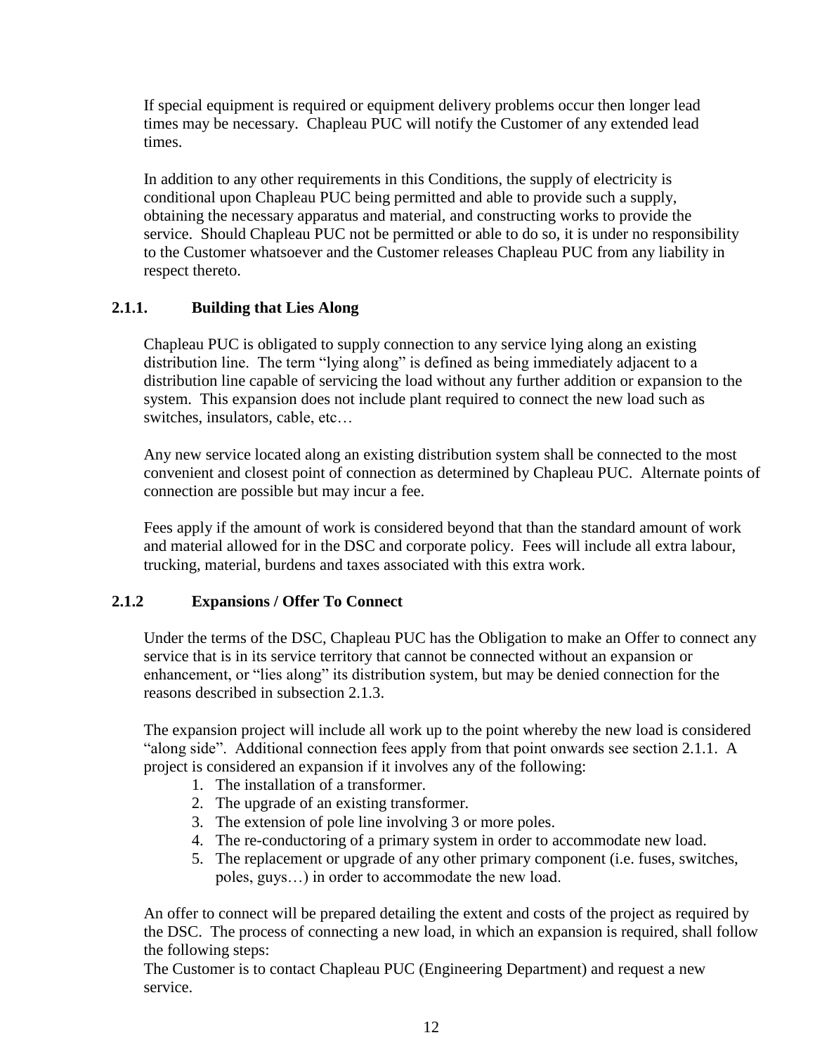If special equipment is required or equipment delivery problems occur then longer lead times may be necessary. Chapleau PUC will notify the Customer of any extended lead times.

In addition to any other requirements in this Conditions, the supply of electricity is conditional upon Chapleau PUC being permitted and able to provide such a supply, obtaining the necessary apparatus and material, and constructing works to provide the service. Should Chapleau PUC not be permitted or able to do so, it is under no responsibility to the Customer whatsoever and the Customer releases Chapleau PUC from any liability in respect thereto.

### 2.1.1. Building that Lies Along

Chapleau PUC is obligated to supply connection to any service lying along an existing distribution line. The term "lying along" is defined as being immediately adjacent to a distribution line capable of servicing the load without any further addition or expansion to the system. This expansion does not include plant required to connect the new load such as switches, insulators, cable, etc…

Any new service located along an existing distribution system shall be connected to the most convenient and closest point of connection as determined by Chapleau PUC. Alternate points of connection are possible but may incur a fee.

Fees apply if the amount of work is considered beyond that than the standard amount of work and material allowed for in the DSC and corporate policy. Fees will include all extra labour, trucking, material, burdens and taxes associated with this extra work.

### 2.1.2 Expansions / Offer To Connect

Under the terms of the DSC, Chapleau PUC has the Obligation to make an Offer to connect any service that is in its service territory that cannot be connected without an expansion or enhancement, or "lies along" its distribution system, but may be denied connection for the reasons described in subsection 2.1.3.

The expansion project will include all work up to the point whereby the new load is considered "along side". Additional connection fees apply from that point onwards see section 2.1.1. A project is considered an expansion if it involves any of the following:

1. The installation of a transformer.
2. The upgrade of an existing transformer.
3. The extension of pole line involving 3 or more poles.
4. The re-conductoring of a primary system in order to accommodate new load.
5. The replacement or upgrade of any other primary component (i.e. fuses, switches, poles, guys…) in order to accommodate the new load.

An offer to connect will be prepared detailing the extent and costs of the project as required by the DSC. The process of connecting a new load, in which an expansion is required, shall follow the following steps:
The Customer is to contact Chapleau PUC (Engineering Department) and request a new service.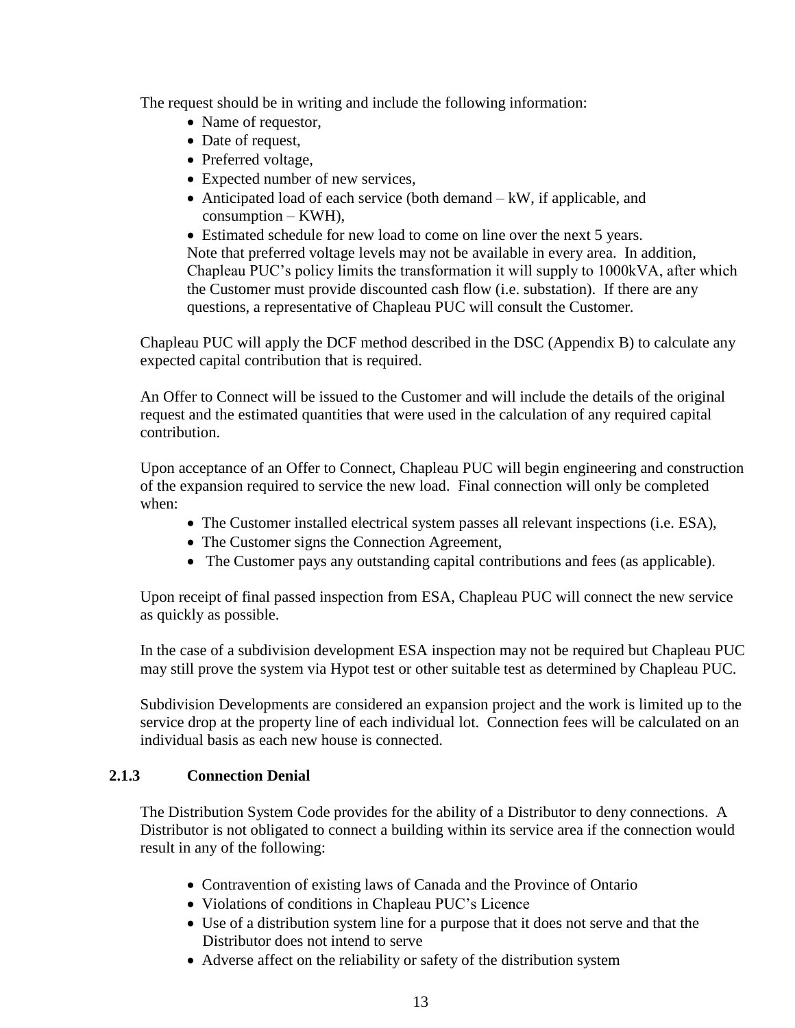The request should be in writing and include the following information:

- Name of requestor,
- Date of request,
- Preferred voltage,
- Expected number of new services,
- Anticipated load of each service (both demand – kW, if applicable, and consumption – KWH),
- Estimated schedule for new load to come on line over the next 5 years.

Note that preferred voltage levels may not be available in every area. In addition, Chapleau PUC's policy limits the transformation it will supply to 1000kVA, after which the Customer must provide discounted cash flow (i.e. substation). If there are any questions, a representative of Chapleau PUC will consult the Customer.

Chapleau PUC will apply the DCF method described in the DSC (Appendix B) to calculate any expected capital contribution that is required.

An Offer to Connect will be issued to the Customer and will include the details of the original request and the estimated quantities that were used in the calculation of any required capital contribution.

Upon acceptance of an Offer to Connect, Chapleau PUC will begin engineering and construction of the expansion required to service the new load. Final connection will only be completed when:

- The Customer installed electrical system passes all relevant inspections (i.e. ESA),
- The Customer signs the Connection Agreement,
- The Customer pays any outstanding capital contributions and fees (as applicable).

Upon receipt of final passed inspection from ESA, Chapleau PUC will connect the new service as quickly as possible.

In the case of a subdivision development ESA inspection may not be required but Chapleau PUC may still prove the system via Hypot test or other suitable test as determined by Chapleau PUC.

Subdivision Developments are considered an expansion project and the work is limited up to the service drop at the property line of each individual lot. Connection fees will be calculated on an individual basis as each new house is connected.

### 2.1.3 Connection Denial

The Distribution System Code provides for the ability of a Distributor to deny connections. A Distributor is not obligated to connect a building within its service area if the connection would result in any of the following:

- Contravention of existing laws of Canada and the Province of Ontario
- Violations of conditions in Chapleau PUC's Licence
- Use of a distribution system line for a purpose that it does not serve and that the Distributor does not intend to serve
- Adverse affect on the reliability or safety of the distribution system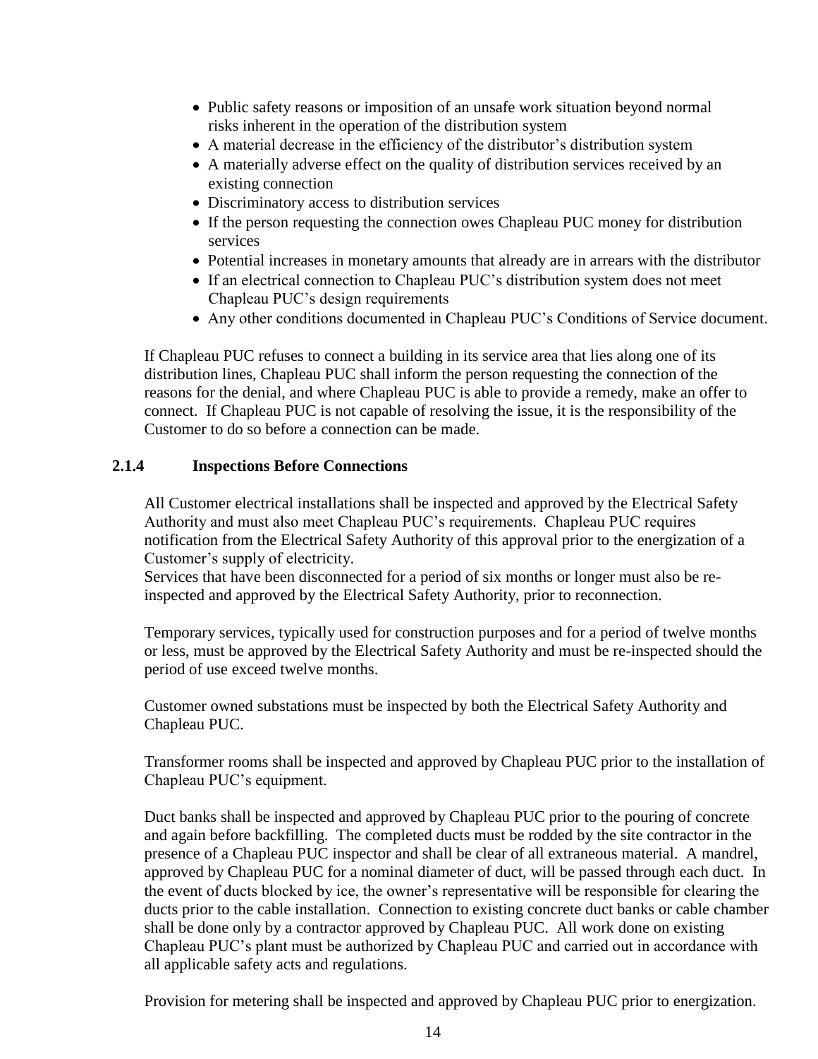- Public safety reasons or imposition of an unsafe work situation beyond normal risks inherent in the operation of the distribution system
- A material decrease in the efficiency of the distributor's distribution system
- A materially adverse effect on the quality of distribution services received by an existing connection
- Discriminatory access to distribution services
- If the person requesting the connection owes Chapleau PUC money for distribution services
- Potential increases in monetary amounts that already are in arrears with the distributor
- If an electrical connection to Chapleau PUC's distribution system does not meet Chapleau PUC's design requirements
- Any other conditions documented in Chapleau PUC's Conditions of Service document.

If Chapleau PUC refuses to connect a building in its service area that lies along one of its distribution lines, Chapleau PUC shall inform the person requesting the connection of the reasons for the denial, and where Chapleau PUC is able to provide a remedy, make an offer to connect. If Chapleau PUC is not capable of resolving the issue, it is the responsibility of the Customer to do so before a connection can be made.

### 2.1.4 Inspections Before Connections

All Customer electrical installations shall be inspected and approved by the Electrical Safety Authority and must also meet Chapleau PUC's requirements. Chapleau PUC requires notification from the Electrical Safety Authority of this approval prior to the energization of a Customer's supply of electricity.
Services that have been disconnected for a period of six months or longer must also be re-inspected and approved by the Electrical Safety Authority, prior to reconnection.

Temporary services, typically used for construction purposes and for a period of twelve months or less, must be approved by the Electrical Safety Authority and must be re-inspected should the period of use exceed twelve months.

Customer owned substations must be inspected by both the Electrical Safety Authority and Chapleau PUC.

Transformer rooms shall be inspected and approved by Chapleau PUC prior to the installation of Chapleau PUC's equipment.

Duct banks shall be inspected and approved by Chapleau PUC prior to the pouring of concrete and again before backfilling. The completed ducts must be rodded by the site contractor in the presence of a Chapleau PUC inspector and shall be clear of all extraneous material. A mandrel, approved by Chapleau PUC for a nominal diameter of duct, will be passed through each duct. In the event of ducts blocked by ice, the owner's representative will be responsible for clearing the ducts prior to the cable installation. Connection to existing concrete duct banks or cable chamber shall be done only by a contractor approved by Chapleau PUC. All work done on existing Chapleau PUC's plant must be authorized by Chapleau PUC and carried out in accordance with all applicable safety acts and regulations.

Provision for metering shall be inspected and approved by Chapleau PUC prior to energization.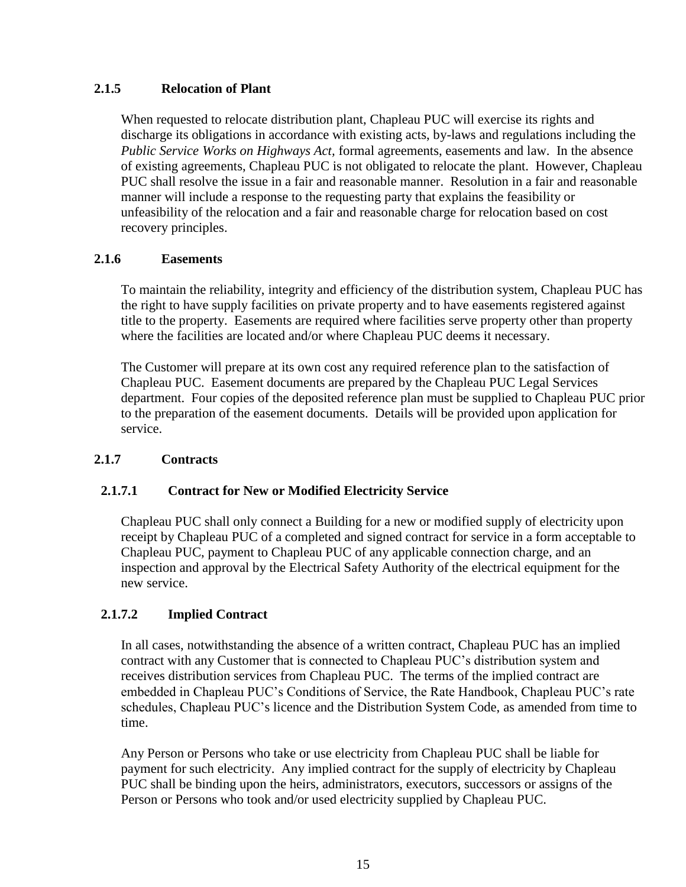### 2.1.5 Relocation of Plant

When requested to relocate distribution plant, Chapleau PUC will exercise its rights and discharge its obligations in accordance with existing acts, by-laws and regulations including the *Public Service Works on Highways Act*, formal agreements, easements and law. In the absence of existing agreements, Chapleau PUC is not obligated to relocate the plant. However, Chapleau PUC shall resolve the issue in a fair and reasonable manner. Resolution in a fair and reasonable manner will include a response to the requesting party that explains the feasibility or unfeasibility of the relocation and a fair and reasonable charge for relocation based on cost recovery principles.

### 2.1.6 Easements

To maintain the reliability, integrity and efficiency of the distribution system, Chapleau PUC has the right to have supply facilities on private property and to have easements registered against title to the property. Easements are required where facilities serve property other than property where the facilities are located and/or where Chapleau PUC deems it necessary.

The Customer will prepare at its own cost any required reference plan to the satisfaction of Chapleau PUC. Easement documents are prepared by the Chapleau PUC Legal Services department. Four copies of the deposited reference plan must be supplied to Chapleau PUC prior to the preparation of the easement documents. Details will be provided upon application for service.

### 2.1.7 Contracts

#### 2.1.7.1 Contract for New or Modified Electricity Service

Chapleau PUC shall only connect a Building for a new or modified supply of electricity upon receipt by Chapleau PUC of a completed and signed contract for service in a form acceptable to Chapleau PUC, payment to Chapleau PUC of any applicable connection charge, and an inspection and approval by the Electrical Safety Authority of the electrical equipment for the new service.

#### 2.1.7.2 Implied Contract

In all cases, notwithstanding the absence of a written contract, Chapleau PUC has an implied contract with any Customer that is connected to Chapleau PUC's distribution system and receives distribution services from Chapleau PUC. The terms of the implied contract are embedded in Chapleau PUC's Conditions of Service, the Rate Handbook, Chapleau PUC's rate schedules, Chapleau PUC's licence and the Distribution System Code, as amended from time to time.

Any Person or Persons who take or use electricity from Chapleau PUC shall be liable for payment for such electricity. Any implied contract for the supply of electricity by Chapleau PUC shall be binding upon the heirs, administrators, executors, successors or assigns of the Person or Persons who took and/or used electricity supplied by Chapleau PUC.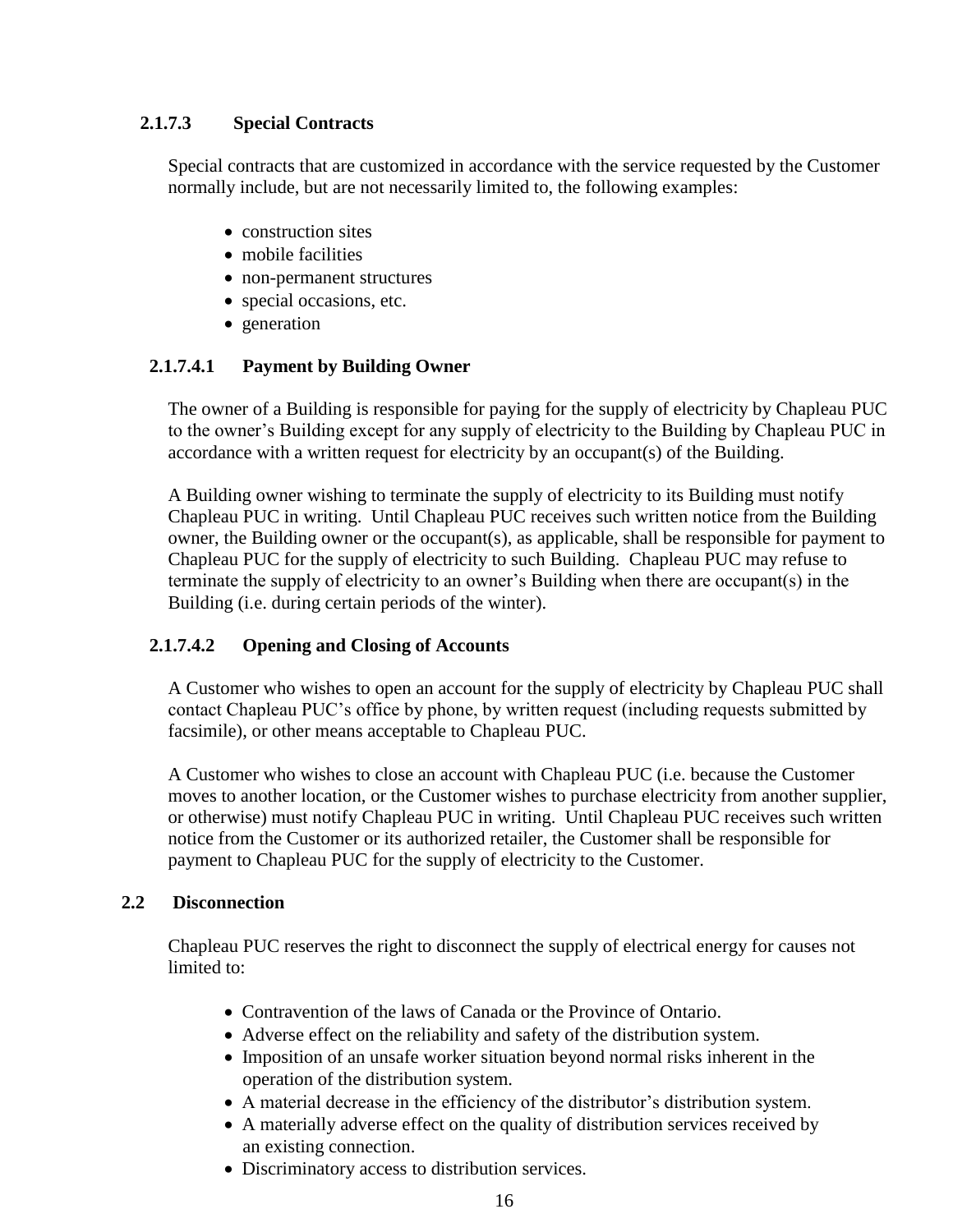#### 2.1.7.3 Special Contracts

Special contracts that are customized in accordance with the service requested by the Customer normally include, but are not necessarily limited to, the following examples:

- construction sites
- mobile facilities
- non-permanent structures
- special occasions, etc.
- generation

#### 2.1.7.4.1 Payment by Building Owner

The owner of a Building is responsible for paying for the supply of electricity by Chapleau PUC to the owner's Building except for any supply of electricity to the Building by Chapleau PUC in accordance with a written request for electricity by an occupant(s) of the Building.

A Building owner wishing to terminate the supply of electricity to its Building must notify Chapleau PUC in writing. Until Chapleau PUC receives such written notice from the Building owner, the Building owner or the occupant(s), as applicable, shall be responsible for payment to Chapleau PUC for the supply of electricity to such Building. Chapleau PUC may refuse to terminate the supply of electricity to an owner's Building when there are occupant(s) in the Building (i.e. during certain periods of the winter).

#### 2.1.7.4.2 Opening and Closing of Accounts

A Customer who wishes to open an account for the supply of electricity by Chapleau PUC shall contact Chapleau PUC's office by phone, by written request (including requests submitted by facsimile), or other means acceptable to Chapleau PUC.

A Customer who wishes to close an account with Chapleau PUC (i.e. because the Customer moves to another location, or the Customer wishes to purchase electricity from another supplier, or otherwise) must notify Chapleau PUC in writing. Until Chapleau PUC receives such written notice from the Customer or its authorized retailer, the Customer shall be responsible for payment to Chapleau PUC for the supply of electricity to the Customer.

### 2.2 Disconnection

Chapleau PUC reserves the right to disconnect the supply of electrical energy for causes not limited to:

- Contravention of the laws of Canada or the Province of Ontario.
- Adverse effect on the reliability and safety of the distribution system.
- Imposition of an unsafe worker situation beyond normal risks inherent in the operation of the distribution system.
- A material decrease in the efficiency of the distributor's distribution system.
- A materially adverse effect on the quality of distribution services received by an existing connection.
- Discriminatory access to distribution services.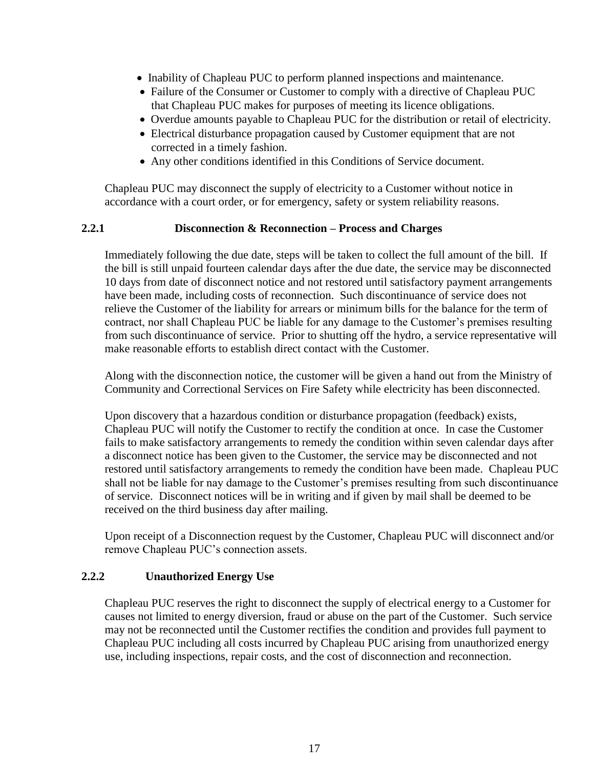- Inability of Chapleau PUC to perform planned inspections and maintenance.
- Failure of the Consumer or Customer to comply with a directive of Chapleau PUC that Chapleau PUC makes for purposes of meeting its licence obligations.
- Overdue amounts payable to Chapleau PUC for the distribution or retail of electricity.
- Electrical disturbance propagation caused by Customer equipment that are not corrected in a timely fashion.
- Any other conditions identified in this Conditions of Service document.

Chapleau PUC may disconnect the supply of electricity to a Customer without notice in accordance with a court order, or for emergency, safety or system reliability reasons.

### 2.2.1 Disconnection & Reconnection – Process and Charges

Immediately following the due date, steps will be taken to collect the full amount of the bill. If the bill is still unpaid fourteen calendar days after the due date, the service may be disconnected 10 days from date of disconnect notice and not restored until satisfactory payment arrangements have been made, including costs of reconnection. Such discontinuance of service does not relieve the Customer of the liability for arrears or minimum bills for the balance for the term of contract, nor shall Chapleau PUC be liable for any damage to the Customer's premises resulting from such discontinuance of service. Prior to shutting off the hydro, a service representative will make reasonable efforts to establish direct contact with the Customer.

Along with the disconnection notice, the customer will be given a hand out from the Ministry of Community and Correctional Services on Fire Safety while electricity has been disconnected.

Upon discovery that a hazardous condition or disturbance propagation (feedback) exists, Chapleau PUC will notify the Customer to rectify the condition at once. In case the Customer fails to make satisfactory arrangements to remedy the condition within seven calendar days after a disconnect notice has been given to the Customer, the service may be disconnected and not restored until satisfactory arrangements to remedy the condition have been made. Chapleau PUC shall not be liable for nay damage to the Customer's premises resulting from such discontinuance of service. Disconnect notices will be in writing and if given by mail shall be deemed to be received on the third business day after mailing.

Upon receipt of a Disconnection request by the Customer, Chapleau PUC will disconnect and/or remove Chapleau PUC's connection assets.

### 2.2.2 Unauthorized Energy Use

Chapleau PUC reserves the right to disconnect the supply of electrical energy to a Customer for causes not limited to energy diversion, fraud or abuse on the part of the Customer. Such service may not be reconnected until the Customer rectifies the condition and provides full payment to Chapleau PUC including all costs incurred by Chapleau PUC arising from unauthorized energy use, including inspections, repair costs, and the cost of disconnection and reconnection.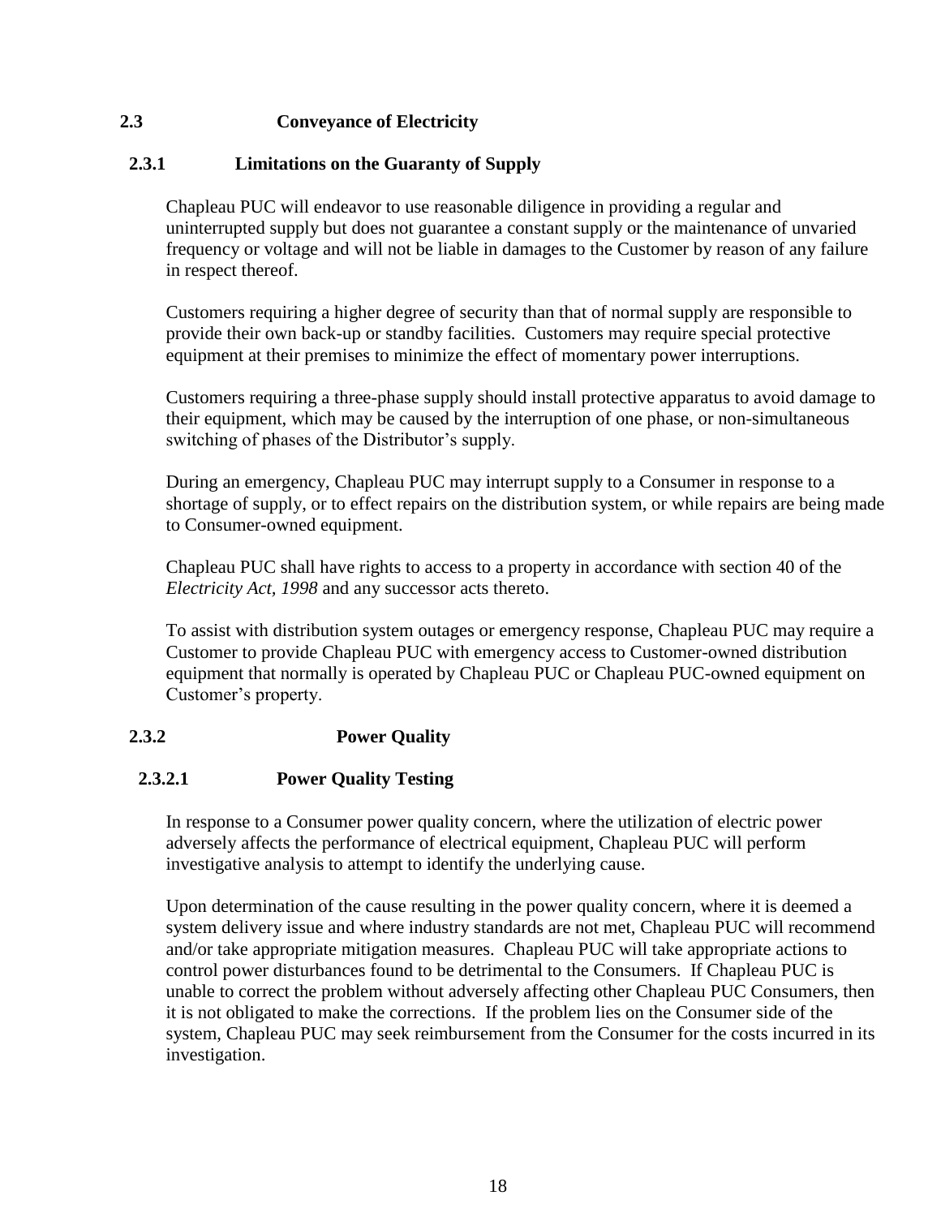## 2.3 Conveyance of Electricity

### 2.3.1 Limitations on the Guaranty of Supply

Chapleau PUC will endeavor to use reasonable diligence in providing a regular and uninterrupted supply but does not guarantee a constant supply or the maintenance of unvaried frequency or voltage and will not be liable in damages to the Customer by reason of any failure in respect thereof.

Customers requiring a higher degree of security than that of normal supply are responsible to provide their own back-up or standby facilities. Customers may require special protective equipment at their premises to minimize the effect of momentary power interruptions.

Customers requiring a three-phase supply should install protective apparatus to avoid damage to their equipment, which may be caused by the interruption of one phase, or non-simultaneous switching of phases of the Distributor's supply.

During an emergency, Chapleau PUC may interrupt supply to a Consumer in response to a shortage of supply, or to effect repairs on the distribution system, or while repairs are being made to Consumer-owned equipment.

Chapleau PUC shall have rights to access to a property in accordance with section 40 of the *Electricity Act, 1998* and any successor acts thereto.

To assist with distribution system outages or emergency response, Chapleau PUC may require a Customer to provide Chapleau PUC with emergency access to Customer-owned distribution equipment that normally is operated by Chapleau PUC or Chapleau PUC-owned equipment on Customer's property.

### 2.3.2 Power Quality

#### 2.3.2.1 Power Quality Testing

In response to a Consumer power quality concern, where the utilization of electric power adversely affects the performance of electrical equipment, Chapleau PUC will perform investigative analysis to attempt to identify the underlying cause.

Upon determination of the cause resulting in the power quality concern, where it is deemed a system delivery issue and where industry standards are not met, Chapleau PUC will recommend and/or take appropriate mitigation measures. Chapleau PUC will take appropriate actions to control power disturbances found to be detrimental to the Consumers. If Chapleau PUC is unable to correct the problem without adversely affecting other Chapleau PUC Consumers, then it is not obligated to make the corrections. If the problem lies on the Consumer side of the system, Chapleau PUC may seek reimbursement from the Consumer for the costs incurred in its investigation.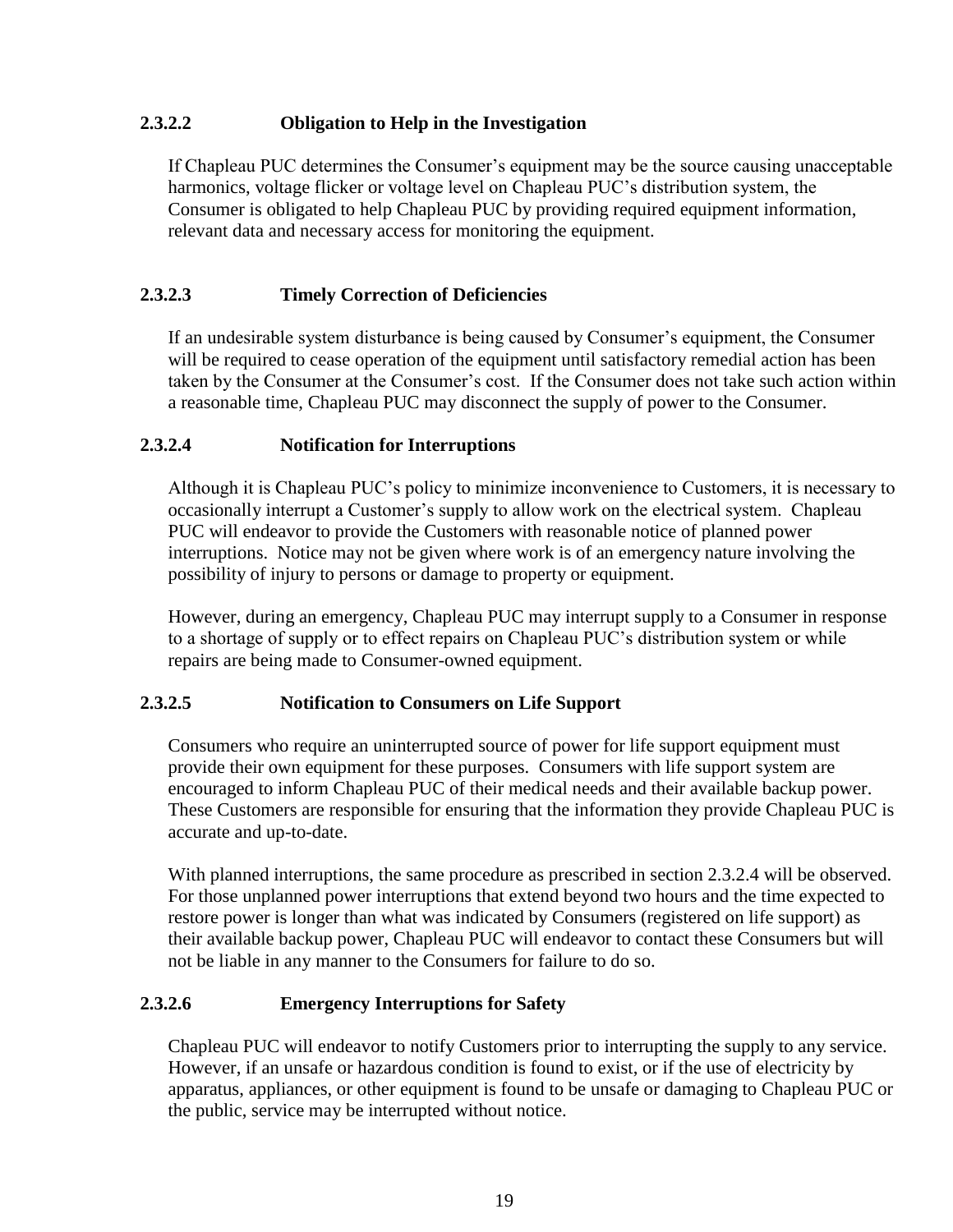#### 2.3.2.2 Obligation to Help in the Investigation

If Chapleau PUC determines the Consumer's equipment may be the source causing unacceptable harmonics, voltage flicker or voltage level on Chapleau PUC's distribution system, the Consumer is obligated to help Chapleau PUC by providing required equipment information, relevant data and necessary access for monitoring the equipment.

#### 2.3.2.3 Timely Correction of Deficiencies

If an undesirable system disturbance is being caused by Consumer's equipment, the Consumer will be required to cease operation of the equipment until satisfactory remedial action has been taken by the Consumer at the Consumer's cost. If the Consumer does not take such action within a reasonable time, Chapleau PUC may disconnect the supply of power to the Consumer.

#### 2.3.2.4 Notification for Interruptions

Although it is Chapleau PUC's policy to minimize inconvenience to Customers, it is necessary to occasionally interrupt a Customer's supply to allow work on the electrical system. Chapleau PUC will endeavor to provide the Customers with reasonable notice of planned power interruptions. Notice may not be given where work is of an emergency nature involving the possibility of injury to persons or damage to property or equipment.

However, during an emergency, Chapleau PUC may interrupt supply to a Consumer in response to a shortage of supply or to effect repairs on Chapleau PUC's distribution system or while repairs are being made to Consumer-owned equipment.

#### 2.3.2.5 Notification to Consumers on Life Support

Consumers who require an uninterrupted source of power for life support equipment must provide their own equipment for these purposes. Consumers with life support system are encouraged to inform Chapleau PUC of their medical needs and their available backup power. These Customers are responsible for ensuring that the information they provide Chapleau PUC is accurate and up-to-date.

With planned interruptions, the same procedure as prescribed in section 2.3.2.4 will be observed. For those unplanned power interruptions that extend beyond two hours and the time expected to restore power is longer than what was indicated by Consumers (registered on life support) as their available backup power, Chapleau PUC will endeavor to contact these Consumers but will not be liable in any manner to the Consumers for failure to do so.

#### 2.3.2.6 Emergency Interruptions for Safety

Chapleau PUC will endeavor to notify Customers prior to interrupting the supply to any service. However, if an unsafe or hazardous condition is found to exist, or if the use of electricity by apparatus, appliances, or other equipment is found to be unsafe or damaging to Chapleau PUC or the public, service may be interrupted without notice.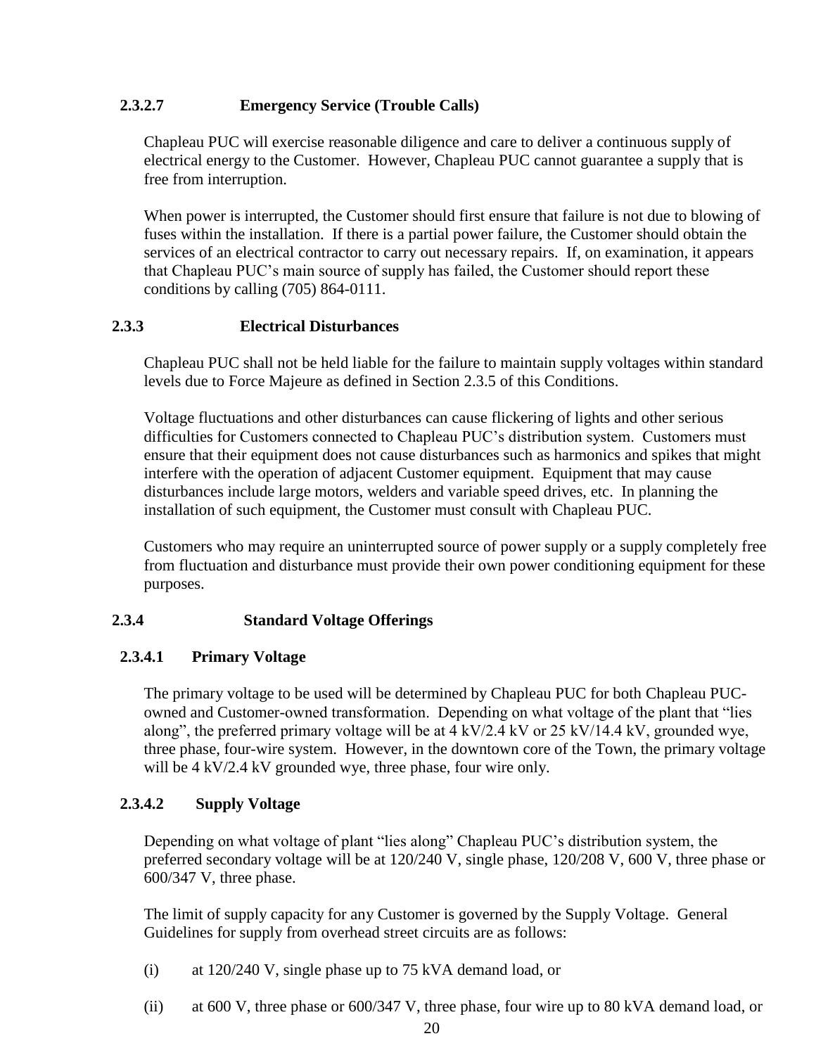#### 2.3.2.7 Emergency Service (Trouble Calls)

Chapleau PUC will exercise reasonable diligence and care to deliver a continuous supply of electrical energy to the Customer. However, Chapleau PUC cannot guarantee a supply that is free from interruption.

When power is interrupted, the Customer should first ensure that failure is not due to blowing of fuses within the installation. If there is a partial power failure, the Customer should obtain the services of an electrical contractor to carry out necessary repairs. If, on examination, it appears that Chapleau PUC's main source of supply has failed, the Customer should report these conditions by calling (705) 864-0111.

### 2.3.3 Electrical Disturbances

Chapleau PUC shall not be held liable for the failure to maintain supply voltages within standard levels due to Force Majeure as defined in Section 2.3.5 of this Conditions.

Voltage fluctuations and other disturbances can cause flickering of lights and other serious difficulties for Customers connected to Chapleau PUC's distribution system. Customers must ensure that their equipment does not cause disturbances such as harmonics and spikes that might interfere with the operation of adjacent Customer equipment. Equipment that may cause disturbances include large motors, welders and variable speed drives, etc. In planning the installation of such equipment, the Customer must consult with Chapleau PUC.

Customers who may require an uninterrupted source of power supply or a supply completely free from fluctuation and disturbance must provide their own power conditioning equipment for these purposes.

### 2.3.4 Standard Voltage Offerings

#### 2.3.4.1 Primary Voltage

The primary voltage to be used will be determined by Chapleau PUC for both Chapleau PUC-owned and Customer-owned transformation. Depending on what voltage of the plant that "lies along", the preferred primary voltage will be at 4 kV/2.4 kV or 25 kV/14.4 kV, grounded wye, three phase, four-wire system. However, in the downtown core of the Town, the primary voltage will be 4 kV/2.4 kV grounded wye, three phase, four wire only.

#### 2.3.4.2 Supply Voltage

Depending on what voltage of plant "lies along" Chapleau PUC's distribution system, the preferred secondary voltage will be at 120/240 V, single phase, 120/208 V, 600 V, three phase or 600/347 V, three phase.

The limit of supply capacity for any Customer is governed by the Supply Voltage. General Guidelines for supply from overhead street circuits are as follows:

(i) at 120/240 V, single phase up to 75 kVA demand load, or

(ii) at 600 V, three phase or 600/347 V, three phase, four wire up to 80 kVA demand load, or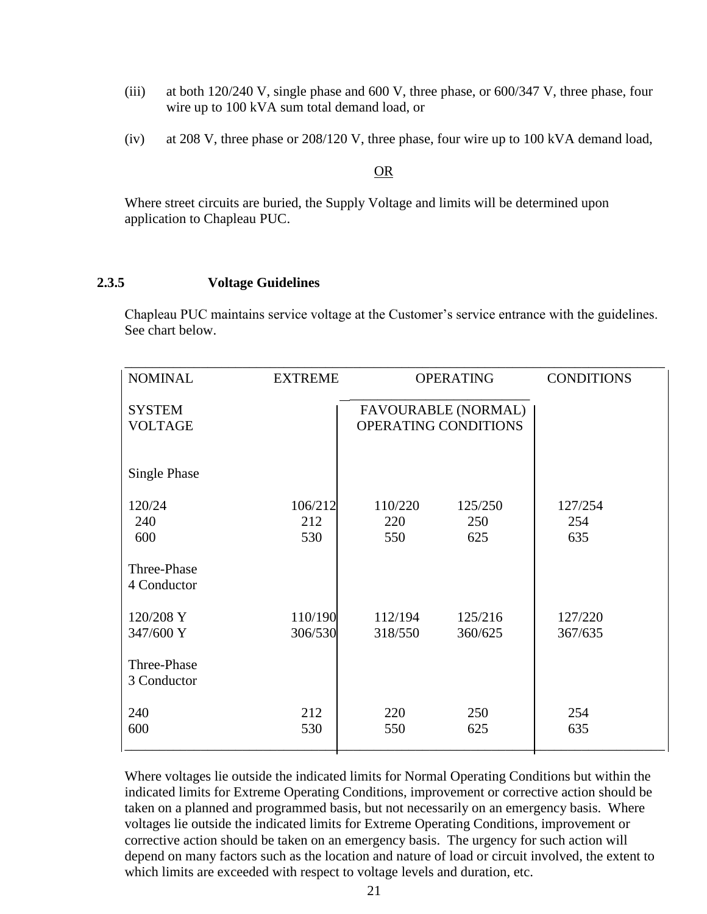(iii) at both 120/240 V, single phase and 600 V, three phase, or 600/347 V, three phase, four wire up to 100 kVA sum total demand load, or

(iv) at 208 V, three phase or 208/120 V, three phase, four wire up to 100 kVA demand load,

OR

Where street circuits are buried, the Supply Voltage and limits will be determined upon application to Chapleau PUC.

### 2.3.5 Voltage Guidelines

Chapleau PUC maintains service voltage at the Customer's service entrance with the guidelines. See chart below.

| NOMINAL SYSTEM VOLTAGE | EXTREME | OPERATING FAVOURABLE (NORMAL) OPERATING CONDITIONS | | CONDITIONS |
|---|---|---|---|---|
| **Single Phase** | | | | |
| 120/24 | 106/212 | 110/220 | 125/250 | 127/254 |
| 240 | 212 | 220 | 250 | 254 |
| 600 | 530 | 550 | 625 | 635 |
| **Three-Phase 4 Conductor** | | | | |
| 120/208 Y | 110/190 | 112/194 | 125/216 | 127/220 |
| 347/600 Y | 306/530 | 318/550 | 360/625 | 367/635 |
| **Three-Phase 3 Conductor** | | | | |
| 240 | 212 | 220 | 250 | 254 |
| 600 | 530 | 550 | 625 | 635 |

Where voltages lie outside the indicated limits for Normal Operating Conditions but within the indicated limits for Extreme Operating Conditions, improvement or corrective action should be taken on a planned and programmed basis, but not necessarily on an emergency basis. Where voltages lie outside the indicated limits for Extreme Operating Conditions, improvement or corrective action should be taken on an emergency basis. The urgency for such action will depend on many factors such as the location and nature of load or circuit involved, the extent to which limits are exceeded with respect to voltage levels and duration, etc.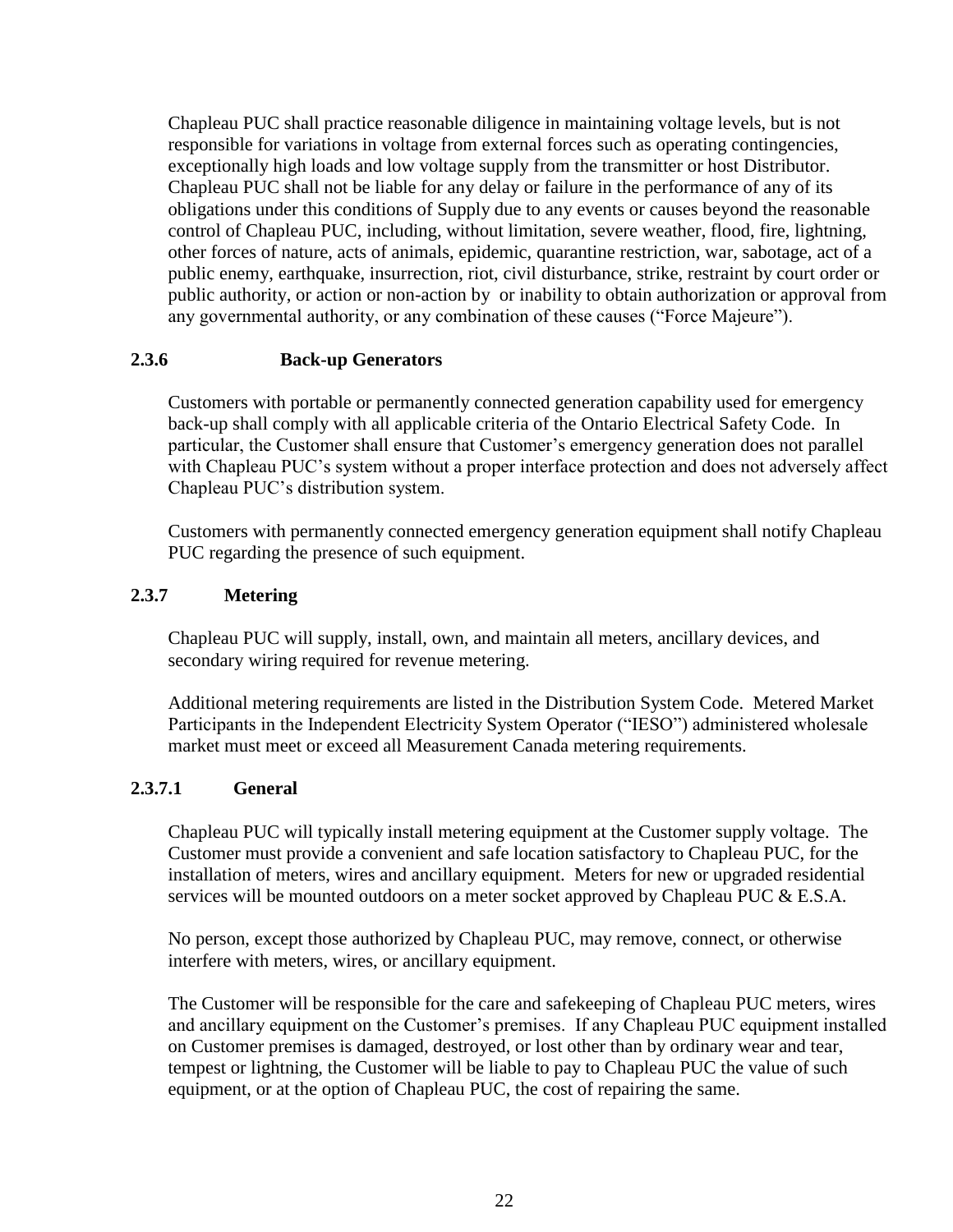Chapleau PUC shall practice reasonable diligence in maintaining voltage levels, but is not responsible for variations in voltage from external forces such as operating contingencies, exceptionally high loads and low voltage supply from the transmitter or host Distributor. Chapleau PUC shall not be liable for any delay or failure in the performance of any of its obligations under this conditions of Supply due to any events or causes beyond the reasonable control of Chapleau PUC, including, without limitation, severe weather, flood, fire, lightning, other forces of nature, acts of animals, epidemic, quarantine restriction, war, sabotage, act of a public enemy, earthquake, insurrection, riot, civil disturbance, strike, restraint by court order or public authority, or action or non-action by or inability to obtain authorization or approval from any governmental authority, or any combination of these causes ("Force Majeure").

### 2.3.6 Back-up Generators

Customers with portable or permanently connected generation capability used for emergency back-up shall comply with all applicable criteria of the Ontario Electrical Safety Code. In particular, the Customer shall ensure that Customer's emergency generation does not parallel with Chapleau PUC's system without a proper interface protection and does not adversely affect Chapleau PUC's distribution system.

Customers with permanently connected emergency generation equipment shall notify Chapleau PUC regarding the presence of such equipment.

### 2.3.7 Metering

Chapleau PUC will supply, install, own, and maintain all meters, ancillary devices, and secondary wiring required for revenue metering.

Additional metering requirements are listed in the Distribution System Code. Metered Market Participants in the Independent Electricity System Operator ("IESO") administered wholesale market must meet or exceed all Measurement Canada metering requirements.

#### 2.3.7.1 General

Chapleau PUC will typically install metering equipment at the Customer supply voltage. The Customer must provide a convenient and safe location satisfactory to Chapleau PUC, for the installation of meters, wires and ancillary equipment. Meters for new or upgraded residential services will be mounted outdoors on a meter socket approved by Chapleau PUC & E.S.A.

No person, except those authorized by Chapleau PUC, may remove, connect, or otherwise interfere with meters, wires, or ancillary equipment.

The Customer will be responsible for the care and safekeeping of Chapleau PUC meters, wires and ancillary equipment on the Customer's premises. If any Chapleau PUC equipment installed on Customer premises is damaged, destroyed, or lost other than by ordinary wear and tear, tempest or lightning, the Customer will be liable to pay to Chapleau PUC the value of such equipment, or at the option of Chapleau PUC, the cost of repairing the same.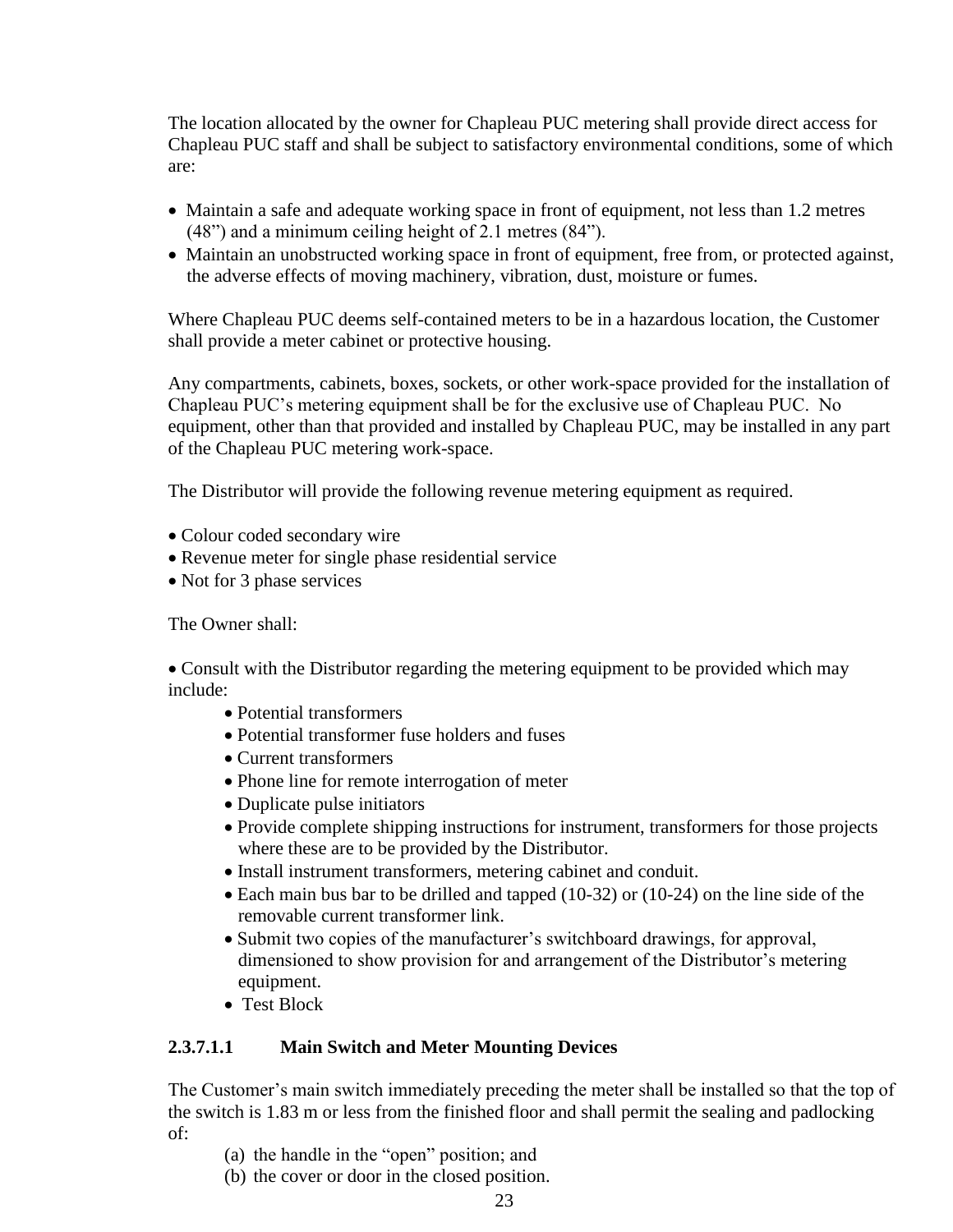The location allocated by the owner for Chapleau PUC metering shall provide direct access for Chapleau PUC staff and shall be subject to satisfactory environmental conditions, some of which are:

- Maintain a safe and adequate working space in front of equipment, not less than 1.2 metres (48") and a minimum ceiling height of 2.1 metres (84").
- Maintain an unobstructed working space in front of equipment, free from, or protected against, the adverse effects of moving machinery, vibration, dust, moisture or fumes.

Where Chapleau PUC deems self-contained meters to be in a hazardous location, the Customer shall provide a meter cabinet or protective housing.

Any compartments, cabinets, boxes, sockets, or other work-space provided for the installation of Chapleau PUC's metering equipment shall be for the exclusive use of Chapleau PUC. No equipment, other than that provided and installed by Chapleau PUC, may be installed in any part of the Chapleau PUC metering work-space.

The Distributor will provide the following revenue metering equipment as required.

- Colour coded secondary wire
- Revenue meter for single phase residential service
- Not for 3 phase services

The Owner shall:

- Consult with the Distributor regarding the metering equipment to be provided which may include:
  - Potential transformers
  - Potential transformer fuse holders and fuses
  - Current transformers
  - Phone line for remote interrogation of meter
  - Duplicate pulse initiators
  - Provide complete shipping instructions for instrument, transformers for those projects where these are to be provided by the Distributor.
  - Install instrument transformers, metering cabinet and conduit.
  - Each main bus bar to be drilled and tapped (10-32) or (10-24) on the line side of the removable current transformer link.
  - Submit two copies of the manufacturer's switchboard drawings, for approval, dimensioned to show provision for and arrangement of the Distributor's metering equipment.
  - Test Block

#### 2.3.7.1.1 Main Switch and Meter Mounting Devices

The Customer's main switch immediately preceding the meter shall be installed so that the top of the switch is 1.83 m or less from the finished floor and shall permit the sealing and padlocking of:

(a) the handle in the "open" position; and
(b) the cover or door in the closed position.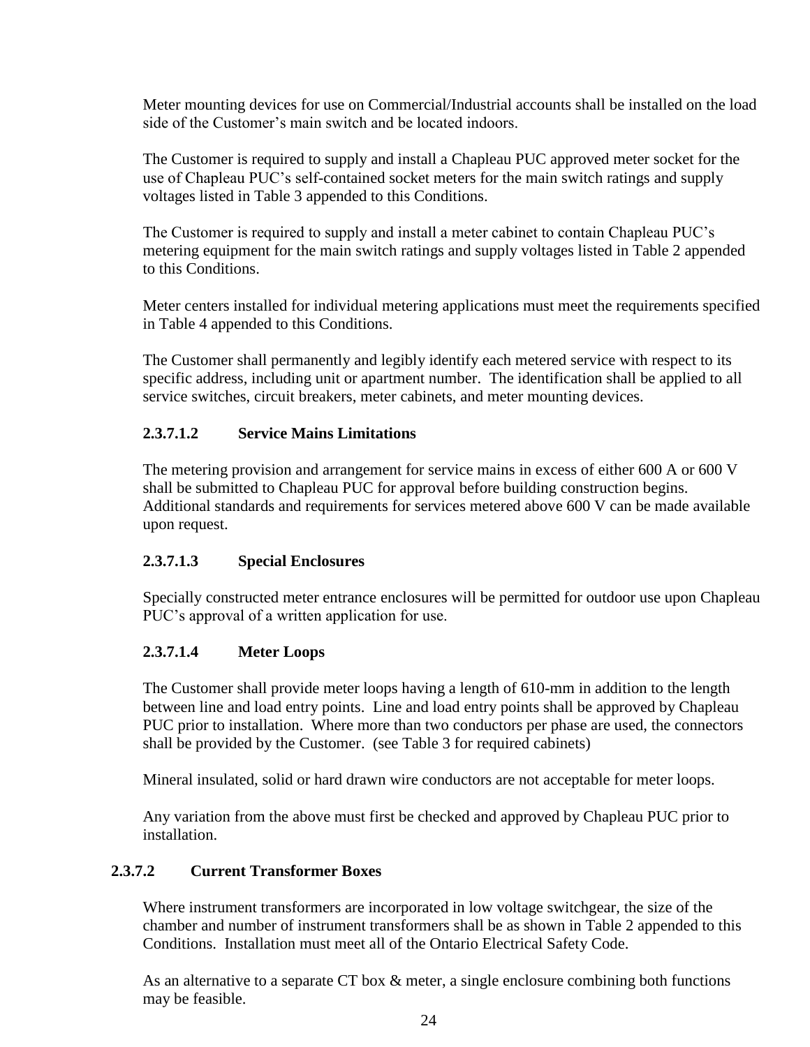Meter mounting devices for use on Commercial/Industrial accounts shall be installed on the load side of the Customer's main switch and be located indoors.

The Customer is required to supply and install a Chapleau PUC approved meter socket for the use of Chapleau PUC's self-contained socket meters for the main switch ratings and supply voltages listed in Table 3 appended to this Conditions.

The Customer is required to supply and install a meter cabinet to contain Chapleau PUC's metering equipment for the main switch ratings and supply voltages listed in Table 2 appended to this Conditions.

Meter centers installed for individual metering applications must meet the requirements specified in Table 4 appended to this Conditions.

The Customer shall permanently and legibly identify each metered service with respect to its specific address, including unit or apartment number. The identification shall be applied to all service switches, circuit breakers, meter cabinets, and meter mounting devices.

#### 2.3.7.1.2 Service Mains Limitations

The metering provision and arrangement for service mains in excess of either 600 A or 600 V shall be submitted to Chapleau PUC for approval before building construction begins. Additional standards and requirements for services metered above 600 V can be made available upon request.

#### 2.3.7.1.3 Special Enclosures

Specially constructed meter entrance enclosures will be permitted for outdoor use upon Chapleau PUC's approval of a written application for use.

#### 2.3.7.1.4 Meter Loops

The Customer shall provide meter loops having a length of 610-mm in addition to the length between line and load entry points. Line and load entry points shall be approved by Chapleau PUC prior to installation. Where more than two conductors per phase are used, the connectors shall be provided by the Customer. (see Table 3 for required cabinets)

Mineral insulated, solid or hard drawn wire conductors are not acceptable for meter loops.

Any variation from the above must first be checked and approved by Chapleau PUC prior to installation.

### 2.3.7.2 Current Transformer Boxes

Where instrument transformers are incorporated in low voltage switchgear, the size of the chamber and number of instrument transformers shall be as shown in Table 2 appended to this Conditions. Installation must meet all of the Ontario Electrical Safety Code.

As an alternative to a separate CT box & meter, a single enclosure combining both functions may be feasible.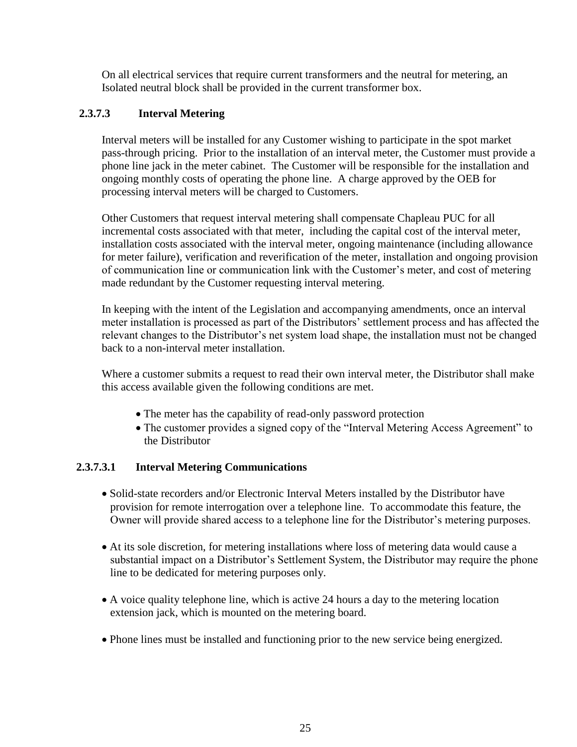On all electrical services that require current transformers and the neutral for metering, an Isolated neutral block shall be provided in the current transformer box.

### 2.3.7.3 Interval Metering

Interval meters will be installed for any Customer wishing to participate in the spot market pass-through pricing. Prior to the installation of an interval meter, the Customer must provide a phone line jack in the meter cabinet. The Customer will be responsible for the installation and ongoing monthly costs of operating the phone line. A charge approved by the OEB for processing interval meters will be charged to Customers.

Other Customers that request interval metering shall compensate Chapleau PUC for all incremental costs associated with that meter, including the capital cost of the interval meter, installation costs associated with the interval meter, ongoing maintenance (including allowance for meter failure), verification and reverification of the meter, installation and ongoing provision of communication line or communication link with the Customer's meter, and cost of metering made redundant by the Customer requesting interval metering.

In keeping with the intent of the Legislation and accompanying amendments, once an interval meter installation is processed as part of the Distributors' settlement process and has affected the relevant changes to the Distributor's net system load shape, the installation must not be changed back to a non-interval meter installation.

Where a customer submits a request to read their own interval meter, the Distributor shall make this access available given the following conditions are met.

- The meter has the capability of read-only password protection
- The customer provides a signed copy of the "Interval Metering Access Agreement" to the Distributor

#### 2.3.7.3.1 Interval Metering Communications

- Solid-state recorders and/or Electronic Interval Meters installed by the Distributor have provision for remote interrogation over a telephone line. To accommodate this feature, the Owner will provide shared access to a telephone line for the Distributor's metering purposes.
- At its sole discretion, for metering installations where loss of metering data would cause a substantial impact on a Distributor's Settlement System, the Distributor may require the phone line to be dedicated for metering purposes only.
- A voice quality telephone line, which is active 24 hours a day to the metering location extension jack, which is mounted on the metering board.
- Phone lines must be installed and functioning prior to the new service being energized.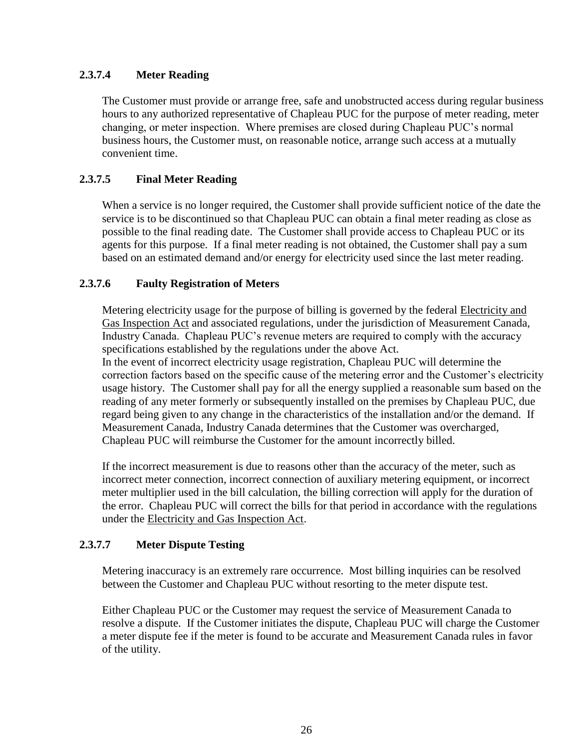#### 2.3.7.4 Meter Reading

The Customer must provide or arrange free, safe and unobstructed access during regular business hours to any authorized representative of Chapleau PUC for the purpose of meter reading, meter changing, or meter inspection. Where premises are closed during Chapleau PUC's normal business hours, the Customer must, on reasonable notice, arrange such access at a mutually convenient time.

#### 2.3.7.5 Final Meter Reading

When a service is no longer required, the Customer shall provide sufficient notice of the date the service is to be discontinued so that Chapleau PUC can obtain a final meter reading as close as possible to the final reading date. The Customer shall provide access to Chapleau PUC or its agents for this purpose. If a final meter reading is not obtained, the Customer shall pay a sum based on an estimated demand and/or energy for electricity used since the last meter reading.

#### 2.3.7.6 Faulty Registration of Meters

Metering electricity usage for the purpose of billing is governed by the federal Electricity and Gas Inspection Act and associated regulations, under the jurisdiction of Measurement Canada, Industry Canada. Chapleau PUC's revenue meters are required to comply with the accuracy specifications established by the regulations under the above Act.
In the event of incorrect electricity usage registration, Chapleau PUC will determine the correction factors based on the specific cause of the metering error and the Customer's electricity usage history. The Customer shall pay for all the energy supplied a reasonable sum based on the reading of any meter formerly or subsequently installed on the premises by Chapleau PUC, due regard being given to any change in the characteristics of the installation and/or the demand. If Measurement Canada, Industry Canada determines that the Customer was overcharged, Chapleau PUC will reimburse the Customer for the amount incorrectly billed.

If the incorrect measurement is due to reasons other than the accuracy of the meter, such as incorrect meter connection, incorrect connection of auxiliary metering equipment, or incorrect meter multiplier used in the bill calculation, the billing correction will apply for the duration of the error. Chapleau PUC will correct the bills for that period in accordance with the regulations under the Electricity and Gas Inspection Act.

#### 2.3.7.7 Meter Dispute Testing

Metering inaccuracy is an extremely rare occurrence. Most billing inquiries can be resolved between the Customer and Chapleau PUC without resorting to the meter dispute test.

Either Chapleau PUC or the Customer may request the service of Measurement Canada to resolve a dispute. If the Customer initiates the dispute, Chapleau PUC will charge the Customer a meter dispute fee if the meter is found to be accurate and Measurement Canada rules in favor of the utility.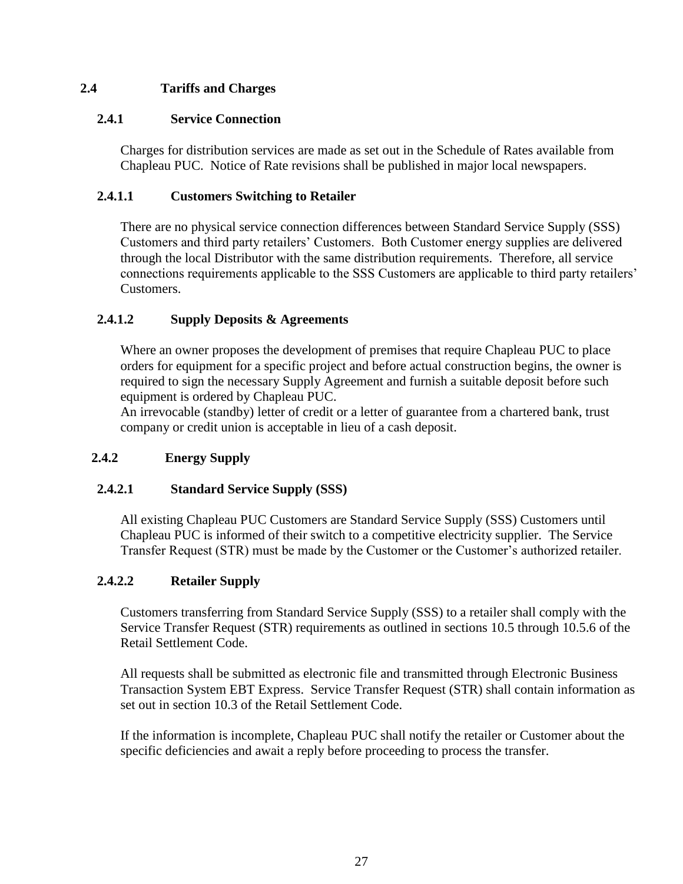## 2.4 Tariffs and Charges

### 2.4.1 Service Connection

Charges for distribution services are made as set out in the Schedule of Rates available from Chapleau PUC. Notice of Rate revisions shall be published in major local newspapers.

#### 2.4.1.1 Customers Switching to Retailer

There are no physical service connection differences between Standard Service Supply (SSS) Customers and third party retailers' Customers. Both Customer energy supplies are delivered through the local Distributor with the same distribution requirements. Therefore, all service connections requirements applicable to the SSS Customers are applicable to third party retailers' Customers.

#### 2.4.1.2 Supply Deposits & Agreements

Where an owner proposes the development of premises that require Chapleau PUC to place orders for equipment for a specific project and before actual construction begins, the owner is required to sign the necessary Supply Agreement and furnish a suitable deposit before such equipment is ordered by Chapleau PUC.
An irrevocable (standby) letter of credit or a letter of guarantee from a chartered bank, trust company or credit union is acceptable in lieu of a cash deposit.

### 2.4.2 Energy Supply

#### 2.4.2.1 Standard Service Supply (SSS)

All existing Chapleau PUC Customers are Standard Service Supply (SSS) Customers until Chapleau PUC is informed of their switch to a competitive electricity supplier. The Service Transfer Request (STR) must be made by the Customer or the Customer's authorized retailer.

#### 2.4.2.2 Retailer Supply

Customers transferring from Standard Service Supply (SSS) to a retailer shall comply with the Service Transfer Request (STR) requirements as outlined in sections 10.5 through 10.5.6 of the Retail Settlement Code.

All requests shall be submitted as electronic file and transmitted through Electronic Business Transaction System EBT Express. Service Transfer Request (STR) shall contain information as set out in section 10.3 of the Retail Settlement Code.

If the information is incomplete, Chapleau PUC shall notify the retailer or Customer about the specific deficiencies and await a reply before proceeding to process the transfer.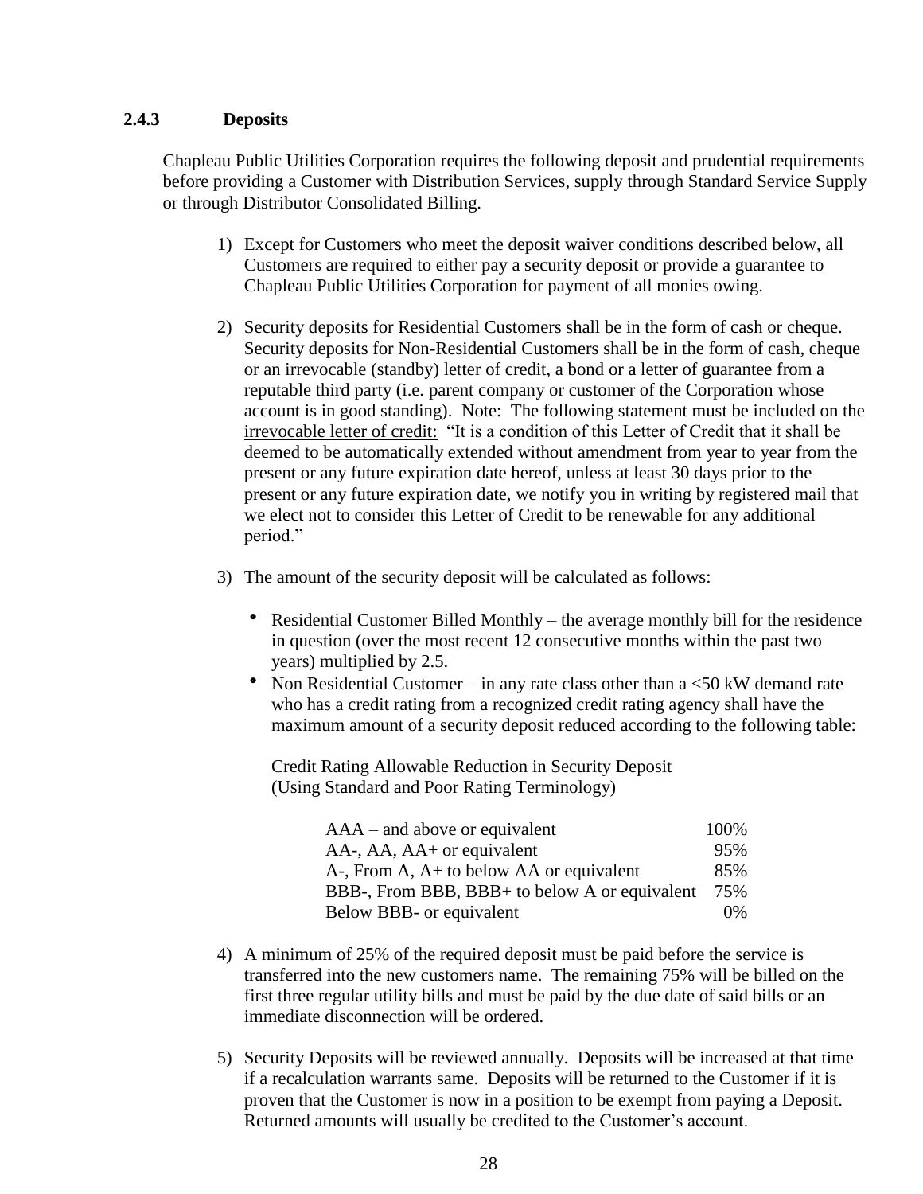### 2.4.3 Deposits

Chapleau Public Utilities Corporation requires the following deposit and prudential requirements before providing a Customer with Distribution Services, supply through Standard Service Supply or through Distributor Consolidated Billing.

1) Except for Customers who meet the deposit waiver conditions described below, all Customers are required to either pay a security deposit or provide a guarantee to Chapleau Public Utilities Corporation for payment of all monies owing.

2) Security deposits for Residential Customers shall be in the form of cash or cheque. Security deposits for Non-Residential Customers shall be in the form of cash, cheque or an irrevocable (standby) letter of credit, a bond or a letter of guarantee from a reputable third party (i.e. parent company or customer of the Corporation whose account is in good standing). <u>Note: The following statement must be included on the irrevocable letter of credit:</u> "It is a condition of this Letter of Credit that it shall be deemed to be automatically extended without amendment from year to year from the present or any future expiration date hereof, unless at least 30 days prior to the present or any future expiration date, we notify you in writing by registered mail that we elect not to consider this Letter of Credit to be renewable for any additional period."

3) The amount of the security deposit will be calculated as follows:

   - Residential Customer Billed Monthly – the average monthly bill for the residence in question (over the most recent 12 consecutive months within the past two years) multiplied by 2.5.
   - Non Residential Customer – in any rate class other than a <50 kW demand rate who has a credit rating from a recognized credit rating agency shall have the maximum amount of a security deposit reduced according to the following table:

   <u>Credit Rating Allowable Reduction in Security Deposit</u>
   (Using Standard and Poor Rating Terminology)

   | Credit Rating | Allowable Reduction |
   |---|---|
   | AAA – and above or equivalent | 100% |
   | AA-, AA, AA+ or equivalent | 95% |
   | A-, From A, A+ to below AA or equivalent | 85% |
   | BBB-, From BBB, BBB+ to below A or equivalent | 75% |
   | Below BBB- or equivalent | 0% |

4) A minimum of 25% of the required deposit must be paid before the service is transferred into the new customers name. The remaining 75% will be billed on the first three regular utility bills and must be paid by the due date of said bills or an immediate disconnection will be ordered.

5) Security Deposits will be reviewed annually. Deposits will be increased at that time if a recalculation warrants same. Deposits will be returned to the Customer if it is proven that the Customer is now in a position to be exempt from paying a Deposit. Returned amounts will usually be credited to the Customer's account.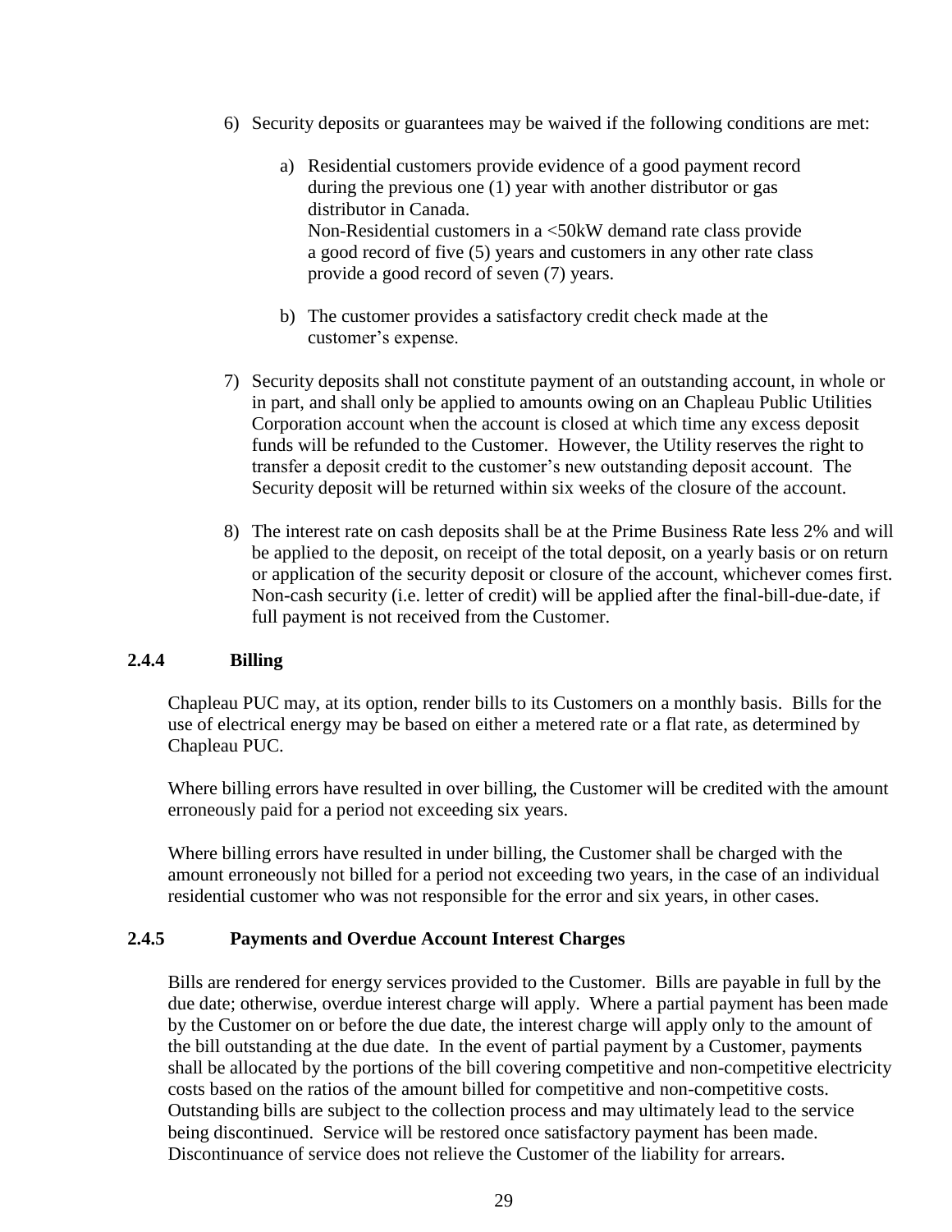6) Security deposits or guarantees may be waived if the following conditions are met:

   a) Residential customers provide evidence of a good payment record during the previous one (1) year with another distributor or gas distributor in Canada.
      Non-Residential customers in a <50kW demand rate class provide a good record of five (5) years and customers in any other rate class provide a good record of seven (7) years.

   b) The customer provides a satisfactory credit check made at the customer's expense.

7) Security deposits shall not constitute payment of an outstanding account, in whole or in part, and shall only be applied to amounts owing on an Chapleau Public Utilities Corporation account when the account is closed at which time any excess deposit funds will be refunded to the Customer. However, the Utility reserves the right to transfer a deposit credit to the customer's new outstanding deposit account. The Security deposit will be returned within six weeks of the closure of the account.

8) The interest rate on cash deposits shall be at the Prime Business Rate less 2% and will be applied to the deposit, on receipt of the total deposit, on a yearly basis or on return or application of the security deposit or closure of the account, whichever comes first. Non-cash security (i.e. letter of credit) will be applied after the final-bill-due-date, if full payment is not received from the Customer.

### 2.4.4 Billing

Chapleau PUC may, at its option, render bills to its Customers on a monthly basis. Bills for the use of electrical energy may be based on either a metered rate or a flat rate, as determined by Chapleau PUC.

Where billing errors have resulted in over billing, the Customer will be credited with the amount erroneously paid for a period not exceeding six years.

Where billing errors have resulted in under billing, the Customer shall be charged with the amount erroneously not billed for a period not exceeding two years, in the case of an individual residential customer who was not responsible for the error and six years, in other cases.

### 2.4.5 Payments and Overdue Account Interest Charges

Bills are rendered for energy services provided to the Customer. Bills are payable in full by the due date; otherwise, overdue interest charge will apply. Where a partial payment has been made by the Customer on or before the due date, the interest charge will apply only to the amount of the bill outstanding at the due date. In the event of partial payment by a Customer, payments shall be allocated by the portions of the bill covering competitive and non-competitive electricity costs based on the ratios of the amount billed for competitive and non-competitive costs. Outstanding bills are subject to the collection process and may ultimately lead to the service being discontinued. Service will be restored once satisfactory payment has been made. Discontinuance of service does not relieve the Customer of the liability for arrears.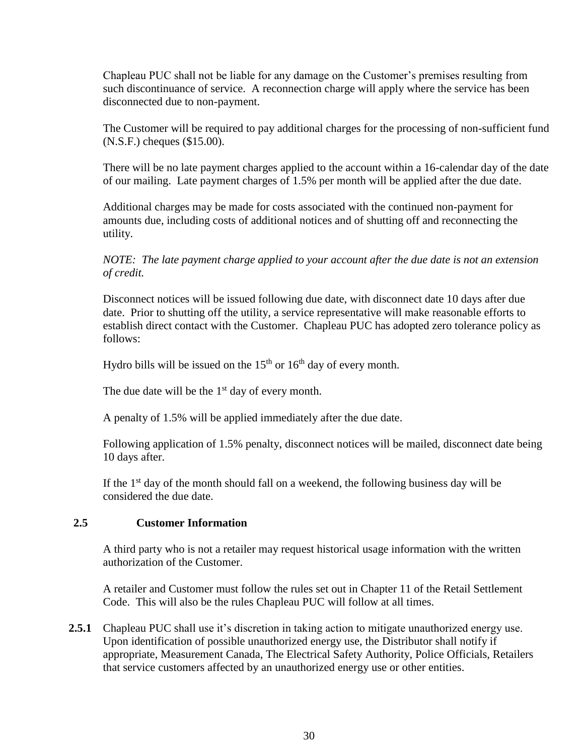Chapleau PUC shall not be liable for any damage on the Customer's premises resulting from such discontinuance of service. A reconnection charge will apply where the service has been disconnected due to non-payment.

The Customer will be required to pay additional charges for the processing of non-sufficient fund (N.S.F.) cheques ($15.00).

There will be no late payment charges applied to the account within a 16-calendar day of the date of our mailing. Late payment charges of 1.5% per month will be applied after the due date.

Additional charges may be made for costs associated with the continued non-payment for amounts due, including costs of additional notices and of shutting off and reconnecting the utility.

*NOTE: The late payment charge applied to your account after the due date is not an extension of credit.*

Disconnect notices will be issued following due date, with disconnect date 10 days after due date. Prior to shutting off the utility, a service representative will make reasonable efforts to establish direct contact with the Customer. Chapleau PUC has adopted zero tolerance policy as follows:

Hydro bills will be issued on the 15th or 16th day of every month.

The due date will be the 1st day of every month.

A penalty of 1.5% will be applied immediately after the due date.

Following application of 1.5% penalty, disconnect notices will be mailed, disconnect date being 10 days after.

If the 1st day of the month should fall on a weekend, the following business day will be considered the due date.

## 2.5 Customer Information

A third party who is not a retailer may request historical usage information with the written authorization of the Customer.

A retailer and Customer must follow the rules set out in Chapter 11 of the Retail Settlement Code. This will also be the rules Chapleau PUC will follow at all times.

**2.5.1** Chapleau PUC shall use it's discretion in taking action to mitigate unauthorized energy use. Upon identification of possible unauthorized energy use, the Distributor shall notify if appropriate, Measurement Canada, The Electrical Safety Authority, Police Officials, Retailers that service customers affected by an unauthorized energy use or other entities.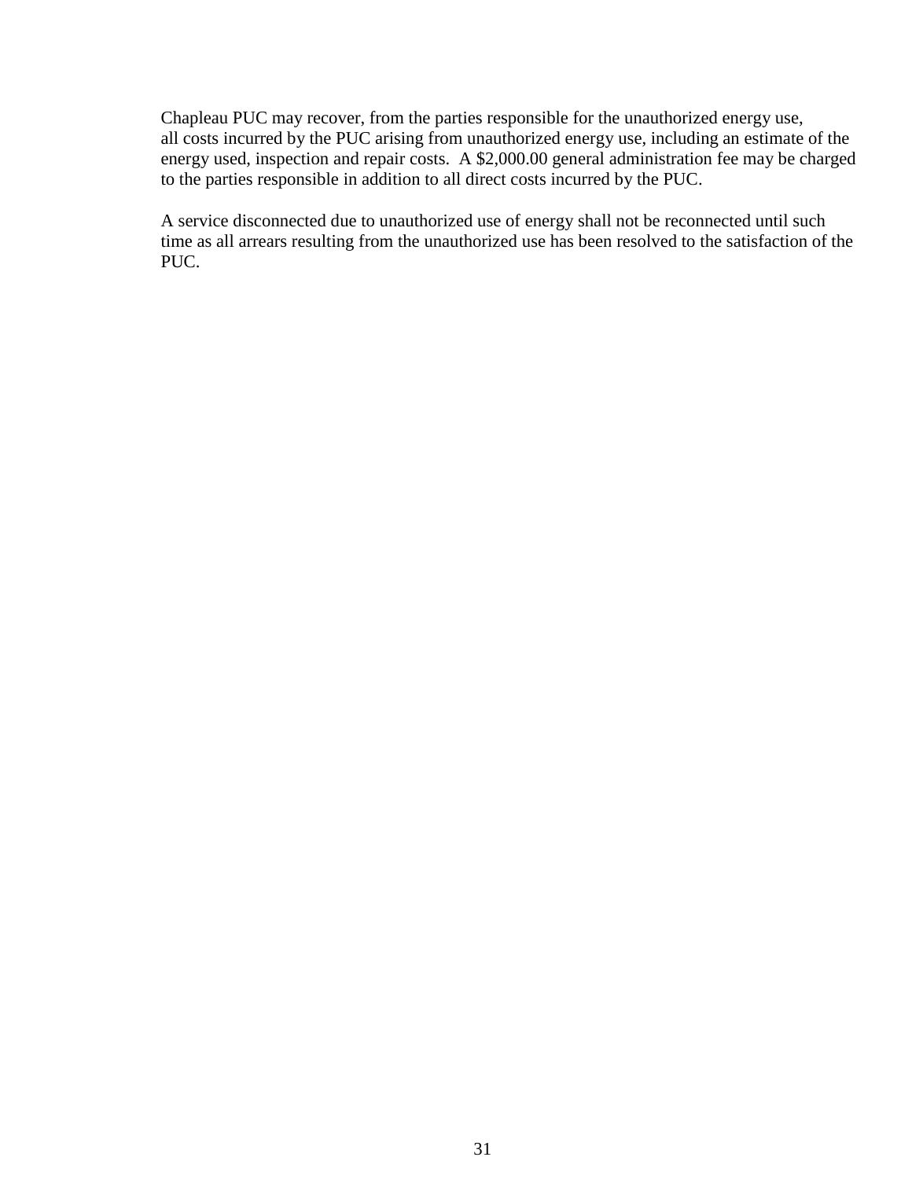Chapleau PUC may recover, from the parties responsible for the unauthorized energy use, all costs incurred by the PUC arising from unauthorized energy use, including an estimate of the energy used, inspection and repair costs. A $2,000.00 general administration fee may be charged to the parties responsible in addition to all direct costs incurred by the PUC.

A service disconnected due to unauthorized use of energy shall not be reconnected until such time as all arrears resulting from the unauthorized use has been resolved to the satisfaction of the PUC.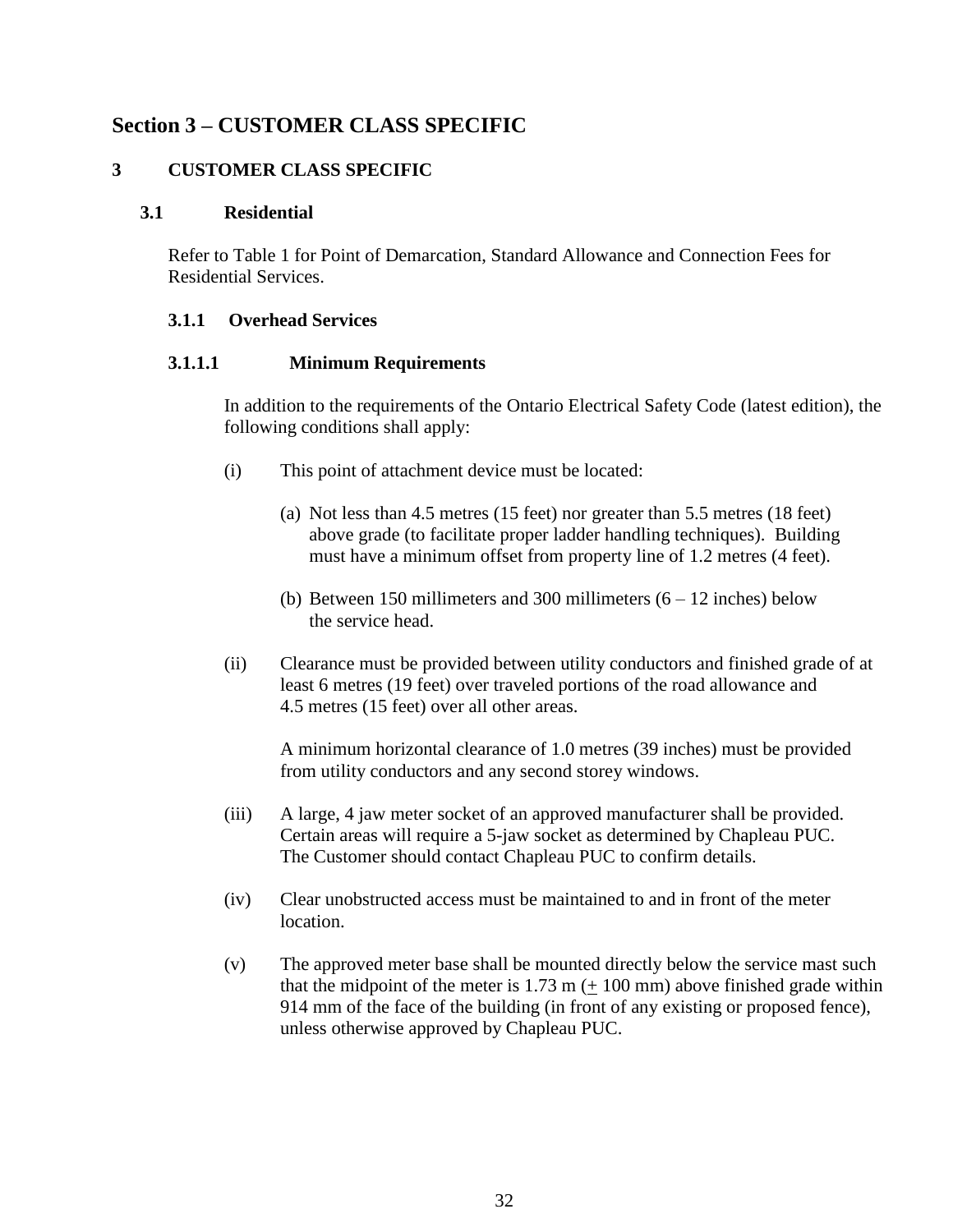# Section 3 – CUSTOMER CLASS SPECIFIC

## 3 CUSTOMER CLASS SPECIFIC

### 3.1 Residential

Refer to Table 1 for Point of Demarcation, Standard Allowance and Connection Fees for Residential Services.

#### 3.1.1 Overhead Services

##### 3.1.1.1 Minimum Requirements

In addition to the requirements of the Ontario Electrical Safety Code (latest edition), the following conditions shall apply:

(i) This point of attachment device must be located:

(a) Not less than 4.5 metres (15 feet) nor greater than 5.5 metres (18 feet) above grade (to facilitate proper ladder handling techniques). Building must have a minimum offset from property line of 1.2 metres (4 feet).

(b) Between 150 millimeters and 300 millimeters (6 – 12 inches) below the service head.

(ii) Clearance must be provided between utility conductors and finished grade of at least 6 metres (19 feet) over traveled portions of the road allowance and 4.5 metres (15 feet) over all other areas.

A minimum horizontal clearance of 1.0 metres (39 inches) must be provided from utility conductors and any second storey windows.

(iii) A large, 4 jaw meter socket of an approved manufacturer shall be provided. Certain areas will require a 5-jaw socket as determined by Chapleau PUC. The Customer should contact Chapleau PUC to confirm details.

(iv) Clear unobstructed access must be maintained to and in front of the meter location.

(v) The approved meter base shall be mounted directly below the service mast such that the midpoint of the meter is 1.73 m (± 100 mm) above finished grade within 914 mm of the face of the building (in front of any existing or proposed fence), unless otherwise approved by Chapleau PUC.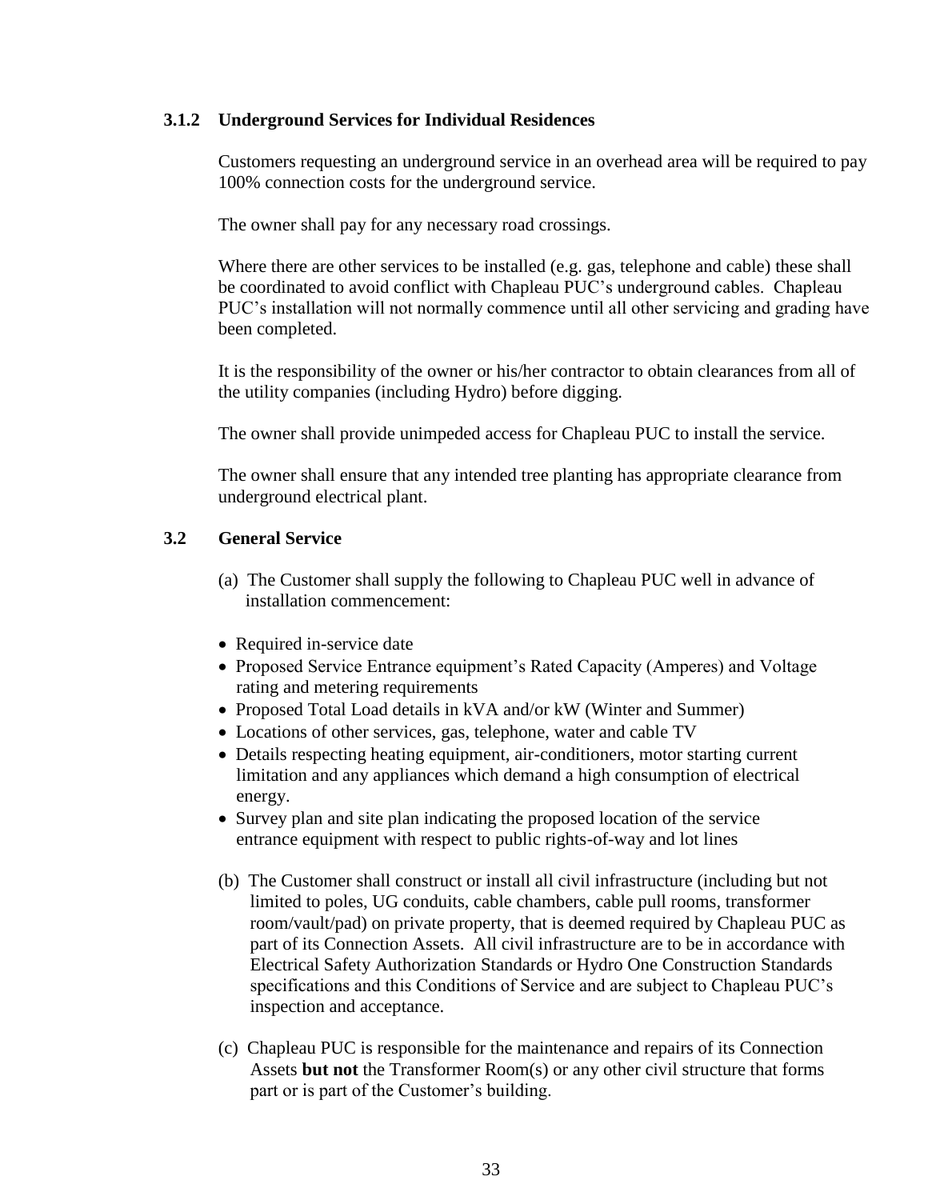### 3.1.2 Underground Services for Individual Residences

Customers requesting an underground service in an overhead area will be required to pay 100% connection costs for the underground service.

The owner shall pay for any necessary road crossings.

Where there are other services to be installed (e.g. gas, telephone and cable) these shall be coordinated to avoid conflict with Chapleau PUC's underground cables. Chapleau PUC's installation will not normally commence until all other servicing and grading have been completed.

It is the responsibility of the owner or his/her contractor to obtain clearances from all of the utility companies (including Hydro) before digging.

The owner shall provide unimpeded access for Chapleau PUC to install the service.

The owner shall ensure that any intended tree planting has appropriate clearance from underground electrical plant.

## 3.2 General Service

(a) The Customer shall supply the following to Chapleau PUC well in advance of installation commencement:

- Required in-service date
- Proposed Service Entrance equipment's Rated Capacity (Amperes) and Voltage rating and metering requirements
- Proposed Total Load details in kVA and/or kW (Winter and Summer)
- Locations of other services, gas, telephone, water and cable TV
- Details respecting heating equipment, air-conditioners, motor starting current limitation and any appliances which demand a high consumption of electrical energy.
- Survey plan and site plan indicating the proposed location of the service entrance equipment with respect to public rights-of-way and lot lines

(b) The Customer shall construct or install all civil infrastructure (including but not limited to poles, UG conduits, cable chambers, cable pull rooms, transformer room/vault/pad) on private property, that is deemed required by Chapleau PUC as part of its Connection Assets. All civil infrastructure are to be in accordance with Electrical Safety Authorization Standards or Hydro One Construction Standards specifications and this Conditions of Service and are subject to Chapleau PUC's inspection and acceptance.

(c) Chapleau PUC is responsible for the maintenance and repairs of its Connection Assets **but not** the Transformer Room(s) or any other civil structure that forms part or is part of the Customer's building.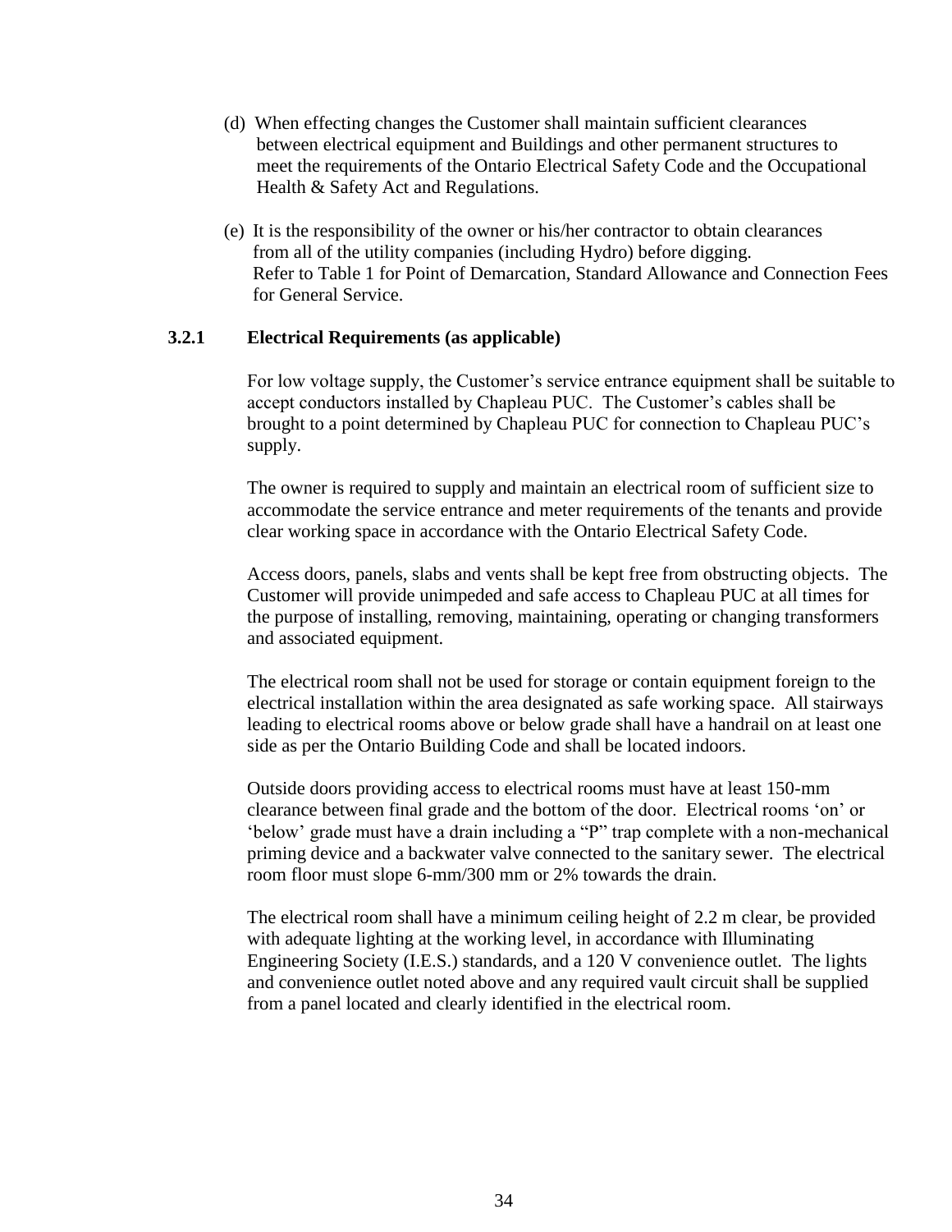(d) When effecting changes the Customer shall maintain sufficient clearances between electrical equipment and Buildings and other permanent structures to meet the requirements of the Ontario Electrical Safety Code and the Occupational Health & Safety Act and Regulations.

(e) It is the responsibility of the owner or his/her contractor to obtain clearances from all of the utility companies (including Hydro) before digging. Refer to Table 1 for Point of Demarcation, Standard Allowance and Connection Fees for General Service.

### 3.2.1 Electrical Requirements (as applicable)

For low voltage supply, the Customer's service entrance equipment shall be suitable to accept conductors installed by Chapleau PUC. The Customer's cables shall be brought to a point determined by Chapleau PUC for connection to Chapleau PUC's supply.

The owner is required to supply and maintain an electrical room of sufficient size to accommodate the service entrance and meter requirements of the tenants and provide clear working space in accordance with the Ontario Electrical Safety Code.

Access doors, panels, slabs and vents shall be kept free from obstructing objects. The Customer will provide unimpeded and safe access to Chapleau PUC at all times for the purpose of installing, removing, maintaining, operating or changing transformers and associated equipment.

The electrical room shall not be used for storage or contain equipment foreign to the electrical installation within the area designated as safe working space. All stairways leading to electrical rooms above or below grade shall have a handrail on at least one side as per the Ontario Building Code and shall be located indoors.

Outside doors providing access to electrical rooms must have at least 150-mm clearance between final grade and the bottom of the door. Electrical rooms 'on' or 'below' grade must have a drain including a "P" trap complete with a non-mechanical priming device and a backwater valve connected to the sanitary sewer. The electrical room floor must slope 6-mm/300 mm or 2% towards the drain.

The electrical room shall have a minimum ceiling height of 2.2 m clear, be provided with adequate lighting at the working level, in accordance with Illuminating Engineering Society (I.E.S.) standards, and a 120 V convenience outlet. The lights and convenience outlet noted above and any required vault circuit shall be supplied from a panel located and clearly identified in the electrical room.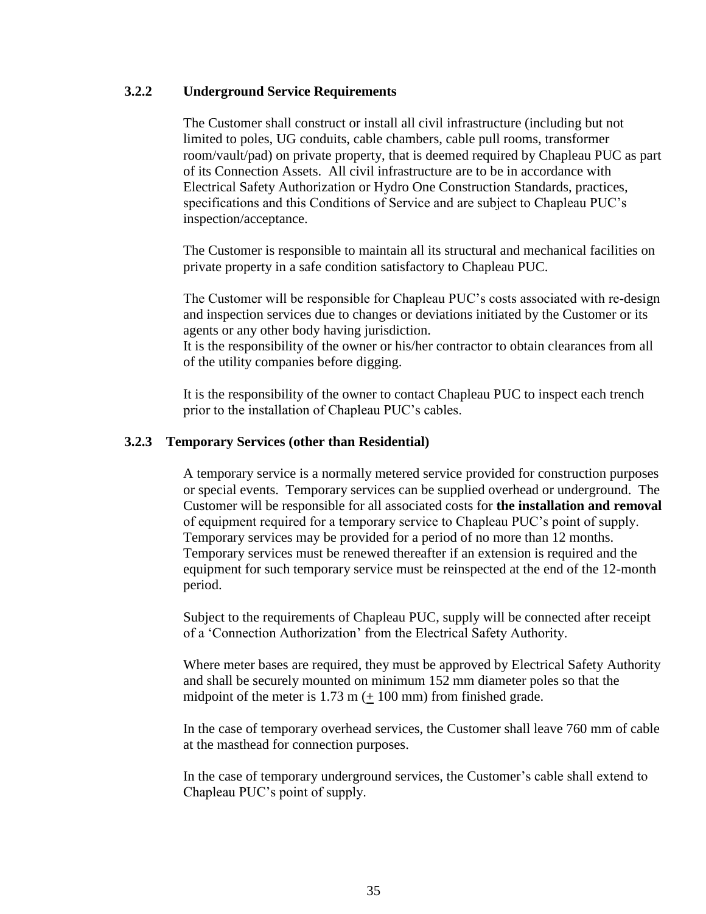### 3.2.2 Underground Service Requirements

The Customer shall construct or install all civil infrastructure (including but not limited to poles, UG conduits, cable chambers, cable pull rooms, transformer room/vault/pad) on private property, that is deemed required by Chapleau PUC as part of its Connection Assets. All civil infrastructure are to be in accordance with Electrical Safety Authorization or Hydro One Construction Standards, practices, specifications and this Conditions of Service and are subject to Chapleau PUC's inspection/acceptance.

The Customer is responsible to maintain all its structural and mechanical facilities on private property in a safe condition satisfactory to Chapleau PUC.

The Customer will be responsible for Chapleau PUC's costs associated with re-design and inspection services due to changes or deviations initiated by the Customer or its agents or any other body having jurisdiction.
It is the responsibility of the owner or his/her contractor to obtain clearances from all of the utility companies before digging.

It is the responsibility of the owner to contact Chapleau PUC to inspect each trench prior to the installation of Chapleau PUC's cables.

### 3.2.3 Temporary Services (other than Residential)

A temporary service is a normally metered service provided for construction purposes or special events. Temporary services can be supplied overhead or underground. The Customer will be responsible for all associated costs for **the installation and removal** of equipment required for a temporary service to Chapleau PUC's point of supply. Temporary services may be provided for a period of no more than 12 months. Temporary services must be renewed thereafter if an extension is required and the equipment for such temporary service must be reinspected at the end of the 12-month period.

Subject to the requirements of Chapleau PUC, supply will be connected after receipt of a 'Connection Authorization' from the Electrical Safety Authority.

Where meter bases are required, they must be approved by Electrical Safety Authority and shall be securely mounted on minimum 152 mm diameter poles so that the midpoint of the meter is 1.73 m (± 100 mm) from finished grade.

In the case of temporary overhead services, the Customer shall leave 760 mm of cable at the masthead for connection purposes.

In the case of temporary underground services, the Customer's cable shall extend to Chapleau PUC's point of supply.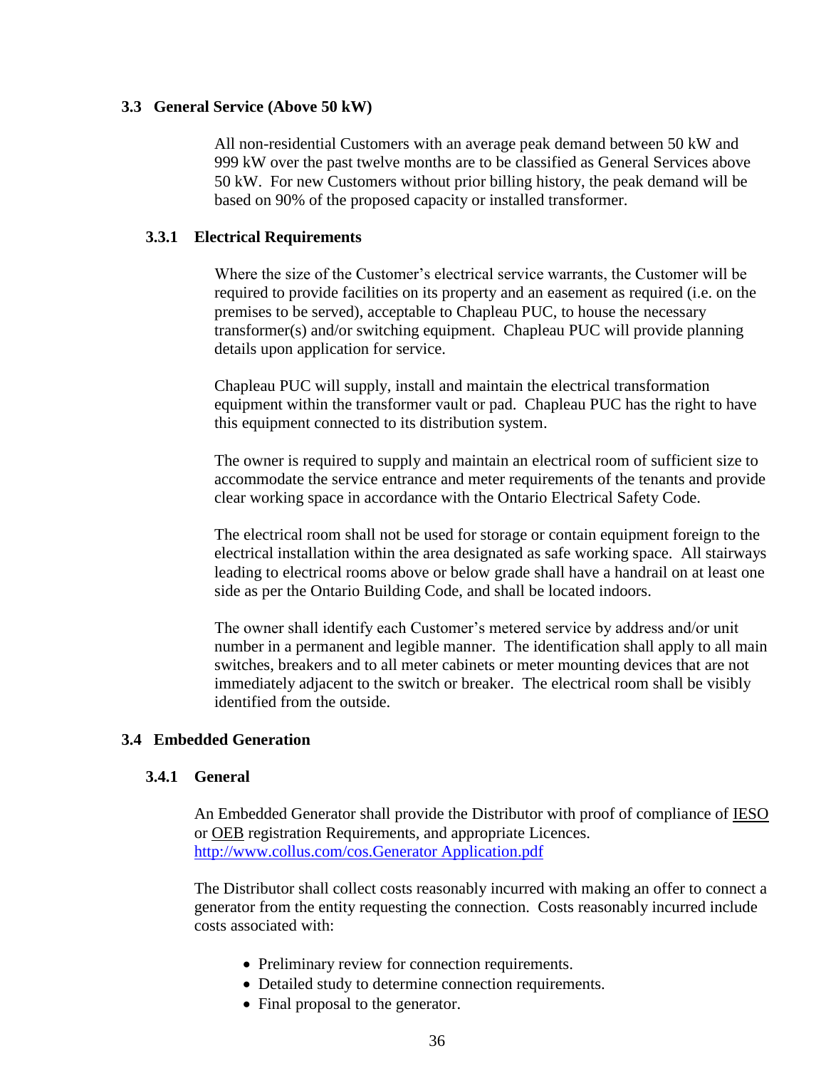### 3.3 General Service (Above 50 kW)

All non-residential Customers with an average peak demand between 50 kW and 999 kW over the past twelve months are to be classified as General Services above 50 kW. For new Customers without prior billing history, the peak demand will be based on 90% of the proposed capacity or installed transformer.

#### 3.3.1 Electrical Requirements

Where the size of the Customer's electrical service warrants, the Customer will be required to provide facilities on its property and an easement as required (i.e. on the premises to be served), acceptable to Chapleau PUC, to house the necessary transformer(s) and/or switching equipment. Chapleau PUC will provide planning details upon application for service.

Chapleau PUC will supply, install and maintain the electrical transformation equipment within the transformer vault or pad. Chapleau PUC has the right to have this equipment connected to its distribution system.

The owner is required to supply and maintain an electrical room of sufficient size to accommodate the service entrance and meter requirements of the tenants and provide clear working space in accordance with the Ontario Electrical Safety Code.

The electrical room shall not be used for storage or contain equipment foreign to the electrical installation within the area designated as safe working space. All stairways leading to electrical rooms above or below grade shall have a handrail on at least one side as per the Ontario Building Code, and shall be located indoors.

The owner shall identify each Customer's metered service by address and/or unit number in a permanent and legible manner. The identification shall apply to all main switches, breakers and to all meter cabinets or meter mounting devices that are not immediately adjacent to the switch or breaker. The electrical room shall be visibly identified from the outside.

### 3.4 Embedded Generation

#### 3.4.1 General

An Embedded Generator shall provide the Distributor with proof of compliance of IESO or OEB registration Requirements, and appropriate Licences. [http://www.collus.com/cos.Generator Application.pdf](http://www.collus.com/cos.Generator Application.pdf)

The Distributor shall collect costs reasonably incurred with making an offer to connect a generator from the entity requesting the connection. Costs reasonably incurred include costs associated with:

- Preliminary review for connection requirements.
- Detailed study to determine connection requirements.
- Final proposal to the generator.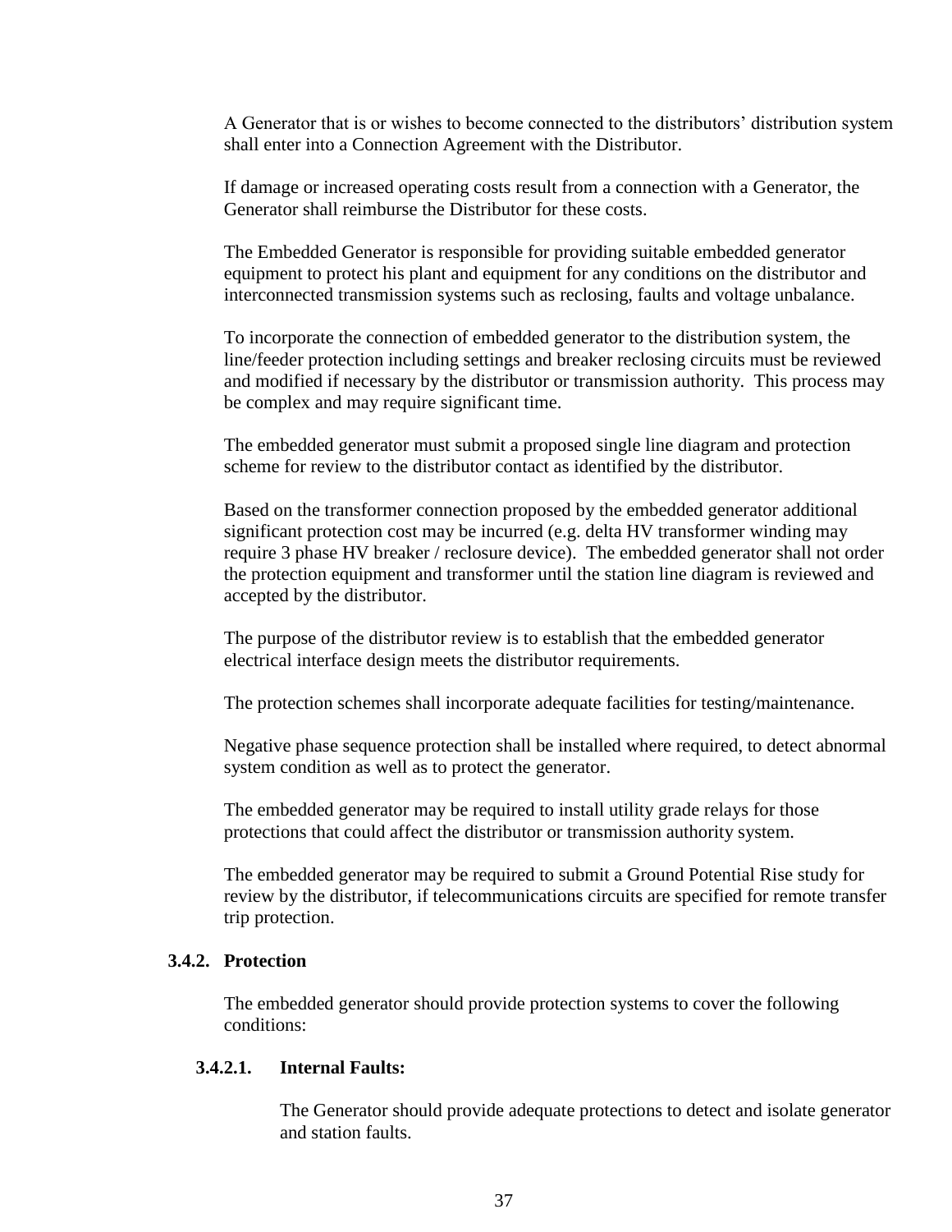A Generator that is or wishes to become connected to the distributors' distribution system shall enter into a Connection Agreement with the Distributor.

If damage or increased operating costs result from a connection with a Generator, the Generator shall reimburse the Distributor for these costs.

The Embedded Generator is responsible for providing suitable embedded generator equipment to protect his plant and equipment for any conditions on the distributor and interconnected transmission systems such as reclosing, faults and voltage unbalance.

To incorporate the connection of embedded generator to the distribution system, the line/feeder protection including settings and breaker reclosing circuits must be reviewed and modified if necessary by the distributor or transmission authority. This process may be complex and may require significant time.

The embedded generator must submit a proposed single line diagram and protection scheme for review to the distributor contact as identified by the distributor.

Based on the transformer connection proposed by the embedded generator additional significant protection cost may be incurred (e.g. delta HV transformer winding may require 3 phase HV breaker / reclosure device). The embedded generator shall not order the protection equipment and transformer until the station line diagram is reviewed and accepted by the distributor.

The purpose of the distributor review is to establish that the embedded generator electrical interface design meets the distributor requirements.

The protection schemes shall incorporate adequate facilities for testing/maintenance.

Negative phase sequence protection shall be installed where required, to detect abnormal system condition as well as to protect the generator.

The embedded generator may be required to install utility grade relays for those protections that could affect the distributor or transmission authority system.

The embedded generator may be required to submit a Ground Potential Rise study for review by the distributor, if telecommunications circuits are specified for remote transfer trip protection.

### 3.4.2. Protection

The embedded generator should provide protection systems to cover the following conditions:

#### 3.4.2.1. Internal Faults:

The Generator should provide adequate protections to detect and isolate generator and station faults.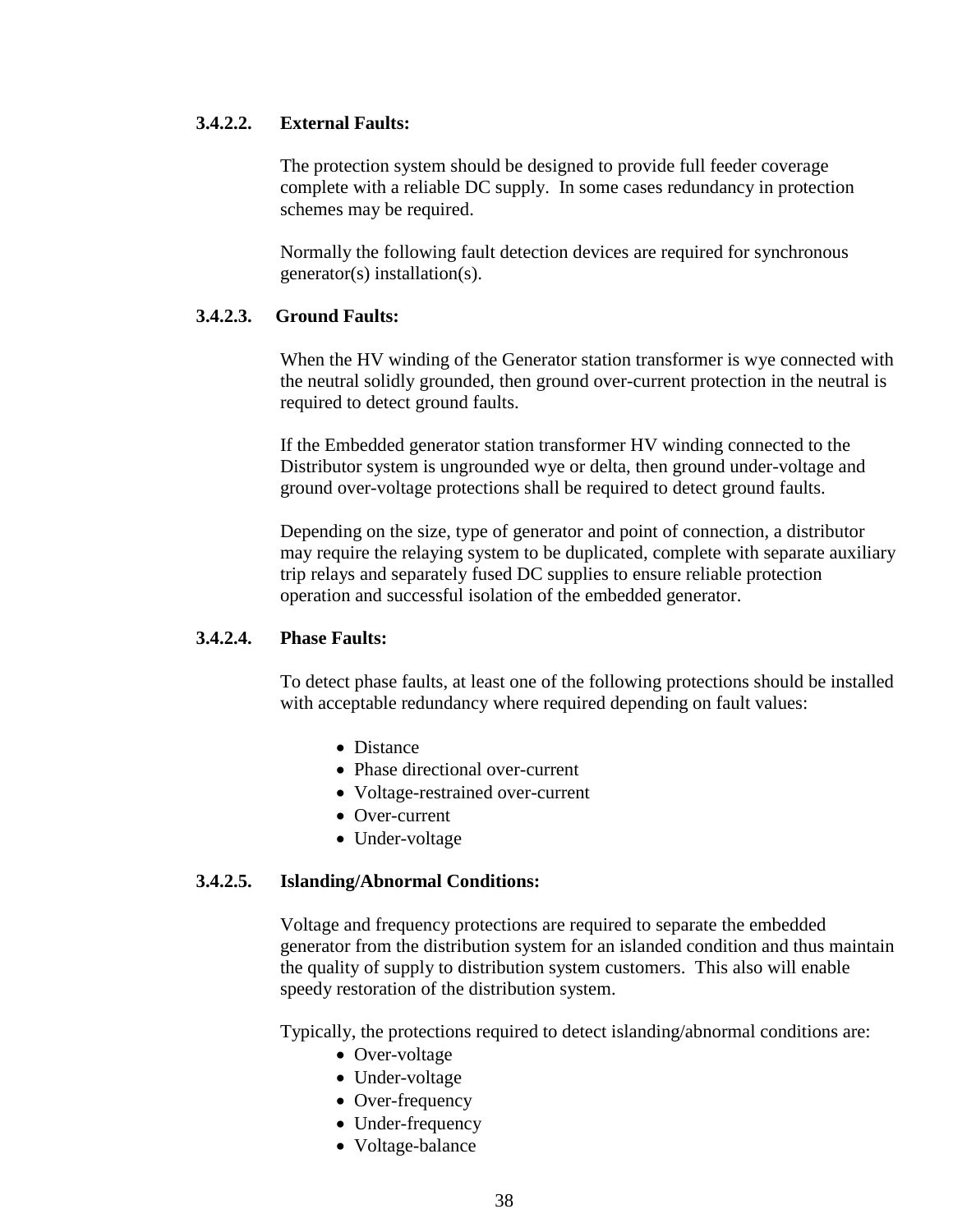#### 3.4.2.2. External Faults:

The protection system should be designed to provide full feeder coverage complete with a reliable DC supply. In some cases redundancy in protection schemes may be required.

Normally the following fault detection devices are required for synchronous generator(s) installation(s).

#### 3.4.2.3. Ground Faults:

When the HV winding of the Generator station transformer is wye connected with the neutral solidly grounded, then ground over-current protection in the neutral is required to detect ground faults.

If the Embedded generator station transformer HV winding connected to the Distributor system is ungrounded wye or delta, then ground under-voltage and ground over-voltage protections shall be required to detect ground faults.

Depending on the size, type of generator and point of connection, a distributor may require the relaying system to be duplicated, complete with separate auxiliary trip relays and separately fused DC supplies to ensure reliable protection operation and successful isolation of the embedded generator.

#### 3.4.2.4. Phase Faults:

To detect phase faults, at least one of the following protections should be installed with acceptable redundancy where required depending on fault values:

- Distance
- Phase directional over-current
- Voltage-restrained over-current
- Over-current
- Under-voltage

#### 3.4.2.5. Islanding/Abnormal Conditions:

Voltage and frequency protections are required to separate the embedded generator from the distribution system for an islanded condition and thus maintain the quality of supply to distribution system customers. This also will enable speedy restoration of the distribution system.

Typically, the protections required to detect islanding/abnormal conditions are:

- Over-voltage
- Under-voltage
- Over-frequency
- Under-frequency
- Voltage-balance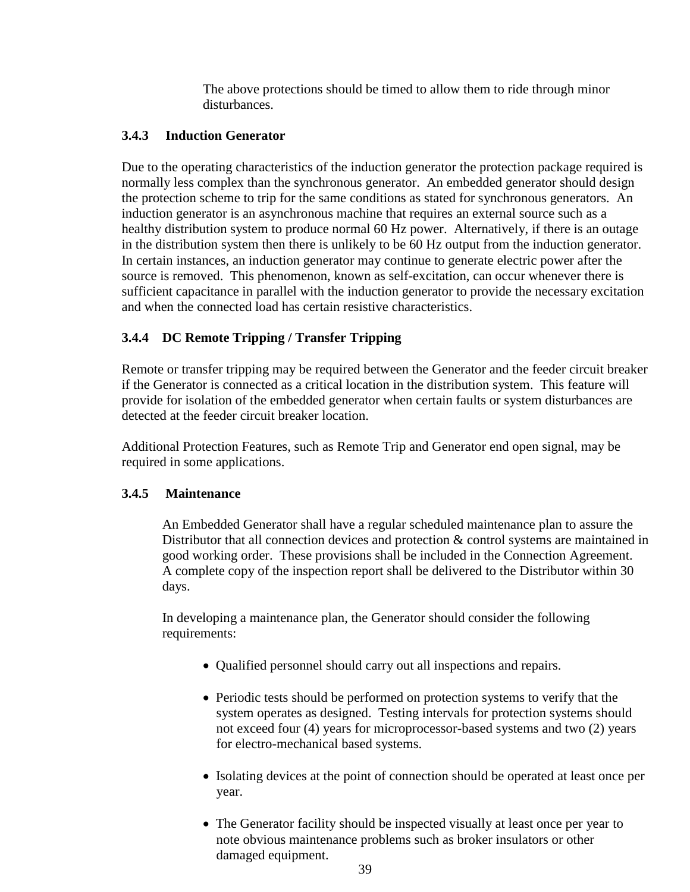The above protections should be timed to allow them to ride through minor disturbances.

### 3.4.3 Induction Generator

Due to the operating characteristics of the induction generator the protection package required is normally less complex than the synchronous generator. An embedded generator should design the protection scheme to trip for the same conditions as stated for synchronous generators. An induction generator is an asynchronous machine that requires an external source such as a healthy distribution system to produce normal 60 Hz power. Alternatively, if there is an outage in the distribution system then there is unlikely to be 60 Hz output from the induction generator. In certain instances, an induction generator may continue to generate electric power after the source is removed. This phenomenon, known as self-excitation, can occur whenever there is sufficient capacitance in parallel with the induction generator to provide the necessary excitation and when the connected load has certain resistive characteristics.

### 3.4.4 DC Remote Tripping / Transfer Tripping

Remote or transfer tripping may be required between the Generator and the feeder circuit breaker if the Generator is connected as a critical location in the distribution system. This feature will provide for isolation of the embedded generator when certain faults or system disturbances are detected at the feeder circuit breaker location.

Additional Protection Features, such as Remote Trip and Generator end open signal, may be required in some applications.

### 3.4.5 Maintenance

An Embedded Generator shall have a regular scheduled maintenance plan to assure the Distributor that all connection devices and protection & control systems are maintained in good working order. These provisions shall be included in the Connection Agreement. A complete copy of the inspection report shall be delivered to the Distributor within 30 days.

In developing a maintenance plan, the Generator should consider the following requirements:

- Qualified personnel should carry out all inspections and repairs.
- Periodic tests should be performed on protection systems to verify that the system operates as designed. Testing intervals for protection systems should not exceed four (4) years for microprocessor-based systems and two (2) years for electro-mechanical based systems.
- Isolating devices at the point of connection should be operated at least once per year.
- The Generator facility should be inspected visually at least once per year to note obvious maintenance problems such as broker insulators or other damaged equipment.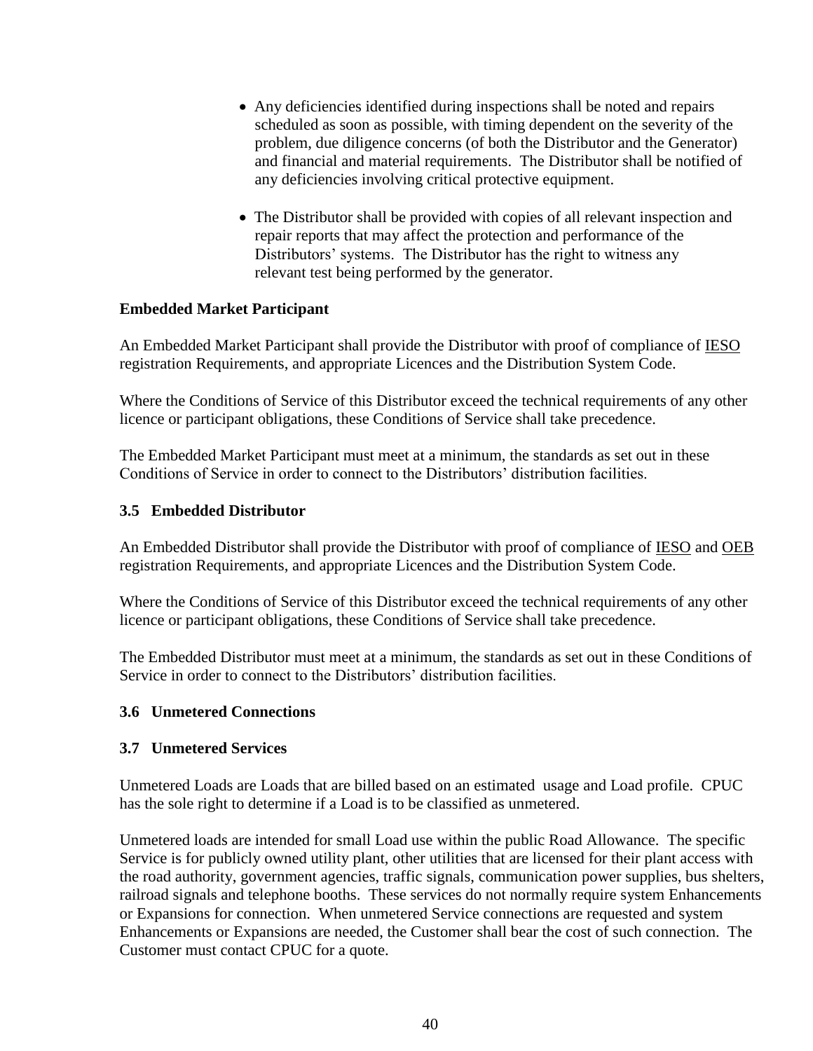- Any deficiencies identified during inspections shall be noted and repairs scheduled as soon as possible, with timing dependent on the severity of the problem, due diligence concerns (of both the Distributor and the Generator) and financial and material requirements. The Distributor shall be notified of any deficiencies involving critical protective equipment.

- The Distributor shall be provided with copies of all relevant inspection and repair reports that may affect the protection and performance of the Distributors' systems. The Distributor has the right to witness any relevant test being performed by the generator.

**Embedded Market Participant**

An Embedded Market Participant shall provide the Distributor with proof of compliance of IESO registration Requirements, and appropriate Licences and the Distribution System Code.

Where the Conditions of Service of this Distributor exceed the technical requirements of any other licence or participant obligations, these Conditions of Service shall take precedence.

The Embedded Market Participant must meet at a minimum, the standards as set out in these Conditions of Service in order to connect to the Distributors' distribution facilities.

### 3.5 Embedded Distributor

An Embedded Distributor shall provide the Distributor with proof of compliance of IESO and OEB registration Requirements, and appropriate Licences and the Distribution System Code.

Where the Conditions of Service of this Distributor exceed the technical requirements of any other licence or participant obligations, these Conditions of Service shall take precedence.

The Embedded Distributor must meet at a minimum, the standards as set out in these Conditions of Service in order to connect to the Distributors' distribution facilities.

### 3.6 Unmetered Connections

### 3.7 Unmetered Services

Unmetered Loads are Loads that are billed based on an estimated usage and Load profile. CPUC has the sole right to determine if a Load is to be classified as unmetered.

Unmetered loads are intended for small Load use within the public Road Allowance. The specific Service is for publicly owned utility plant, other utilities that are licensed for their plant access with the road authority, government agencies, traffic signals, communication power supplies, bus shelters, railroad signals and telephone booths. These services do not normally require system Enhancements or Expansions for connection. When unmetered Service connections are requested and system Enhancements or Expansions are needed, the Customer shall bear the cost of such connection. The Customer must contact CPUC for a quote.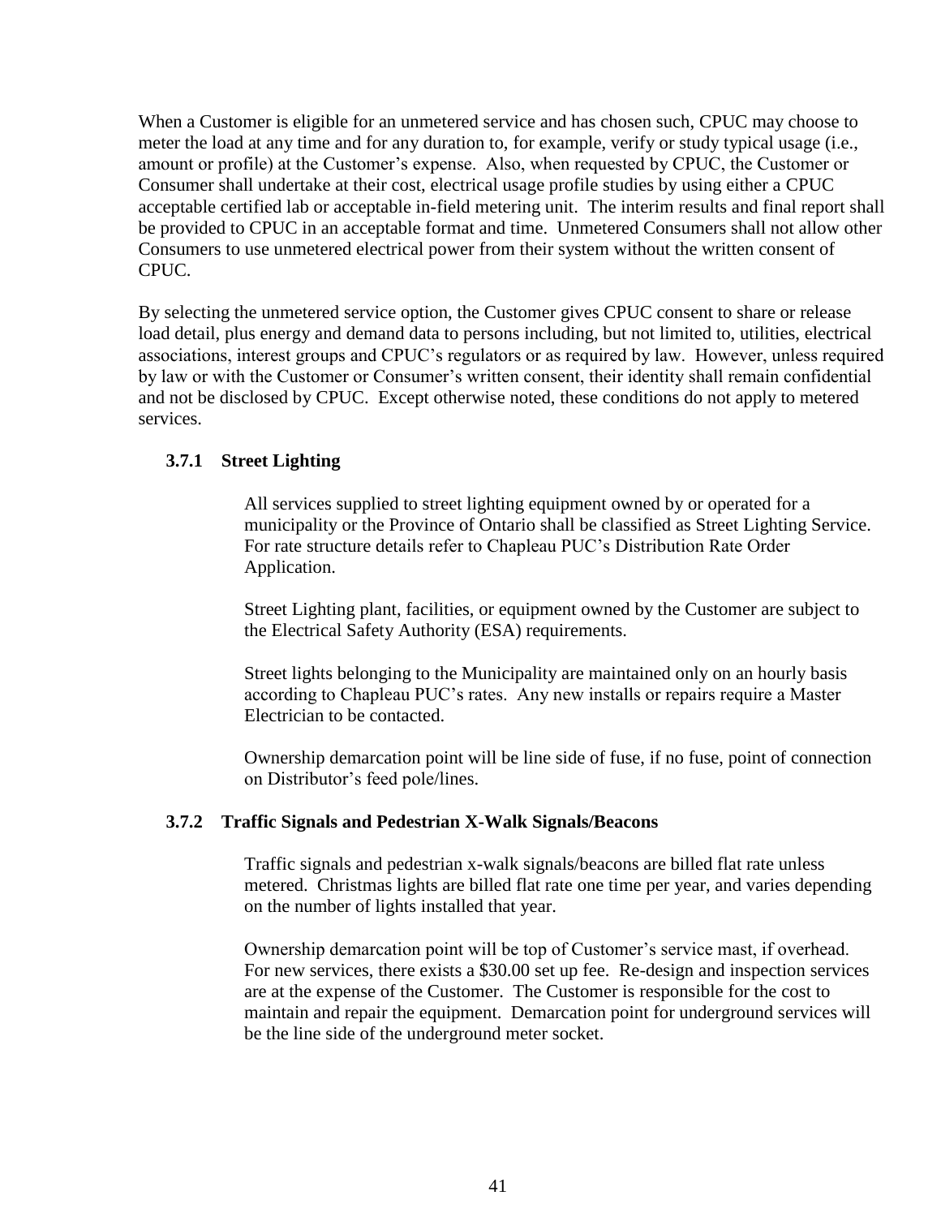When a Customer is eligible for an unmetered service and has chosen such, CPUC may choose to meter the load at any time and for any duration to, for example, verify or study typical usage (i.e., amount or profile) at the Customer's expense. Also, when requested by CPUC, the Customer or Consumer shall undertake at their cost, electrical usage profile studies by using either a CPUC acceptable certified lab or acceptable in-field metering unit. The interim results and final report shall be provided to CPUC in an acceptable format and time. Unmetered Consumers shall not allow other Consumers to use unmetered electrical power from their system without the written consent of CPUC.

By selecting the unmetered service option, the Customer gives CPUC consent to share or release load detail, plus energy and demand data to persons including, but not limited to, utilities, electrical associations, interest groups and CPUC's regulators or as required by law. However, unless required by law or with the Customer or Consumer's written consent, their identity shall remain confidential and not be disclosed by CPUC. Except otherwise noted, these conditions do not apply to metered services.

### 3.7.1 Street Lighting

All services supplied to street lighting equipment owned by or operated for a municipality or the Province of Ontario shall be classified as Street Lighting Service. For rate structure details refer to Chapleau PUC's Distribution Rate Order Application.

Street Lighting plant, facilities, or equipment owned by the Customer are subject to the Electrical Safety Authority (ESA) requirements.

Street lights belonging to the Municipality are maintained only on an hourly basis according to Chapleau PUC's rates. Any new installs or repairs require a Master Electrician to be contacted.

Ownership demarcation point will be line side of fuse, if no fuse, point of connection on Distributor's feed pole/lines.

### 3.7.2 Traffic Signals and Pedestrian X-Walk Signals/Beacons

Traffic signals and pedestrian x-walk signals/beacons are billed flat rate unless metered. Christmas lights are billed flat rate one time per year, and varies depending on the number of lights installed that year.

Ownership demarcation point will be top of Customer's service mast, if overhead. For new services, there exists a $30.00 set up fee. Re-design and inspection services are at the expense of the Customer. The Customer is responsible for the cost to maintain and repair the equipment. Demarcation point for underground services will be the line side of the underground meter socket.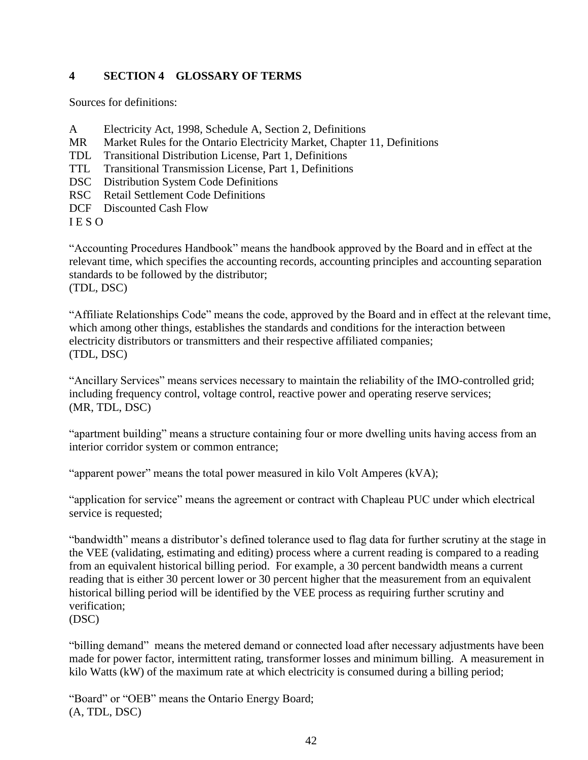# 4 SECTION 4 GLOSSARY OF TERMS

Sources for definitions:

A Electricity Act, 1998, Schedule A, Section 2, Definitions
MR Market Rules for the Ontario Electricity Market, Chapter 11, Definitions
TDL Transitional Distribution License, Part 1, Definitions
TTL Transitional Transmission License, Part 1, Definitions
DSC Distribution System Code Definitions
RSC Retail Settlement Code Definitions
DCF Discounted Cash Flow
I E S O

"Accounting Procedures Handbook" means the handbook approved by the Board and in effect at the relevant time, which specifies the accounting records, accounting principles and accounting separation standards to be followed by the distributor;
(TDL, DSC)

"Affiliate Relationships Code" means the code, approved by the Board and in effect at the relevant time, which among other things, establishes the standards and conditions for the interaction between electricity distributors or transmitters and their respective affiliated companies;
(TDL, DSC)

"Ancillary Services" means services necessary to maintain the reliability of the IMO-controlled grid; including frequency control, voltage control, reactive power and operating reserve services;
(MR, TDL, DSC)

"apartment building" means a structure containing four or more dwelling units having access from an interior corridor system or common entrance;

"apparent power" means the total power measured in kilo Volt Amperes (kVA);

"application for service" means the agreement or contract with Chapleau PUC under which electrical service is requested;

"bandwidth" means a distributor's defined tolerance used to flag data for further scrutiny at the stage in the VEE (validating, estimating and editing) process where a current reading is compared to a reading from an equivalent historical billing period. For example, a 30 percent bandwidth means a current reading that is either 30 percent lower or 30 percent higher that the measurement from an equivalent historical billing period will be identified by the VEE process as requiring further scrutiny and verification;
(DSC)

"billing demand" means the metered demand or connected load after necessary adjustments have been made for power factor, intermittent rating, transformer losses and minimum billing. A measurement in kilo Watts (kW) of the maximum rate at which electricity is consumed during a billing period;

"Board" or "OEB" means the Ontario Energy Board;
(A, TDL, DSC)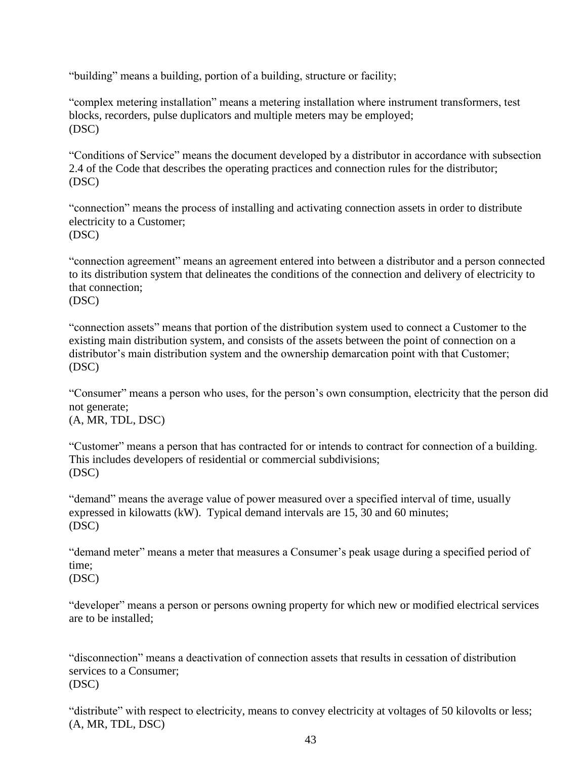“building” means a building, portion of a building, structure or facility;

“complex metering installation” means a metering installation where instrument transformers, test blocks, recorders, pulse duplicators and multiple meters may be employed;
(DSC)

“Conditions of Service” means the document developed by a distributor in accordance with subsection 2.4 of the Code that describes the operating practices and connection rules for the distributor;
(DSC)

“connection” means the process of installing and activating connection assets in order to distribute electricity to a Customer;
(DSC)

“connection agreement” means an agreement entered into between a distributor and a person connected to its distribution system that delineates the conditions of the connection and delivery of electricity to that connection;
(DSC)

“connection assets” means that portion of the distribution system used to connect a Customer to the existing main distribution system, and consists of the assets between the point of connection on a distributor’s main distribution system and the ownership demarcation point with that Customer;
(DSC)

“Consumer” means a person who uses, for the person’s own consumption, electricity that the person did not generate;
(A, MR, TDL, DSC)

“Customer” means a person that has contracted for or intends to contract for connection of a building. This includes developers of residential or commercial subdivisions;
(DSC)

“demand” means the average value of power measured over a specified interval of time, usually expressed in kilowatts (kW). Typical demand intervals are 15, 30 and 60 minutes;
(DSC)

“demand meter” means a meter that measures a Consumer’s peak usage during a specified period of time;
(DSC)

“developer” means a person or persons owning property for which new or modified electrical services are to be installed;

“disconnection” means a deactivation of connection assets that results in cessation of distribution services to a Consumer;
(DSC)

“distribute” with respect to electricity, means to convey electricity at voltages of 50 kilovolts or less;
(A, MR, TDL, DSC)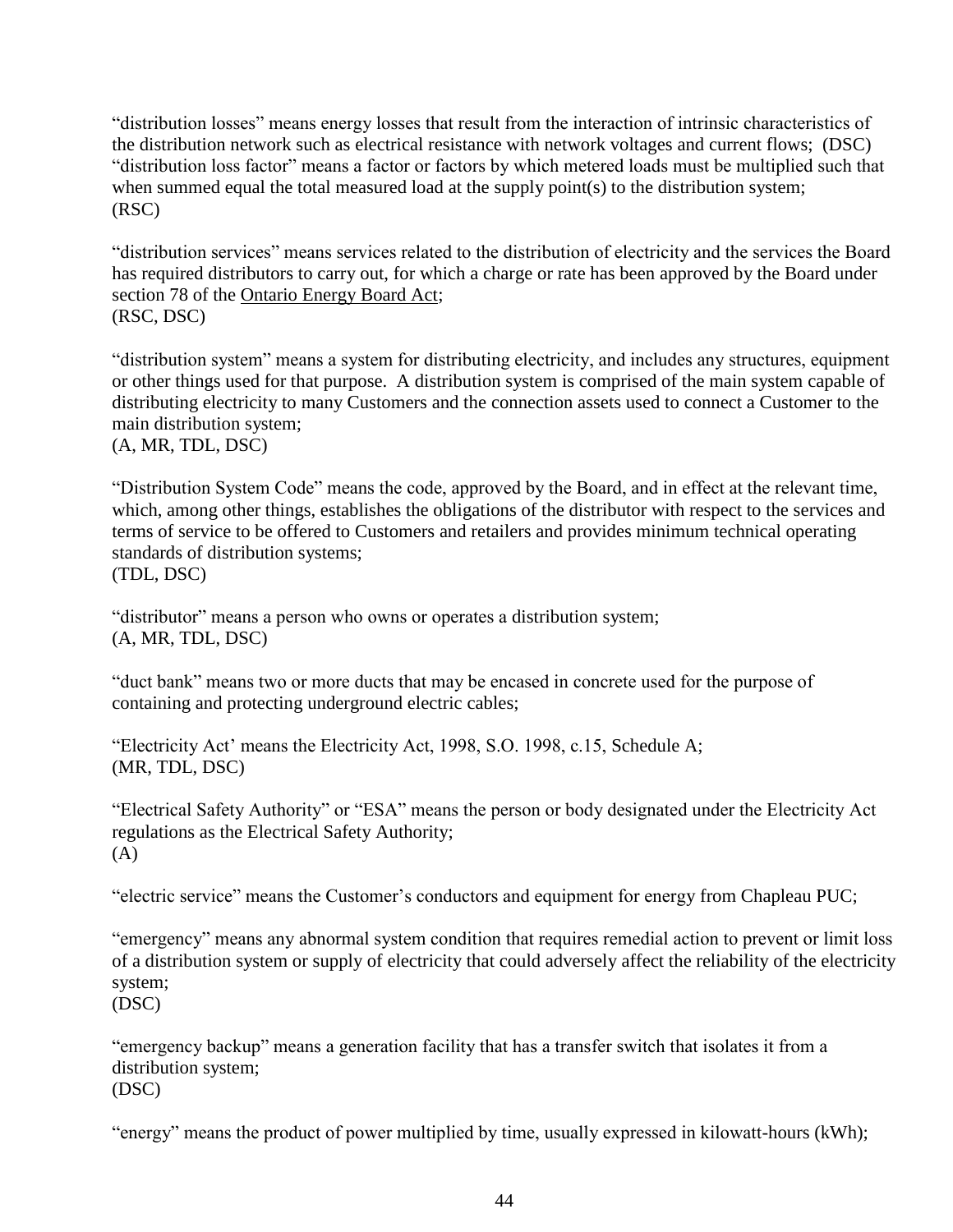"distribution losses" means energy losses that result from the interaction of intrinsic characteristics of the distribution network such as electrical resistance with network voltages and current flows; (DSC)
"distribution loss factor" means a factor or factors by which metered loads must be multiplied such that when summed equal the total measured load at the supply point(s) to the distribution system;
(RSC)

"distribution services" means services related to the distribution of electricity and the services the Board has required distributors to carry out, for which a charge or rate has been approved by the Board under section 78 of the Ontario Energy Board Act;
(RSC, DSC)

"distribution system" means a system for distributing electricity, and includes any structures, equipment or other things used for that purpose. A distribution system is comprised of the main system capable of distributing electricity to many Customers and the connection assets used to connect a Customer to the main distribution system;
(A, MR, TDL, DSC)

"Distribution System Code" means the code, approved by the Board, and in effect at the relevant time, which, among other things, establishes the obligations of the distributor with respect to the services and terms of service to be offered to Customers and retailers and provides minimum technical operating standards of distribution systems;
(TDL, DSC)

"distributor" means a person who owns or operates a distribution system;
(A, MR, TDL, DSC)

"duct bank" means two or more ducts that may be encased in concrete used for the purpose of containing and protecting underground electric cables;

"Electricity Act' means the Electricity Act, 1998, S.O. 1998, c.15, Schedule A;
(MR, TDL, DSC)

"Electrical Safety Authority" or "ESA" means the person or body designated under the Electricity Act regulations as the Electrical Safety Authority;
(A)

"electric service" means the Customer's conductors and equipment for energy from Chapleau PUC;

"emergency" means any abnormal system condition that requires remedial action to prevent or limit loss of a distribution system or supply of electricity that could adversely affect the reliability of the electricity system;
(DSC)

"emergency backup" means a generation facility that has a transfer switch that isolates it from a distribution system;
(DSC)

"energy" means the product of power multiplied by time, usually expressed in kilowatt-hours (kWh);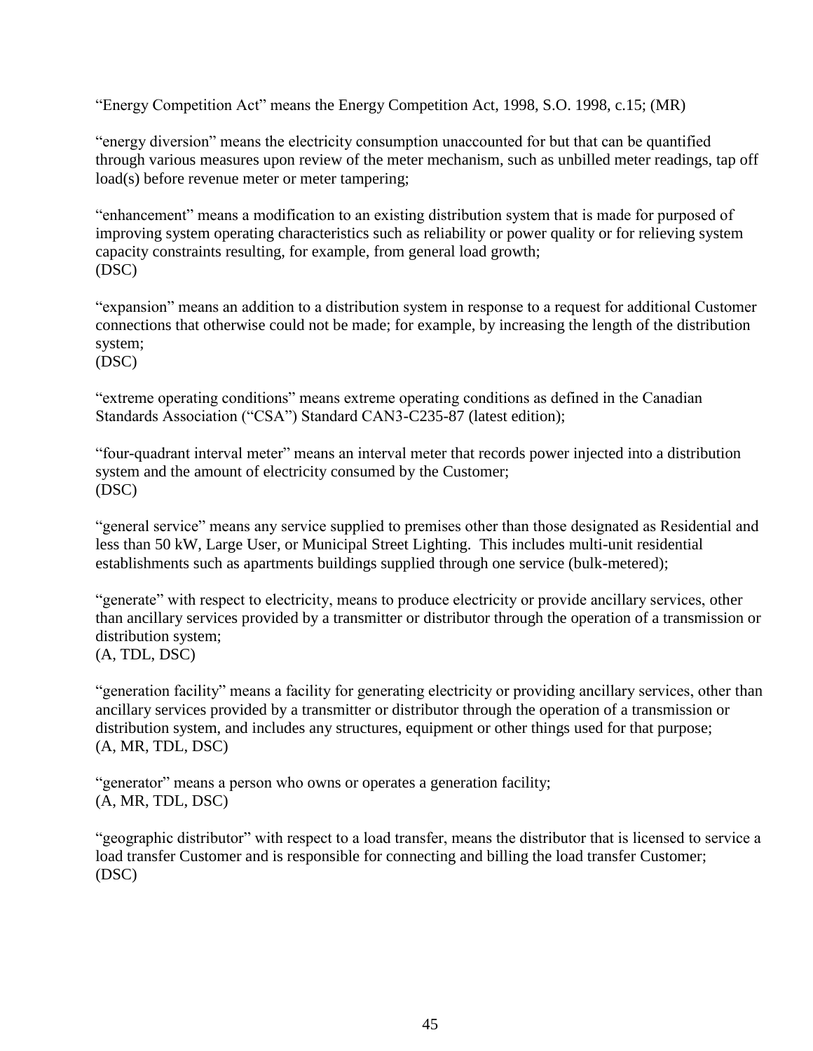"Energy Competition Act" means the Energy Competition Act, 1998, S.O. 1998, c.15; (MR)

"energy diversion" means the electricity consumption unaccounted for but that can be quantified through various measures upon review of the meter mechanism, such as unbilled meter readings, tap off load(s) before revenue meter or meter tampering;

"enhancement" means a modification to an existing distribution system that is made for purposed of improving system operating characteristics such as reliability or power quality or for relieving system capacity constraints resulting, for example, from general load growth;
(DSC)

"expansion" means an addition to a distribution system in response to a request for additional Customer connections that otherwise could not be made; for example, by increasing the length of the distribution system;
(DSC)

"extreme operating conditions" means extreme operating conditions as defined in the Canadian Standards Association ("CSA") Standard CAN3-C235-87 (latest edition);

"four-quadrant interval meter" means an interval meter that records power injected into a distribution system and the amount of electricity consumed by the Customer;
(DSC)

"general service" means any service supplied to premises other than those designated as Residential and less than 50 kW, Large User, or Municipal Street Lighting. This includes multi-unit residential establishments such as apartments buildings supplied through one service (bulk-metered);

"generate" with respect to electricity, means to produce electricity or provide ancillary services, other than ancillary services provided by a transmitter or distributor through the operation of a transmission or distribution system;
(A, TDL, DSC)

"generation facility" means a facility for generating electricity or providing ancillary services, other than ancillary services provided by a transmitter or distributor through the operation of a transmission or distribution system, and includes any structures, equipment or other things used for that purpose;
(A, MR, TDL, DSC)

"generator" means a person who owns or operates a generation facility;
(A, MR, TDL, DSC)

"geographic distributor" with respect to a load transfer, means the distributor that is licensed to service a load transfer Customer and is responsible for connecting and billing the load transfer Customer;
(DSC)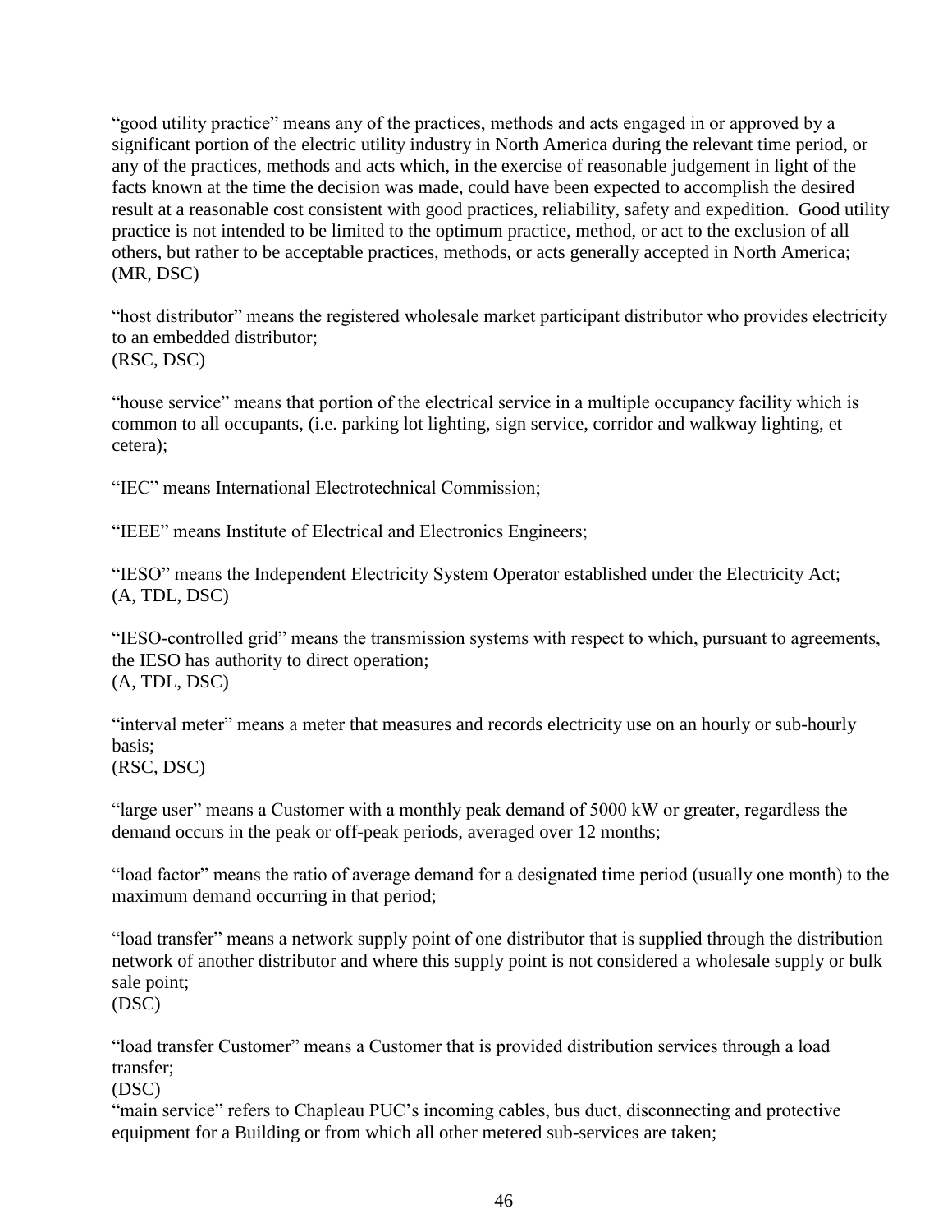"good utility practice" means any of the practices, methods and acts engaged in or approved by a significant portion of the electric utility industry in North America during the relevant time period, or any of the practices, methods and acts which, in the exercise of reasonable judgement in light of the facts known at the time the decision was made, could have been expected to accomplish the desired result at a reasonable cost consistent with good practices, reliability, safety and expedition. Good utility practice is not intended to be limited to the optimum practice, method, or act to the exclusion of all others, but rather to be acceptable practices, methods, or acts generally accepted in North America;
(MR, DSC)

"host distributor" means the registered wholesale market participant distributor who provides electricity to an embedded distributor;
(RSC, DSC)

"house service" means that portion of the electrical service in a multiple occupancy facility which is common to all occupants, (i.e. parking lot lighting, sign service, corridor and walkway lighting, et cetera);

"IEC" means International Electrotechnical Commission;

"IEEE" means Institute of Electrical and Electronics Engineers;

"IESO" means the Independent Electricity System Operator established under the Electricity Act;
(A, TDL, DSC)

"IESO-controlled grid" means the transmission systems with respect to which, pursuant to agreements, the IESO has authority to direct operation;
(A, TDL, DSC)

"interval meter" means a meter that measures and records electricity use on an hourly or sub-hourly basis;
(RSC, DSC)

"large user" means a Customer with a monthly peak demand of 5000 kW or greater, regardless the demand occurs in the peak or off-peak periods, averaged over 12 months;

"load factor" means the ratio of average demand for a designated time period (usually one month) to the maximum demand occurring in that period;

"load transfer" means a network supply point of one distributor that is supplied through the distribution network of another distributor and where this supply point is not considered a wholesale supply or bulk sale point;
(DSC)

"load transfer Customer" means a Customer that is provided distribution services through a load transfer;
(DSC)

"main service" refers to Chapleau PUC's incoming cables, bus duct, disconnecting and protective equipment for a Building or from which all other metered sub-services are taken;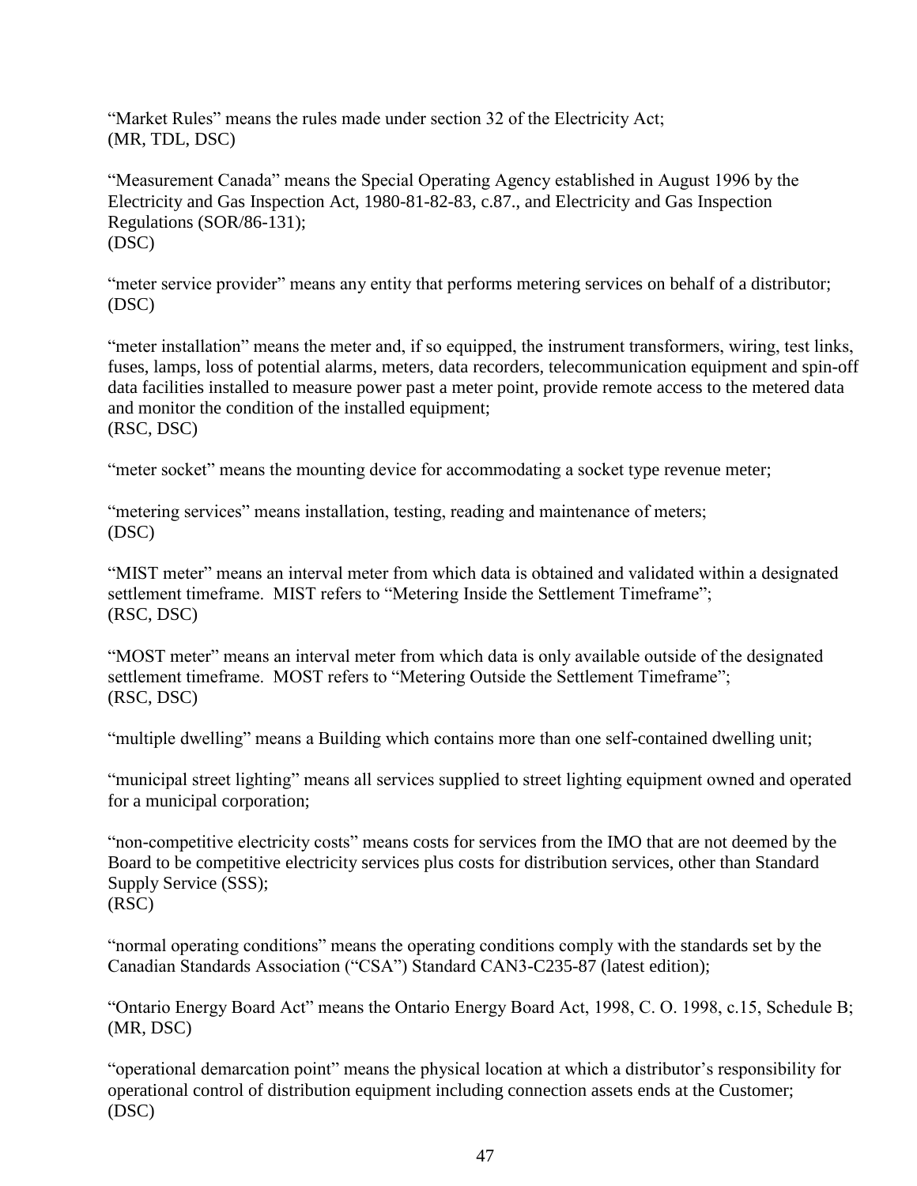"Market Rules" means the rules made under section 32 of the Electricity Act;
(MR, TDL, DSC)

"Measurement Canada" means the Special Operating Agency established in August 1996 by the Electricity and Gas Inspection Act, 1980-81-82-83, c.87., and Electricity and Gas Inspection Regulations (SOR/86-131);
(DSC)

"meter service provider" means any entity that performs metering services on behalf of a distributor;
(DSC)

"meter installation" means the meter and, if so equipped, the instrument transformers, wiring, test links, fuses, lamps, loss of potential alarms, meters, data recorders, telecommunication equipment and spin-off data facilities installed to measure power past a meter point, provide remote access to the metered data and monitor the condition of the installed equipment;
(RSC, DSC)

"meter socket" means the mounting device for accommodating a socket type revenue meter;

"metering services" means installation, testing, reading and maintenance of meters;
(DSC)

"MIST meter" means an interval meter from which data is obtained and validated within a designated settlement timeframe. MIST refers to "Metering Inside the Settlement Timeframe";
(RSC, DSC)

"MOST meter" means an interval meter from which data is only available outside of the designated settlement timeframe. MOST refers to "Metering Outside the Settlement Timeframe";
(RSC, DSC)

"multiple dwelling" means a Building which contains more than one self-contained dwelling unit;

"municipal street lighting" means all services supplied to street lighting equipment owned and operated for a municipal corporation;

"non-competitive electricity costs" means costs for services from the IMO that are not deemed by the Board to be competitive electricity services plus costs for distribution services, other than Standard Supply Service (SSS);
(RSC)

"normal operating conditions" means the operating conditions comply with the standards set by the Canadian Standards Association ("CSA") Standard CAN3-C235-87 (latest edition);

"Ontario Energy Board Act" means the Ontario Energy Board Act, 1998, C. O. 1998, c.15, Schedule B;
(MR, DSC)

"operational demarcation point" means the physical location at which a distributor's responsibility for operational control of distribution equipment including connection assets ends at the Customer;
(DSC)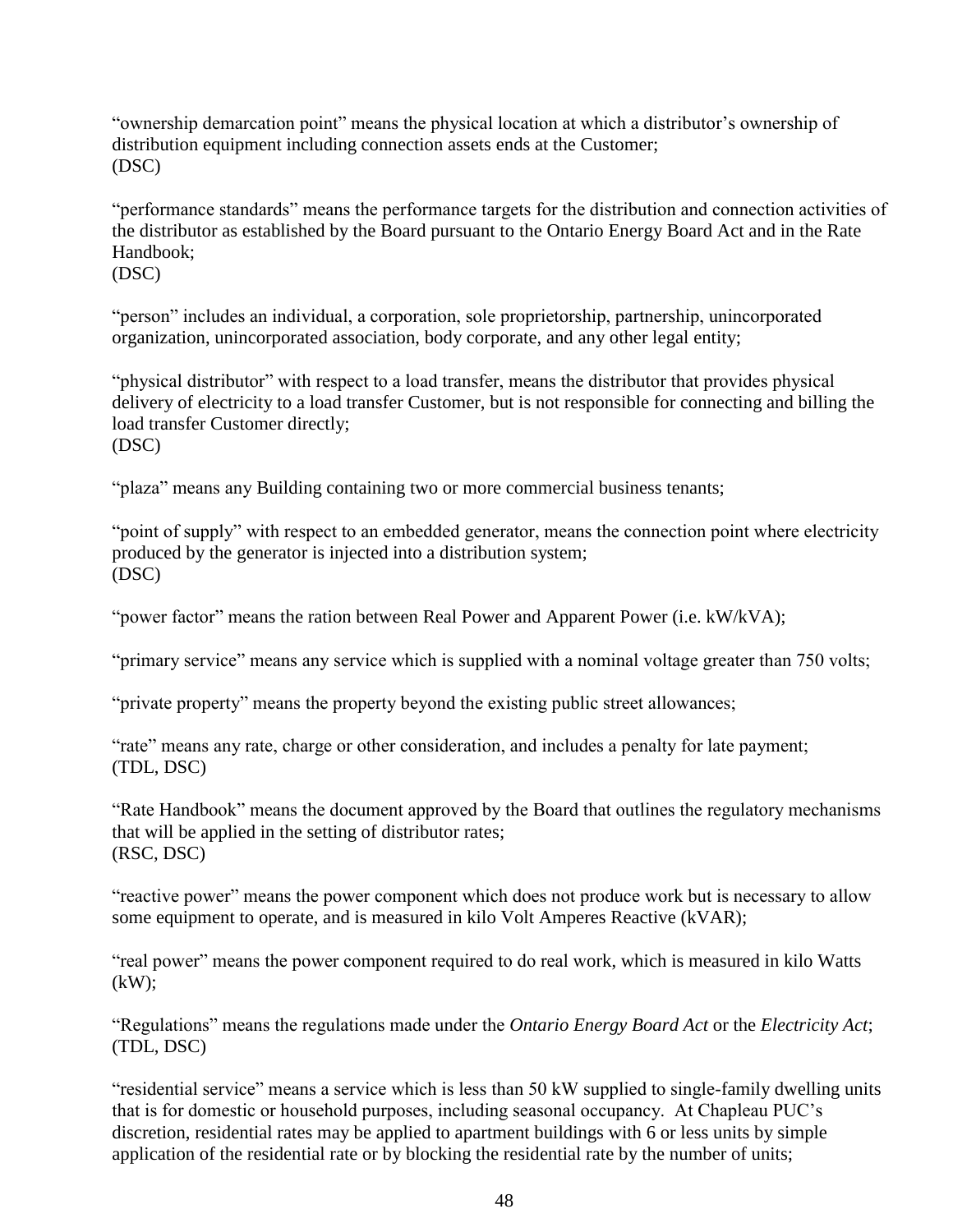"ownership demarcation point" means the physical location at which a distributor's ownership of distribution equipment including connection assets ends at the Customer;
(DSC)

"performance standards" means the performance targets for the distribution and connection activities of the distributor as established by the Board pursuant to the Ontario Energy Board Act and in the Rate Handbook;
(DSC)

"person" includes an individual, a corporation, sole proprietorship, partnership, unincorporated organization, unincorporated association, body corporate, and any other legal entity;

"physical distributor" with respect to a load transfer, means the distributor that provides physical delivery of electricity to a load transfer Customer, but is not responsible for connecting and billing the load transfer Customer directly;
(DSC)

"plaza" means any Building containing two or more commercial business tenants;

"point of supply" with respect to an embedded generator, means the connection point where electricity produced by the generator is injected into a distribution system;
(DSC)

"power factor" means the ration between Real Power and Apparent Power (i.e. kW/kVA);

"primary service" means any service which is supplied with a nominal voltage greater than 750 volts;

"private property" means the property beyond the existing public street allowances;

"rate" means any rate, charge or other consideration, and includes a penalty for late payment;
(TDL, DSC)

"Rate Handbook" means the document approved by the Board that outlines the regulatory mechanisms that will be applied in the setting of distributor rates;
(RSC, DSC)

"reactive power" means the power component which does not produce work but is necessary to allow some equipment to operate, and is measured in kilo Volt Amperes Reactive (kVAR);

"real power" means the power component required to do real work, which is measured in kilo Watts (kW);

"Regulations" means the regulations made under the *Ontario Energy Board Act* or the *Electricity Act*;
(TDL, DSC)

"residential service" means a service which is less than 50 kW supplied to single-family dwelling units that is for domestic or household purposes, including seasonal occupancy. At Chapleau PUC's discretion, residential rates may be applied to apartment buildings with 6 or less units by simple application of the residential rate or by blocking the residential rate by the number of units;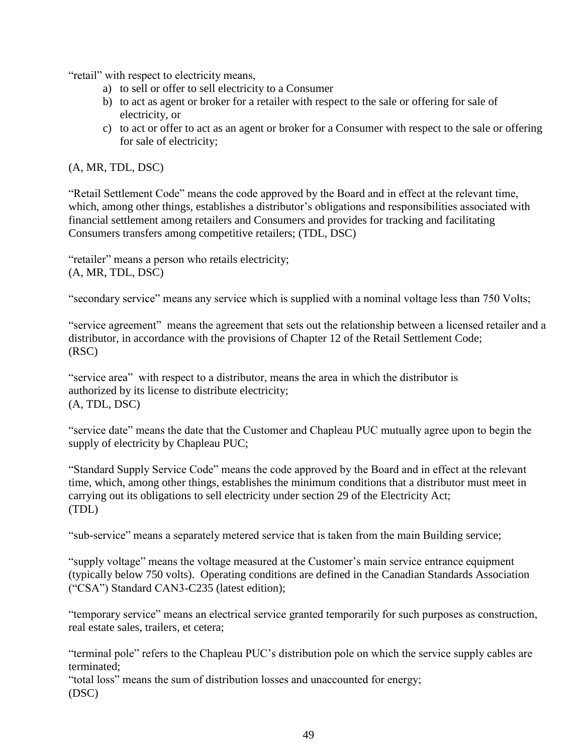“retail” with respect to electricity means,

a) to sell or offer to sell electricity to a Consumer
b) to act as agent or broker for a retailer with respect to the sale or offering for sale of electricity, or
c) to act or offer to act as an agent or broker for a Consumer with respect to the sale or offering for sale of electricity;

(A, MR, TDL, DSC)

“Retail Settlement Code” means the code approved by the Board and in effect at the relevant time, which, among other things, establishes a distributor’s obligations and responsibilities associated with financial settlement among retailers and Consumers and provides for tracking and facilitating Consumers transfers among competitive retailers; (TDL, DSC)

“retailer” means a person who retails electricity;
(A, MR, TDL, DSC)

“secondary service” means any service which is supplied with a nominal voltage less than 750 Volts;

“service agreement” means the agreement that sets out the relationship between a licensed retailer and a distributor, in accordance with the provisions of Chapter 12 of the Retail Settlement Code;
(RSC)

“service area” with respect to a distributor, means the area in which the distributor is authorized by its license to distribute electricity;
(A, TDL, DSC)

“service date” means the date that the Customer and Chapleau PUC mutually agree upon to begin the supply of electricity by Chapleau PUC;

“Standard Supply Service Code” means the code approved by the Board and in effect at the relevant time, which, among other things, establishes the minimum conditions that a distributor must meet in carrying out its obligations to sell electricity under section 29 of the Electricity Act;
(TDL)

“sub-service” means a separately metered service that is taken from the main Building service;

“supply voltage” means the voltage measured at the Customer’s main service entrance equipment (typically below 750 volts). Operating conditions are defined in the Canadian Standards Association (“CSA”) Standard CAN3-C235 (latest edition);

“temporary service” means an electrical service granted temporarily for such purposes as construction, real estate sales, trailers, et cetera;

“terminal pole” refers to the Chapleau PUC’s distribution pole on which the service supply cables are terminated;

“total loss” means the sum of distribution losses and unaccounted for energy;
(DSC)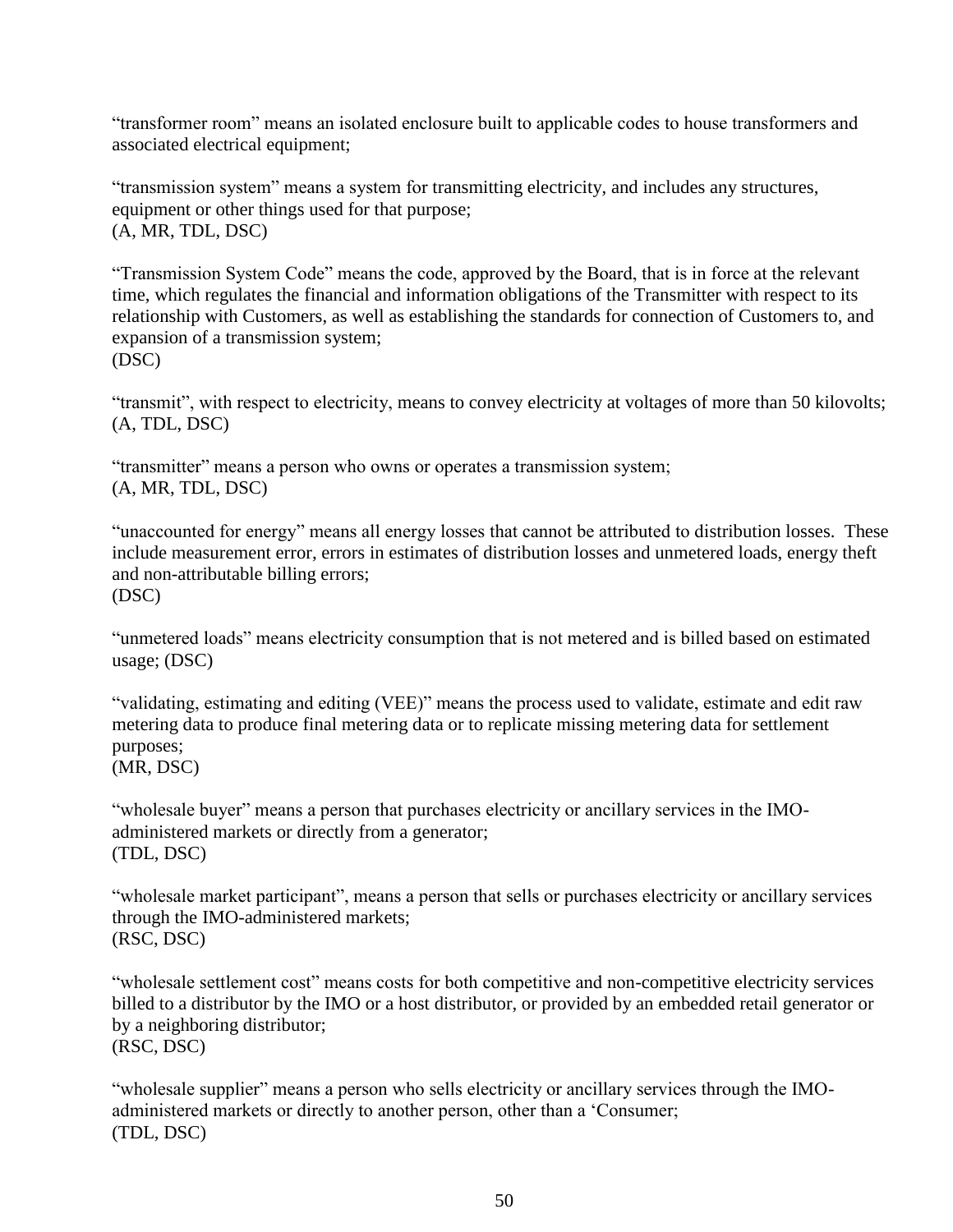“transformer room” means an isolated enclosure built to applicable codes to house transformers and associated electrical equipment;

“transmission system” means a system for transmitting electricity, and includes any structures, equipment or other things used for that purpose;
(A, MR, TDL, DSC)

“Transmission System Code” means the code, approved by the Board, that is in force at the relevant time, which regulates the financial and information obligations of the Transmitter with respect to its relationship with Customers, as well as establishing the standards for connection of Customers to, and expansion of a transmission system;
(DSC)

“transmit”, with respect to electricity, means to convey electricity at voltages of more than 50 kilovolts;
(A, TDL, DSC)

“transmitter” means a person who owns or operates a transmission system;
(A, MR, TDL, DSC)

“unaccounted for energy” means all energy losses that cannot be attributed to distribution losses. These include measurement error, errors in estimates of distribution losses and unmetered loads, energy theft and non-attributable billing errors;
(DSC)

“unmetered loads” means electricity consumption that is not metered and is billed based on estimated usage; (DSC)

“validating, estimating and editing (VEE)” means the process used to validate, estimate and edit raw metering data to produce final metering data or to replicate missing metering data for settlement purposes;
(MR, DSC)

“wholesale buyer” means a person that purchases electricity or ancillary services in the IMO-administered markets or directly from a generator;
(TDL, DSC)

“wholesale market participant”, means a person that sells or purchases electricity or ancillary services through the IMO-administered markets;
(RSC, DSC)

“wholesale settlement cost” means costs for both competitive and non-competitive electricity services billed to a distributor by the IMO or a host distributor, or provided by an embedded retail generator or by a neighboring distributor;
(RSC, DSC)

“wholesale supplier” means a person who sells electricity or ancillary services through the IMO-administered markets or directly to another person, other than a ‘Consumer;
(TDL, DSC)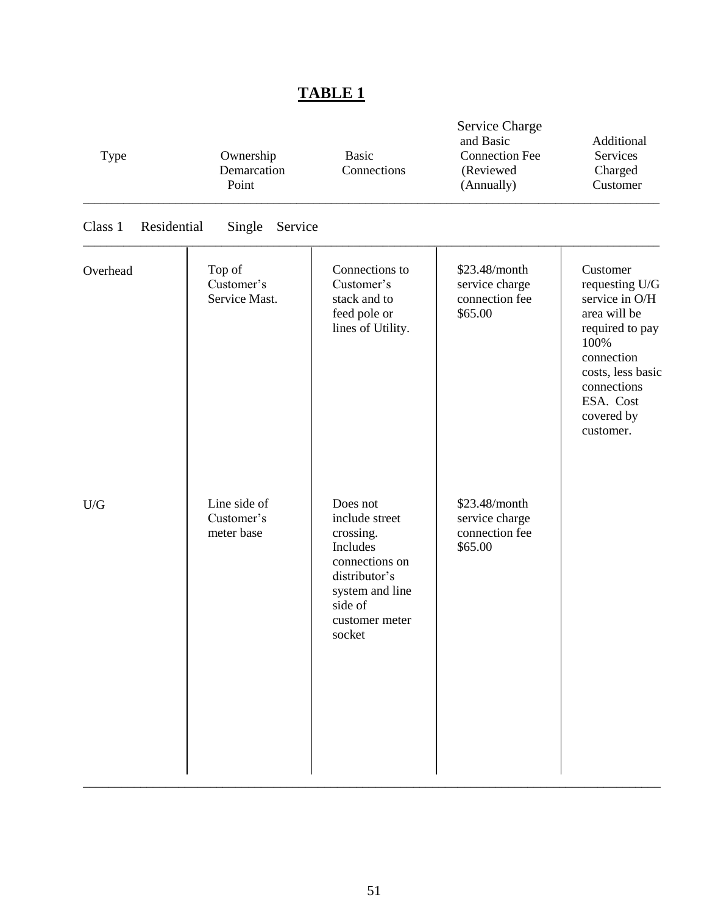## **TABLE 1**

| Type | Ownership Demarcation Point | Basic Connections | Service Charge and Basic Connection Fee (Reviewed Annually) | Additional Services Charged Customer |
|---|---|---|---|---|
| Class 1 Residential Single Service | | | | |
| Overhead | Top of Customer's Service Mast. | Connections to Customer's stack and to feed pole or lines of Utility. | \$23.48/month service charge connection fee \$65.00 | Customer requesting U/G service in O/H area will be required to pay 100% connection costs, less basic connections ESA. Cost covered by customer. |
| U/G | Line side of Customer's meter base | Does not include street crossing. Includes connections on distributor's system and line side of customer meter socket | \$23.48/month service charge connection fee \$65.00 | |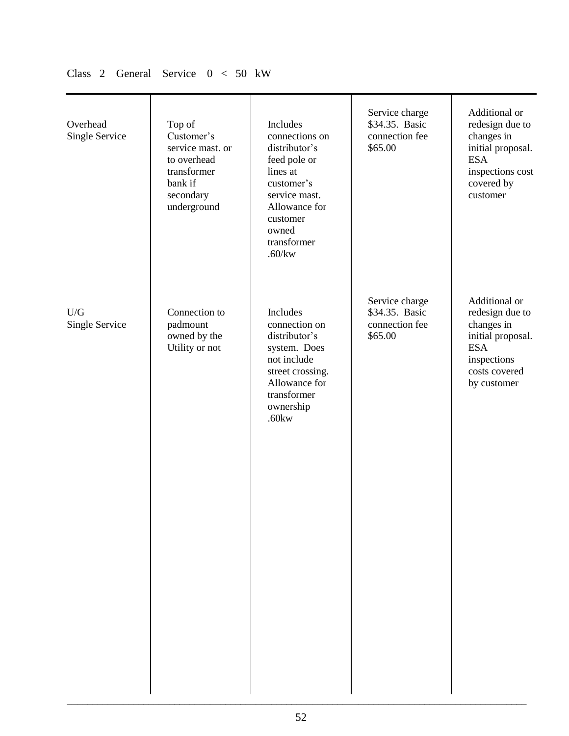Class 2 General Service 0 < 50 kW

| | | | | |
|---|---|---|---|---|
| Overhead Single Service | Top of Customer's service mast. or to overhead transformer bank if secondary underground | Includes connections on distributor's feed pole or lines at customer's service mast. Allowance for customer owned transformer .60/kw | Service charge $34.35. Basic connection fee $65.00 | Additional or redesign due to changes in initial proposal. ESA inspections cost covered by customer |
| U/G Single Service | Connection to padmount owned by the Utility or not | Includes connection on distributor's system. Does not include street crossing. Allowance for transformer ownership .60kw | Service charge $34.35. Basic connection fee $65.00 | Additional or redesign due to changes in initial proposal. ESA inspections costs covered by customer |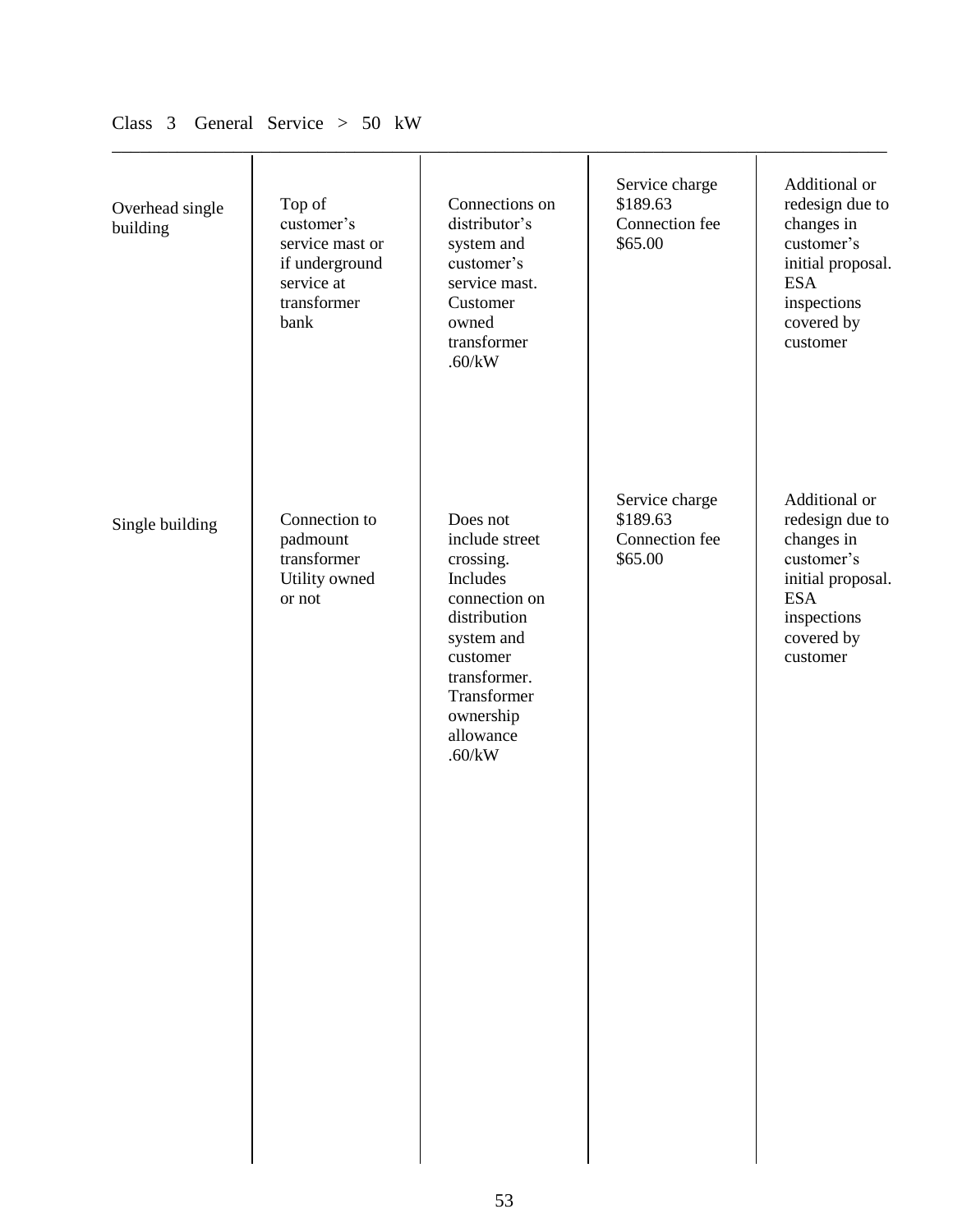Class 3 General Service > 50 kW

| | | | | |
|---|---|---|---|---|
| Overhead single building | Top of customer's service mast or if underground service at transformer bank | Connections on distributor's system and customer's service mast. Customer owned transformer .60/kW | Service charge $189.63 Connection fee $65.00 | Additional or redesign due to changes in customer's initial proposal. ESA inspections covered by customer |
| Single building | Connection to padmount transformer Utility owned or not | Does not include street crossing. Includes connection on distribution system and customer transformer. Transformer ownership allowance .60/kW | Service charge $189.63 Connection fee $65.00 | Additional or redesign due to changes in customer's initial proposal. ESA inspections covered by customer |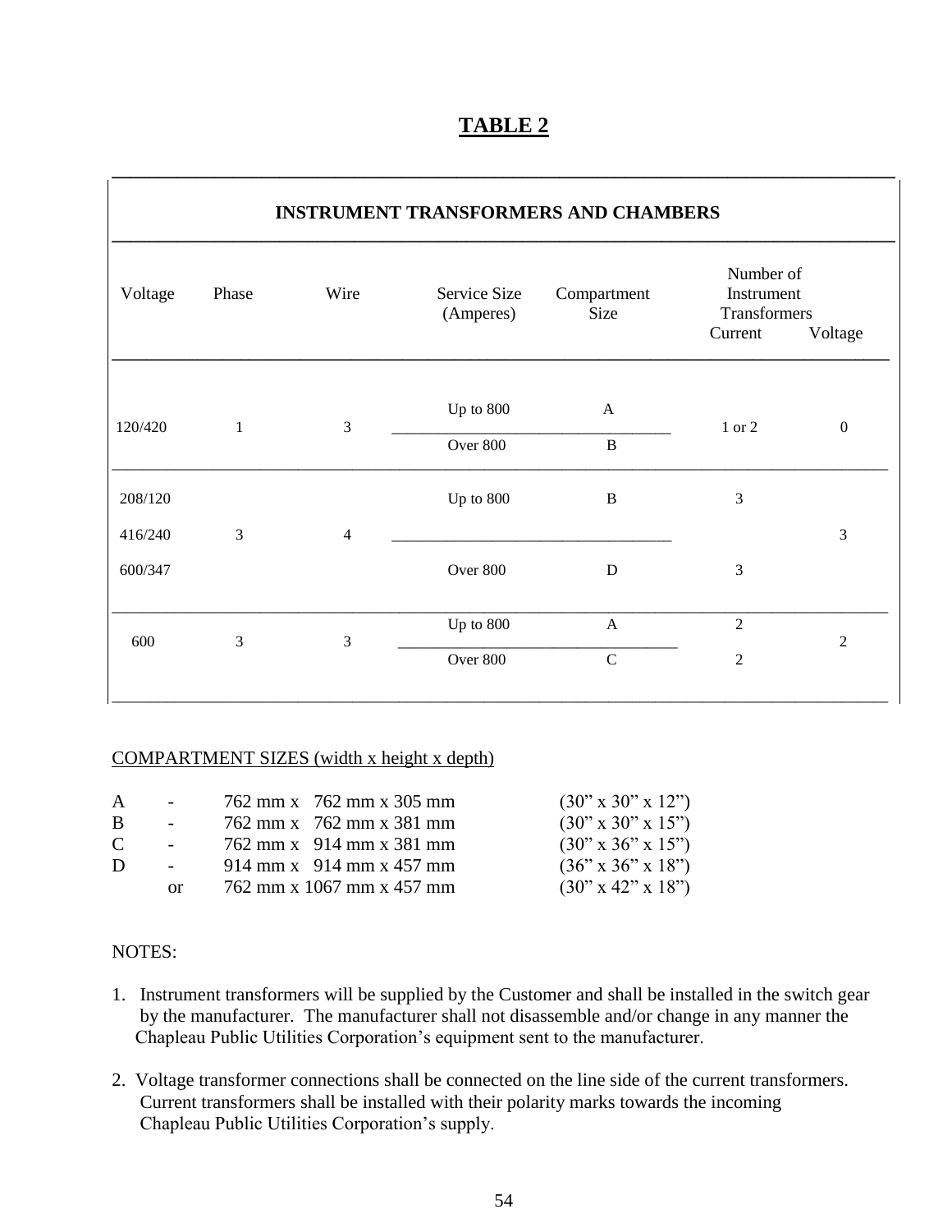# TABLE 2

| INSTRUMENT TRANSFORMERS AND CHAMBERS | | | | | | |
|---|---|---|---|---|---|---|
| Voltage | Phase | Wire | Service Size (Amperes) | Compartment Size | Number of Instrument Transformers Current | Number of Instrument Transformers Voltage |
| 120/420 | 1 | 3 | Up to 800 | A | 1 or 2 | 0 |
| | | | Over 800 | B | | |
| 208/120 416/240 600/347 | 3 | 4 | Up to 800 | B | 3 | 3 |
| | | | Over 800 | D | 3 | |
| 600 | 3 | 3 | Up to 800 | A | 2 | 2 |
| | | | Over 800 | C | 2 | |

COMPARTMENT SIZES (width x height x depth)

| | | | |
|---|---|---|---|
| A | - | 762 mm x 762 mm x 305 mm | (30" x 30" x 12") |
| B | - | 762 mm x 762 mm x 381 mm | (30" x 30" x 15") |
| C | - | 762 mm x 914 mm x 381 mm | (30" x 36" x 15") |
| D | - | 914 mm x 914 mm x 457 mm | (36" x 36" x 18") |
| | or | 762 mm x 1067 mm x 457 mm | (30" x 42" x 18") |

NOTES:

1. Instrument transformers will be supplied by the Customer and shall be installed in the switch gear by the manufacturer. The manufacturer shall not disassemble and/or change in any manner the Chapleau Public Utilities Corporation's equipment sent to the manufacturer.

2. Voltage transformer connections shall be connected on the line side of the current transformers. Current transformers shall be installed with their polarity marks towards the incoming Chapleau Public Utilities Corporation's supply.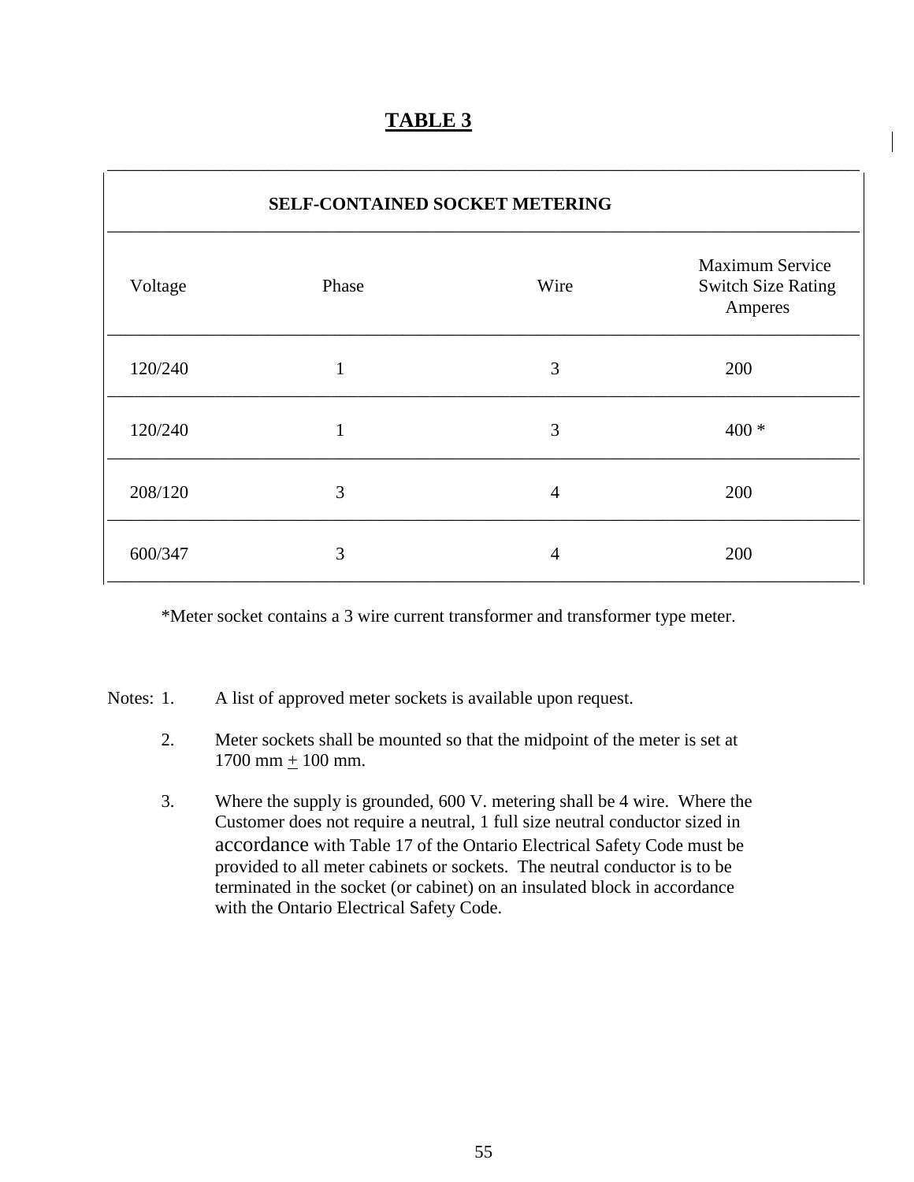# TABLE 3

| SELF-CONTAINED SOCKET METERING | | | |
|---|---|---|---|
| Voltage | Phase | Wire | Maximum Service Switch Size Rating Amperes |
| 120/240 | 1 | 3 | 200 |
| 120/240 | 1 | 3 | 400 * |
| 208/120 | 3 | 4 | 200 |
| 600/347 | 3 | 4 | 200 |

*Meter socket contains a 3 wire current transformer and transformer type meter.

Notes:

1. A list of approved meter sockets is available upon request.
2. Meter sockets shall be mounted so that the midpoint of the meter is set at 1700 mm ± 100 mm.
3. Where the supply is grounded, 600 V. metering shall be 4 wire. Where the Customer does not require a neutral, 1 full size neutral conductor sized in accordance with Table 17 of the Ontario Electrical Safety Code must be provided to all meter cabinets or sockets. The neutral conductor is to be terminated in the socket (or cabinet) on an insulated block in accordance with the Ontario Electrical Safety Code.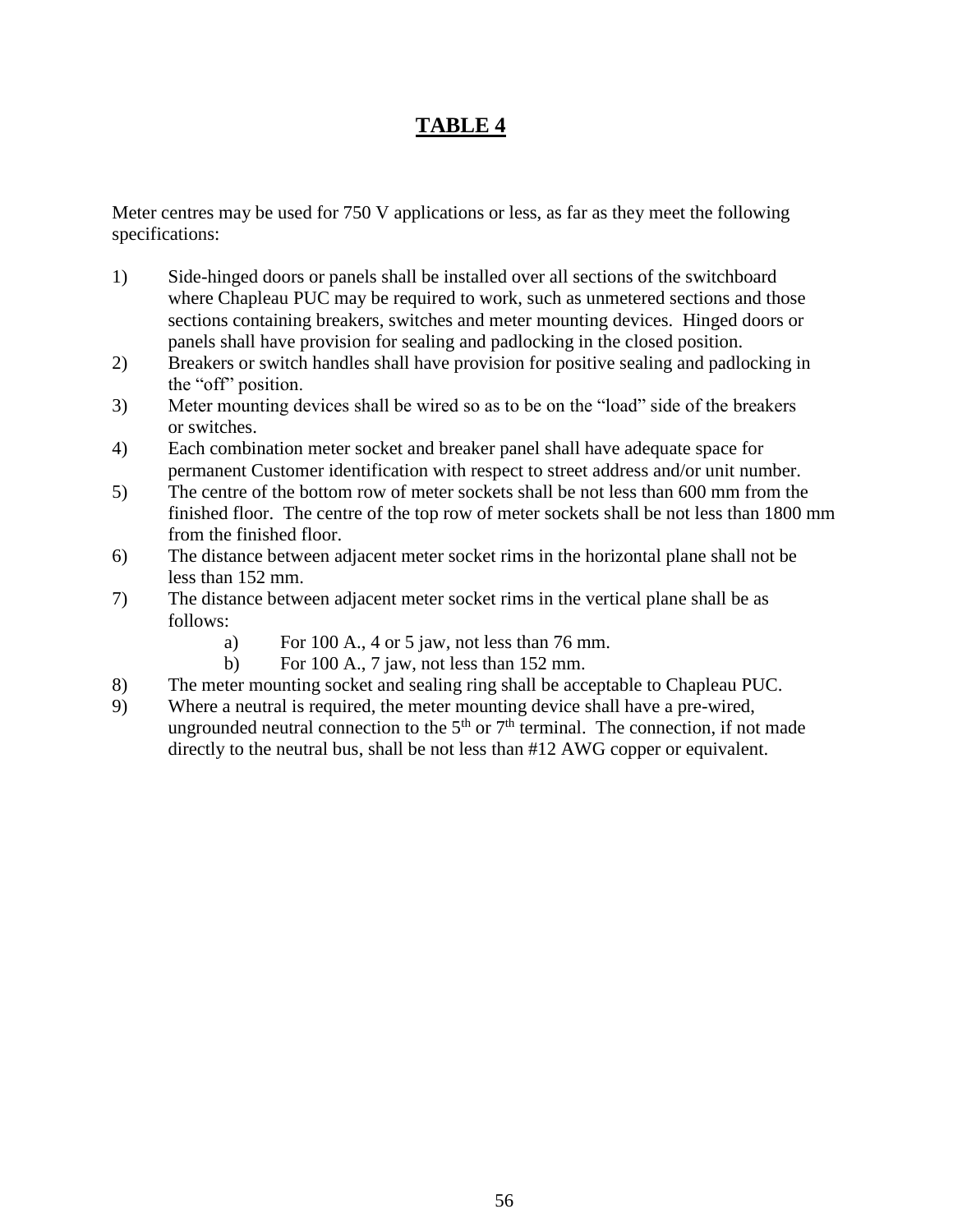# TABLE 4

Meter centres may be used for 750 V applications or less, as far as they meet the following specifications:

1) Side-hinged doors or panels shall be installed over all sections of the switchboard where Chapleau PUC may be required to work, such as unmetered sections and those sections containing breakers, switches and meter mounting devices. Hinged doors or panels shall have provision for sealing and padlocking in the closed position.
2) Breakers or switch handles shall have provision for positive sealing and padlocking in the "off" position.
3) Meter mounting devices shall be wired so as to be on the "load" side of the breakers or switches.
4) Each combination meter socket and breaker panel shall have adequate space for permanent Customer identification with respect to street address and/or unit number.
5) The centre of the bottom row of meter sockets shall be not less than 600 mm from the finished floor. The centre of the top row of meter sockets shall be not less than 1800 mm from the finished floor.
6) The distance between adjacent meter socket rims in the horizontal plane shall not be less than 152 mm.
7) The distance between adjacent meter socket rims in the vertical plane shall be as follows:
   a) For 100 A., 4 or 5 jaw, not less than 76 mm.
   b) For 100 A., 7 jaw, not less than 152 mm.
8) The meter mounting socket and sealing ring shall be acceptable to Chapleau PUC.
9) Where a neutral is required, the meter mounting device shall have a pre-wired, ungrounded neutral connection to the 5th or 7th terminal. The connection, if not made directly to the neutral bus, shall be not less than #12 AWG copper or equivalent.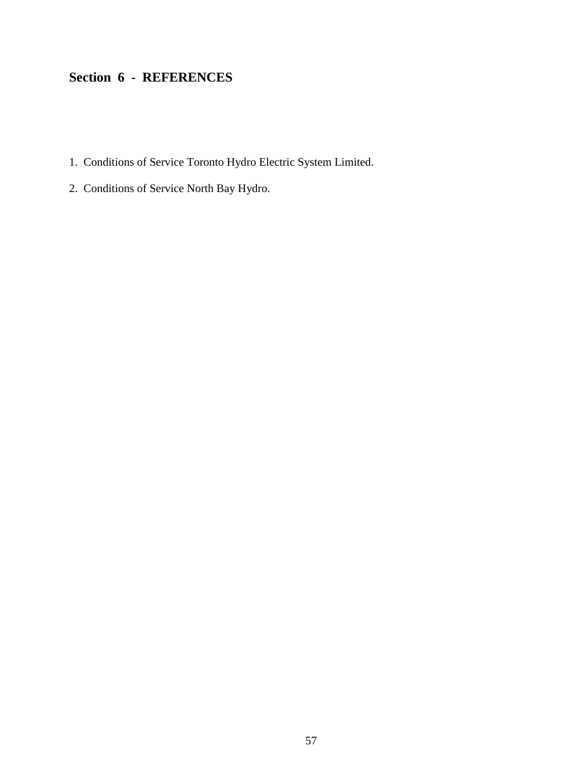# Section 6 - REFERENCES

1. Conditions of Service Toronto Hydro Electric System Limited.
2. Conditions of Service North Bay Hydro.